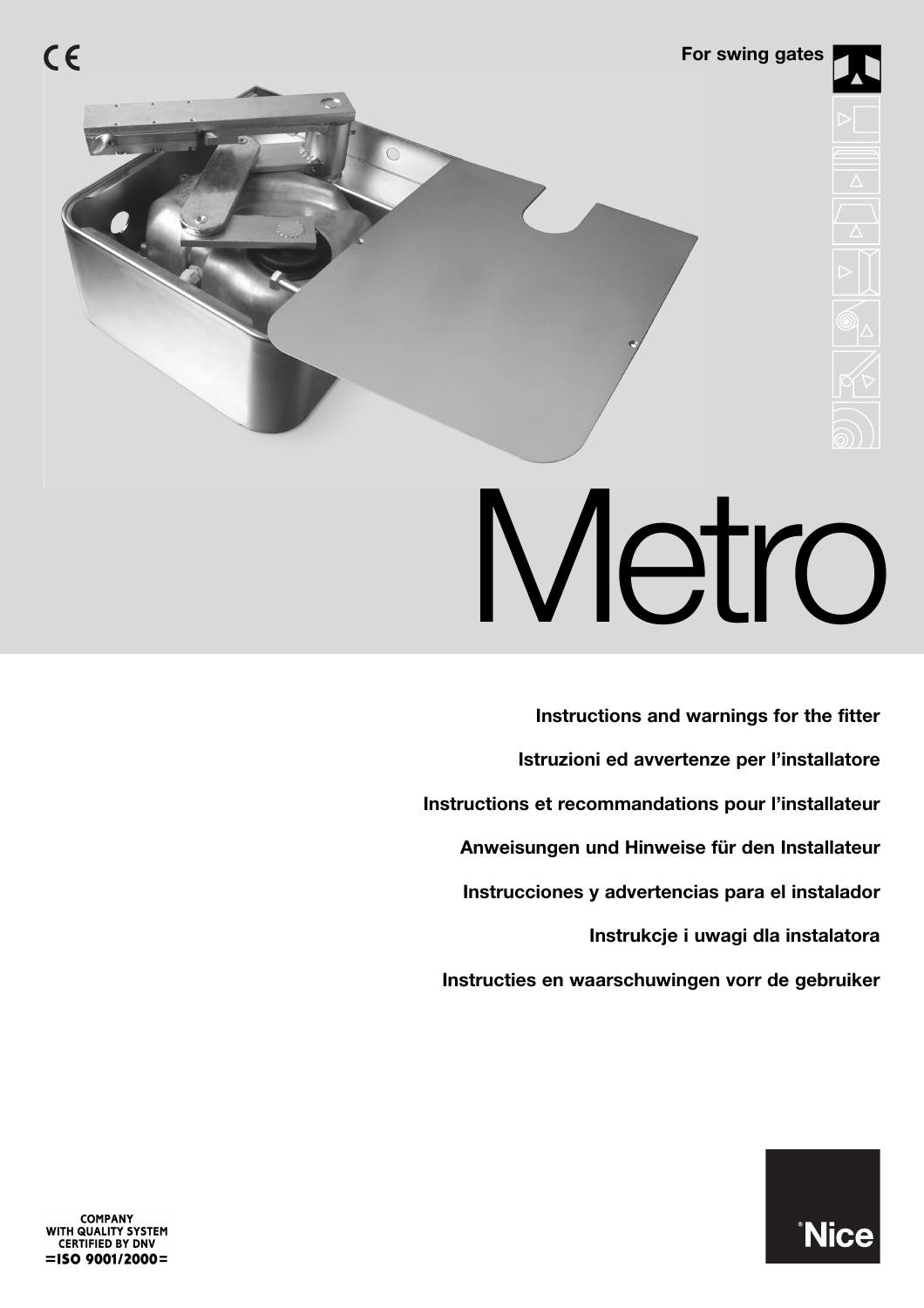CE

For swing gates

# Metro

**Instructions and warnings for the fitter**

**Istruzioni ed avvertenze per l'installatore**

**Instructions et recommandations pour l'installateur**

**Anweisungen und Hinweise für den Installateur**

**Instrucciones y advertencias para el instalador**

**Instrukcje i uwagi dla instalatora**

**Instructies en waarschuwingen vorr de gebruiker**

COMPANY
WITH QUALITY SYSTEM
CERTIFIED BY DNV
=ISO 9001/2000=

Nice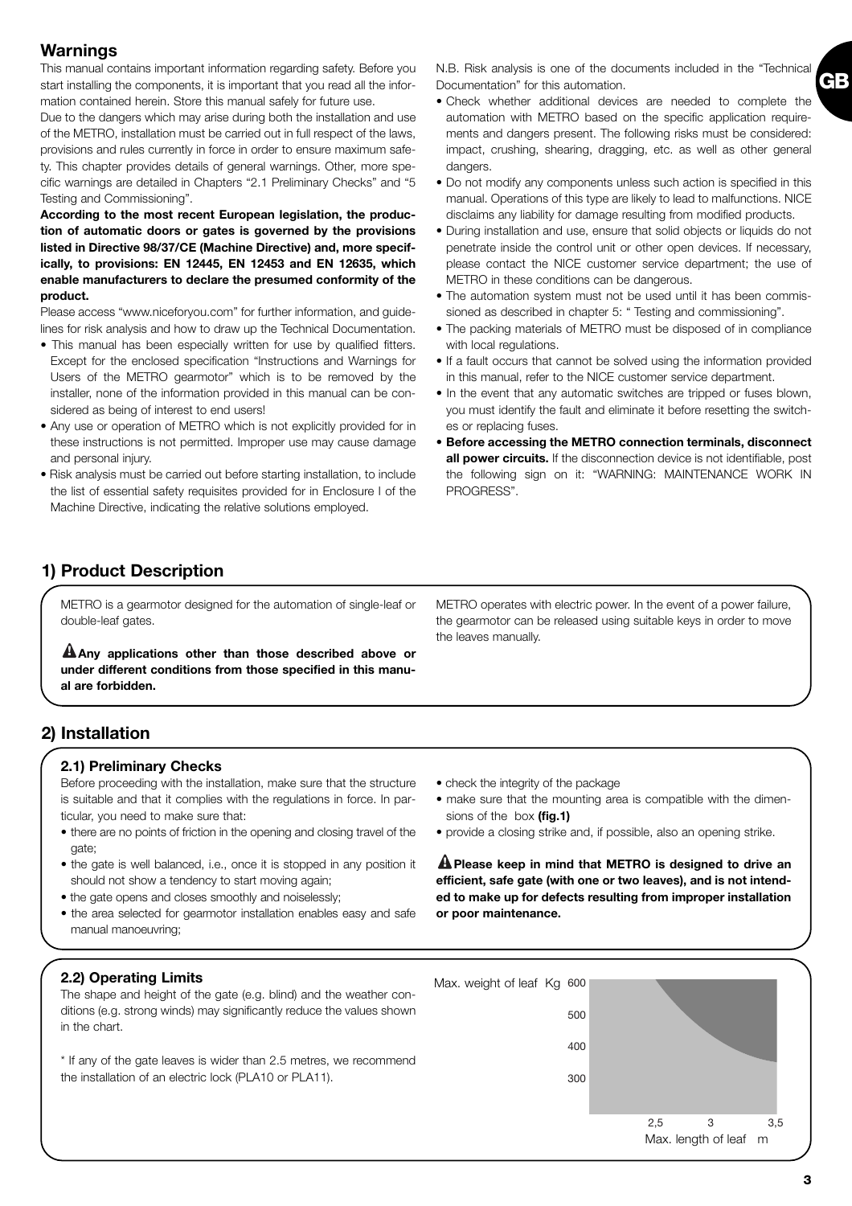## Warnings

This manual contains important information regarding safety. Before you start installing the components, it is important that you read all the information contained herein. Store this manual safely for future use.

Due to the dangers which may arise during both the installation and use of the METRO, installation must be carried out in full respect of the laws, provisions and rules currently in force in order to ensure maximum safety. This chapter provides details of general warnings. Other, more specific warnings are detailed in Chapters "2.1 Preliminary Checks" and "5 Testing and Commissioning".

**According to the most recent European legislation, the production of automatic doors or gates is governed by the provisions listed in Directive 98/37/CE (Machine Directive) and, more specifically, to provisions: EN 12445, EN 12453 and EN 12635, which enable manufacturers to declare the presumed conformity of the product.**

Please access "www.niceforyou.com" for further information, and guidelines for risk analysis and how to draw up the Technical Documentation.

- This manual has been especially written for use by qualified fitters. Except for the enclosed specification "Instructions and Warnings for Users of the METRO gearmotor" which is to be removed by the installer, none of the information provided in this manual can be considered as being of interest to end users!
- Any use or operation of METRO which is not explicitly provided for in these instructions is not permitted. Improper use may cause damage and personal injury.
- Risk analysis must be carried out before starting installation, to include the list of essential safety requisites provided for in Enclosure I of the Machine Directive, indicating the relative solutions employed.

N.B. Risk analysis is one of the documents included in the "Technical Documentation" for this automation.

- Check whether additional devices are needed to complete the automation with METRO based on the specific application requirements and dangers present. The following risks must be considered: impact, crushing, shearing, dragging, etc. as well as other general dangers.
- Do not modify any components unless such action is specified in this manual. Operations of this type are likely to lead to malfunctions. NICE disclaims any liability for damage resulting from modified products.
- During installation and use, ensure that solid objects or liquids do not penetrate inside the control unit or other open devices. If necessary, please contact the NICE customer service department; the use of METRO in these conditions can be dangerous.
- The automation system must not be used until it has been commissioned as described in chapter 5: " Testing and commissioning".
- The packing materials of METRO must be disposed of in compliance with local regulations.
- If a fault occurs that cannot be solved using the information provided in this manual, refer to the NICE customer service department.
- In the event that any automatic switches are tripped or fuses blown, you must identify the fault and eliminate it before resetting the switches or replacing fuses.
- **Before accessing the METRO connection terminals, disconnect all power circuits.** If the disconnection device is not identifiable, post the following sign on it: "WARNING: MAINTENANCE WORK IN PROGRESS".

## 1) Product Description

METRO is a gearmotor designed for the automation of single-leaf or double-leaf gates.

⚠ **Any applications other than those described above or under different conditions from those specified in this manual are forbidden.**

METRO operates with electric power. In the event of a power failure, the gearmotor can be released using suitable keys in order to move the leaves manually.

## 2) Installation

### 2.1) Preliminary Checks

Before proceeding with the installation, make sure that the structure is suitable and that it complies with the regulations in force. In particular, you need to make sure that:

- there are no points of friction in the opening and closing travel of the gate;
- the gate is well balanced, i.e., once it is stopped in any position it should not show a tendency to start moving again;
- the gate opens and closes smoothly and noiselessly;
- the area selected for gearmotor installation enables easy and safe manual manoeuvring;
- check the integrity of the package
- make sure that the mounting area is compatible with the dimensions of the box **(fig.1)**
- provide a closing strike and, if possible, also an opening strike.

⚠ **Please keep in mind that METRO is designed to drive an efficient, safe gate (with one or two leaves), and is not intended to make up for defects resulting from improper installation or poor maintenance.**

### 2.2) Operating Limits

The shape and height of the gate (e.g. blind) and the weather conditions (e.g. strong winds) may significantly reduce the values shown in the chart.

\* If any of the gate leaves is wider than 2.5 metres, we recommend the installation of an electric lock (PLA10 or PLA11).

Max. weight of leaf Kg: 600, 500, 400, 300

Max. length of leaf m: 2,5, 3, 3,5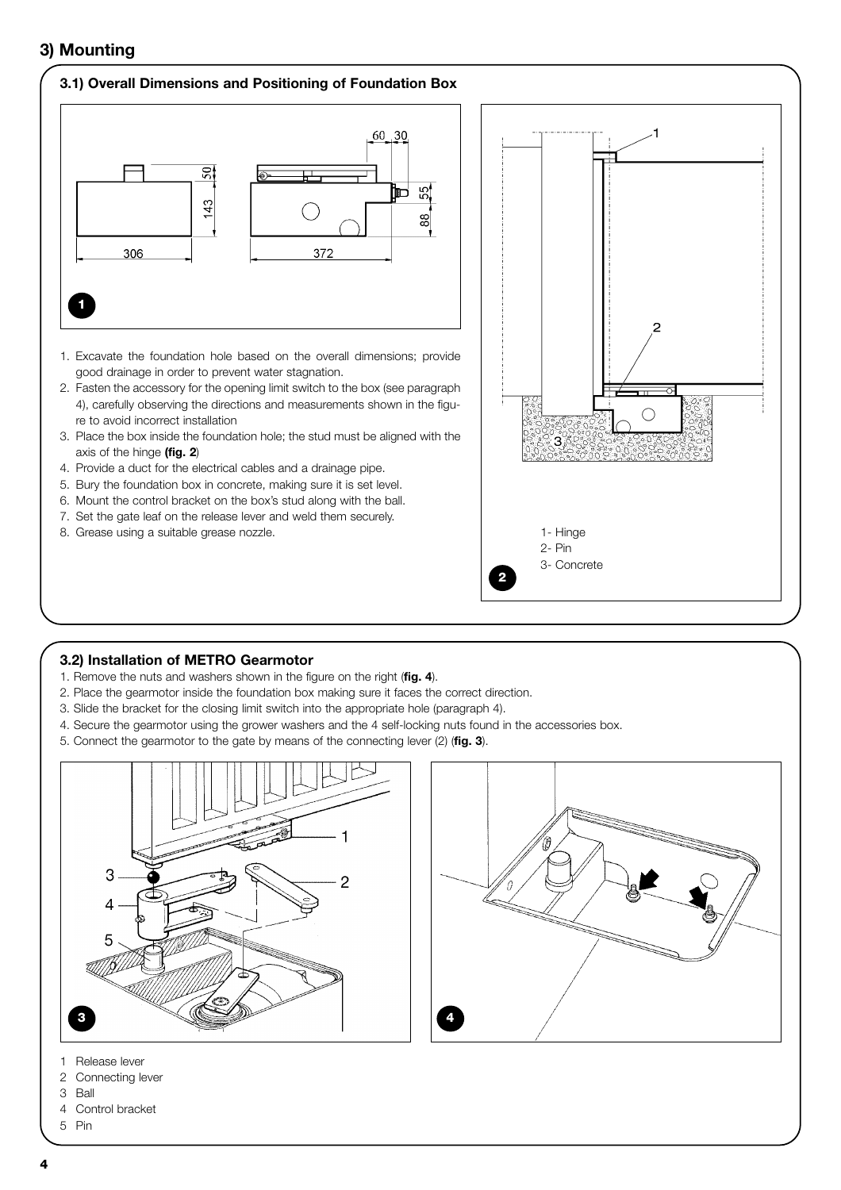## 3) Mounting

### 3.1) Overall Dimensions and Positioning of Foundation Box

1. Excavate the foundation hole based on the overall dimensions; provide good drainage in order to prevent water stagnation.
2. Fasten the accessory for the opening limit switch to the box (see paragraph 4), carefully observing the directions and measurements shown in the figure to avoid incorrect installation
3. Place the box inside the foundation hole; the stud must be aligned with the axis of the hinge **(fig. 2)**
4. Provide a duct for the electrical cables and a drainage pipe.
5. Bury the foundation box in concrete, making sure it is set level.
6. Mount the control bracket on the box's stud along with the ball.
7. Set the gate leaf on the release lever and weld them securely.
8. Grease using a suitable grease nozzle.

1- Hinge
2- Pin
3- Concrete

### 3.2) Installation of METRO Gearmotor

1. Remove the nuts and washers shown in the figure on the right (**fig. 4**).
2. Place the gearmotor inside the foundation box making sure it faces the correct direction.
3. Slide the bracket for the closing limit switch into the appropriate hole (paragraph 4).
4. Secure the gearmotor using the grower washers and the 4 self-locking nuts found in the accessories box.
5. Connect the gearmotor to the gate by means of the connecting lever (2) (**fig. 3**).

1 Release lever
2 Connecting lever
3 Ball
4 Control bracket
5 Pin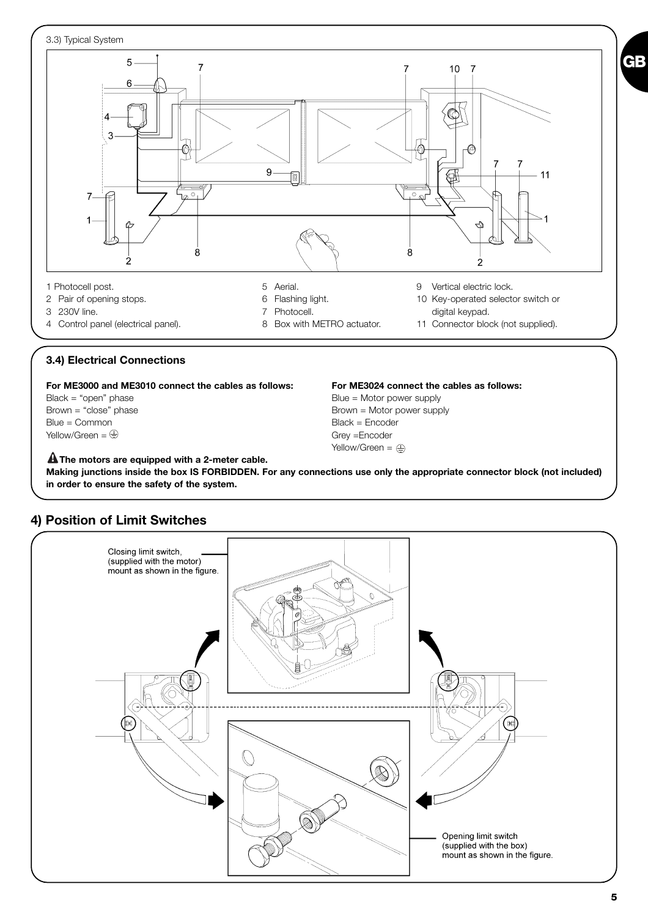3.3) Typical System

1 Photocell post.
2 Pair of opening stops.
3 230V line.
4 Control panel (electrical panel).
5 Aerial.
6 Flashing light.
7 Photocell.
8 Box with METRO actuator.
9 Vertical electric lock.
10 Key-operated selector switch or digital keypad.
11 Connector block (not supplied).

### 3.4) Electrical Connections

**For ME3000 and ME3010 connect the cables as follows:**
Black = "open" phase
Brown = "close" phase
Blue = Common
Yellow/Green = ⏚

**For ME3024 connect the cables as follows:**
Blue = Motor power supply
Brown = Motor power supply
Black = Encoder
Grey =Encoder
Yellow/Green = ⏚

⚠ **The motors are equipped with a 2-meter cable.**
**Making junctions inside the box IS FORBIDDEN. For any connections use only the appropriate connector block (not included) in order to ensure the safety of the system.**

## 4) Position of Limit Switches

Closing limit switch, (supplied with the motor) mount as shown in the figure.

Opening limit switch (supplied with the box) mount as shown in the figure.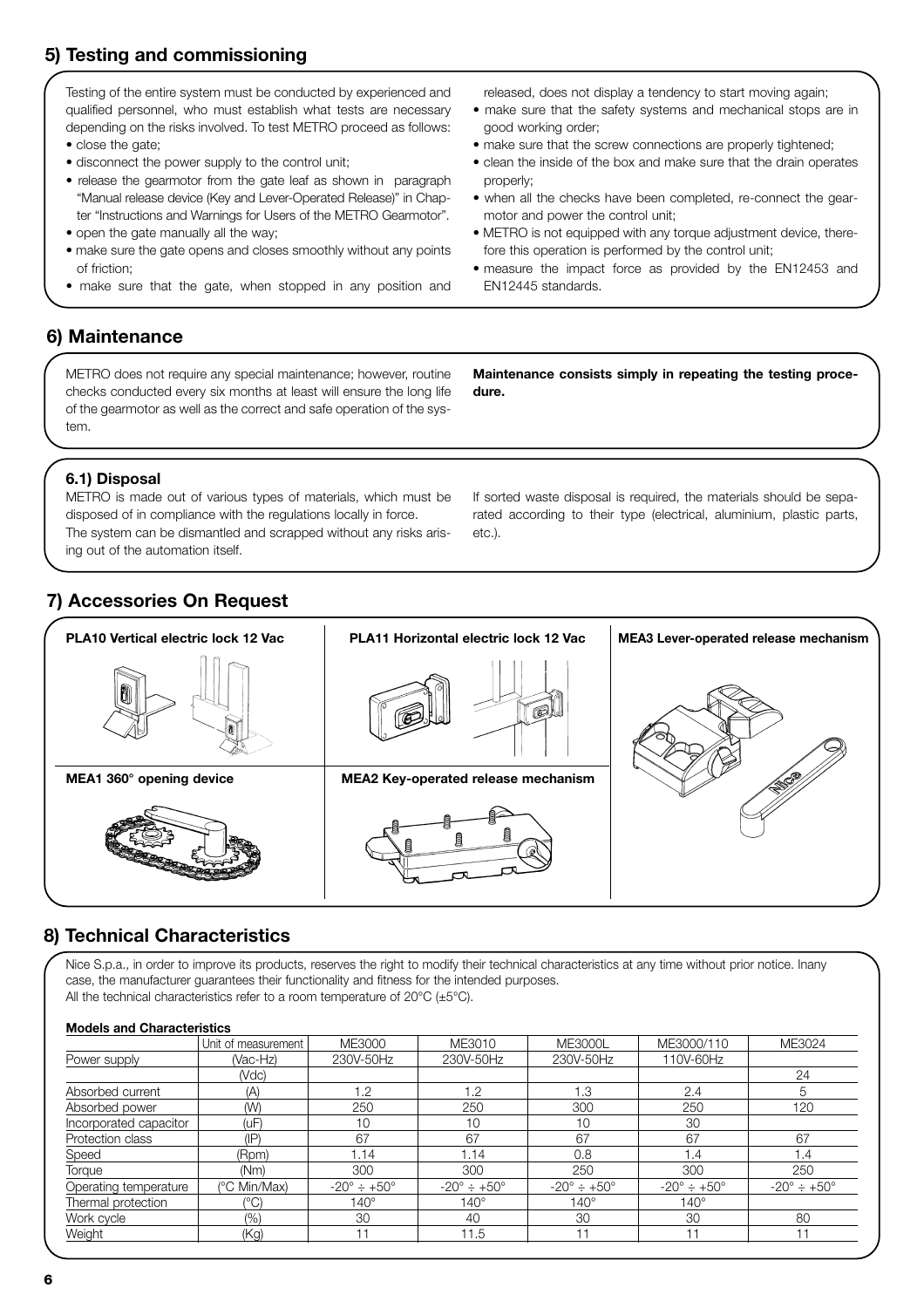## 5) Testing and commissioning

Testing of the entire system must be conducted by experienced and qualified personnel, who must establish what tests are necessary depending on the risks involved. To test METRO proceed as follows:

- close the gate;
- disconnect the power supply to the control unit;
- release the gearmotor from the gate leaf as shown in paragraph "Manual release device (Key and Lever-Operated Release)" in Chapter "Instructions and Warnings for Users of the METRO Gearmotor".
- open the gate manually all the way;
- make sure the gate opens and closes smoothly without any points of friction;
- make sure that the gate, when stopped in any position and released, does not display a tendency to start moving again;
- make sure that the safety systems and mechanical stops are in good working order;
- make sure that the screw connections are properly tightened;
- clean the inside of the box and make sure that the drain operates properly;
- when all the checks have been completed, re-connect the gearmotor and power the control unit;
- METRO is not equipped with any torque adjustment device, therefore this operation is performed by the control unit;
- measure the impact force as provided by the EN12453 and EN12445 standards.

## 6) Maintenance

METRO does not require any special maintenance; however, routine checks conducted every six months at least will ensure the long life of the gearmotor as well as the correct and safe operation of the system.

**Maintenance consists simply in repeating the testing procedure.**

### 6.1) Disposal

METRO is made out of various types of materials, which must be disposed of in compliance with the regulations locally in force.
The system can be dismantled and scrapped without any risks arising out of the automation itself.

If sorted waste disposal is required, the materials should be separated according to their type (electrical, aluminium, plastic parts, etc.).

## 7) Accessories On Request

**PLA10 Vertical electric lock 12 Vac**

**PLA11 Horizontal electric lock 12 Vac**

**MEA3 Lever-operated release mechanism**

**MEA1 360° opening device**

**MEA2 Key-operated release mechanism**

## 8) Technical Characteristics

Nice S.p.a., in order to improve its products, reserves the right to modify their technical characteristics at any time without prior notice. Inany case, the manufacturer guarantees their functionality and fitness for the intended purposes.
All the technical characteristics refer to a room temperature of 20°C (±5°C).

**Models and Characteristics**

| | Unit of measurement | ME3000 | ME3010 | ME3000L | ME3000/110 | ME3024 |
|---|---|---|---|---|---|---|
| Power supply | (Vac-Hz) | 230V-50Hz | 230V-50Hz | 230V-50Hz | 110V-60Hz | |
| | (Vdc) | | | | | 24 |
| Absorbed current | (A) | 1.2 | 1.2 | 1.3 | 2.4 | 5 |
| Absorbed power | (W) | 250 | 250 | 300 | 250 | 120 |
| Incorporated capacitor | (uF) | 10 | 10 | 10 | 30 | |
| Protection class | (IP) | 67 | 67 | 67 | 67 | 67 |
| Speed | (Rpm) | 1.14 | 1.14 | 0.8 | 1.4 | 1.4 |
| Torque | (Nm) | 300 | 300 | 250 | 300 | 250 |
| Operating temperature | (°C Min/Max) | -20° ÷ +50° | -20° ÷ +50° | -20° ÷ +50° | -20° ÷ +50° | -20° ÷ +50° |
| Thermal protection | (°C) | 140° | 140° | 140° | 140° | |
| Work cycle | (%) | 30 | 40 | 30 | 30 | 80 |
| Weight | (Kg) | 11 | 11.5 | 11 | 11 | 11 |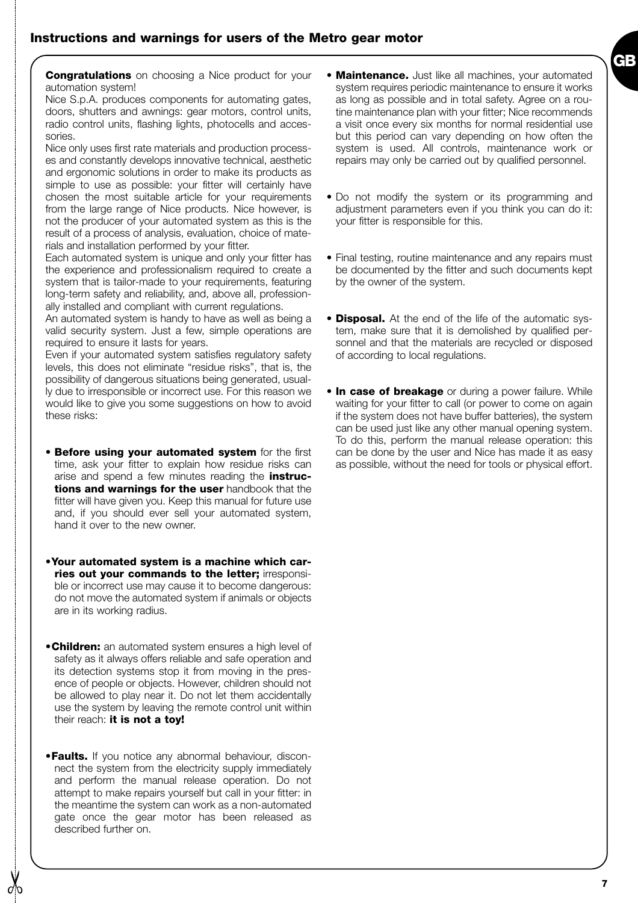## Instructions and warnings for users of the Metro gear motor

**Congratulations** on choosing a Nice product for your automation system!
Nice S.p.A. produces components for automating gates, doors, shutters and awnings: gear motors, control units, radio control units, flashing lights, photocells and accessories.
Nice only uses first rate materials and production processes and constantly develops innovative technical, aesthetic and ergonomic solutions in order to make its products as simple to use as possible: your fitter will certainly have chosen the most suitable article for your requirements from the large range of Nice products. Nice however, is not the producer of your automated system as this is the result of a process of analysis, evaluation, choice of materials and installation performed by your fitter.
Each automated system is unique and only your fitter has the experience and professionalism required to create a system that is tailor-made to your requirements, featuring long-term safety and reliability, and, above all, professionally installed and compliant with current regulations.
An automated system is handy to have as well as being a valid security system. Just a few, simple operations are required to ensure it lasts for years.
Even if your automated system satisfies regulatory safety levels, this does not eliminate “residue risks”, that is, the possibility of dangerous situations being generated, usually due to irresponsible or incorrect use. For this reason we would like to give you some suggestions on how to avoid these risks:

- **Before using your automated system** for the first time, ask your fitter to explain how residue risks can arise and spend a few minutes reading the **instructions and warnings for the user** handbook that the fitter will have given you. Keep this manual for future use and, if you should ever sell your automated system, hand it over to the new owner.

- **Your automated system is a machine which carries out your commands to the letter;** irresponsible or incorrect use may cause it to become dangerous: do not move the automated system if animals or objects are in its working radius.

- **Children:** an automated system ensures a high level of safety as it always offers reliable and safe operation and its detection systems stop it from moving in the presence of people or objects. However, children should not be allowed to play near it. Do not let them accidentally use the system by leaving the remote control unit within their reach: **it is not a toy!**

- **Faults.** If you notice any abnormal behaviour, disconnect the system from the electricity supply immediately and perform the manual release operation. Do not attempt to make repairs yourself but call in your fitter: in the meantime the system can work as a non-automated gate once the gear motor has been released as described further on.

- **Maintenance.** Just like all machines, your automated system requires periodic maintenance to ensure it works as long as possible and in total safety. Agree on a routine maintenance plan with your fitter; Nice recommends a visit once every six months for normal residential use but this period can vary depending on how often the system is used. All controls, maintenance work or repairs may only be carried out by qualified personnel.

- Do not modify the system or its programming and adjustment parameters even if you think you can do it: your fitter is responsible for this.

- Final testing, routine maintenance and any repairs must be documented by the fitter and such documents kept by the owner of the system.

- **Disposal.** At the end of the life of the automatic system, make sure that it is demolished by qualified personnel and that the materials are recycled or disposed of according to local regulations.

- **In case of breakage** or during a power failure. While waiting for your fitter to call (or power to come on again if the system does not have buffer batteries), the system can be used just like any other manual opening system. To do this, perform the manual release operation: this can be done by the user and Nice has made it as easy as possible, without the need for tools or physical effort.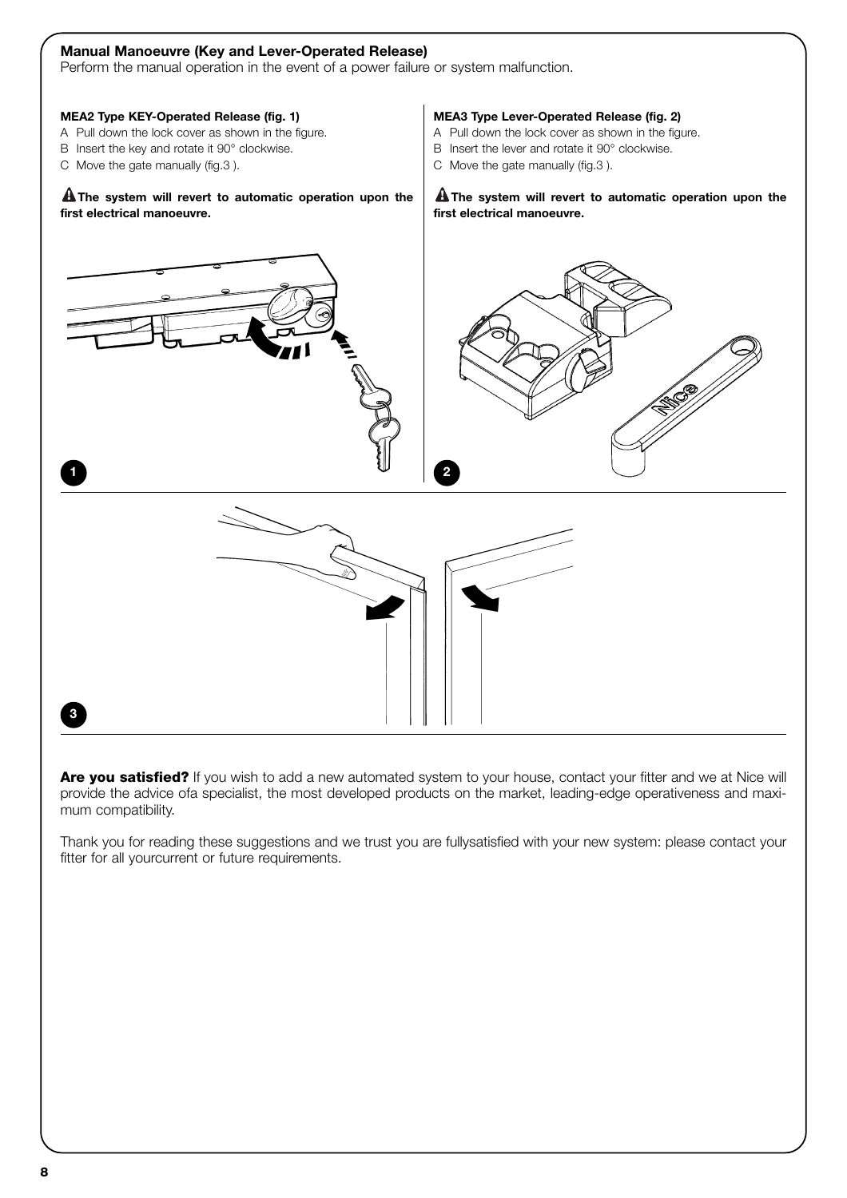## Manual Manoeuvre (Key and Lever-Operated Release)

Perform the manual operation in the event of a power failure or system malfunction.

**MEA2 Type KEY-Operated Release (fig. 1)**

A Pull down the lock cover as shown in the figure.
B Insert the key and rotate it 90° clockwise.
C Move the gate manually (fig.3 ).

**⚠ The system will revert to automatic operation upon the first electrical manoeuvre.**

**MEA3 Type Lever-Operated Release (fig. 2)**

A Pull down the lock cover as shown in the figure.
B Insert the lever and rotate it 90° clockwise.
C Move the gate manually (fig.3 ).

**⚠ The system will revert to automatic operation upon the first electrical manoeuvre.**

1

2

3

**Are you satisfied?** If you wish to add a new automated system to your house, contact your fitter and we at Nice will provide the advice ofa specialist, the most developed products on the market, leading-edge operativeness and maximum compatibility.

Thank you for reading these suggestions and we trust you are fullysatisfied with your new system: please contact your fitter for all yourcurrent or future requirements.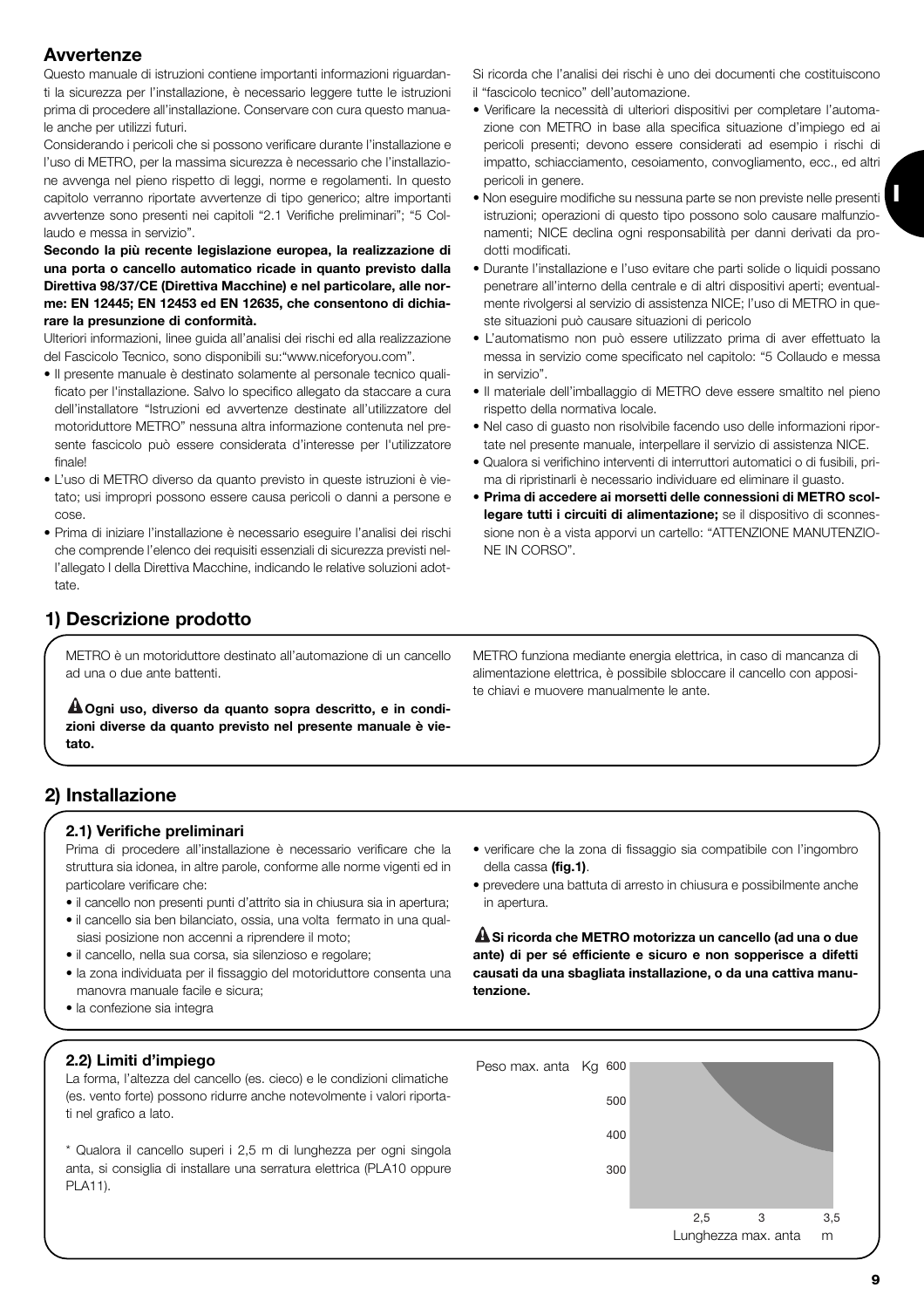## Avvertenze

Questo manuale di istruzioni contiene importanti informazioni riguardanti la sicurezza per l'installazione, è necessario leggere tutte le istruzioni prima di procedere all'installazione. Conservare con cura questo manuale anche per utilizzi futuri.

Considerando i pericoli che si possono verificare durante l'installazione e l'uso di METRO, per la massima sicurezza è necessario che l'installazione avvenga nel pieno rispetto di leggi, norme e regolamenti. In questo capitolo verranno riportate avvertenze di tipo generico; altre importanti avvertenze sono presenti nei capitoli "2.1 Verifiche preliminari"; "5 Collaudo e messa in servizio".

**Secondo la più recente legislazione europea, la realizzazione di una porta o cancello automatico ricade in quanto previsto dalla Direttiva 98/37/CE (Direttiva Macchine) e nel particolare, alle norme: EN 12445; EN 12453 ed EN 12635, che consentono di dichiarare la presunzione di conformità.**

Ulteriori informazioni, linee guida all'analisi dei rischi ed alla realizzazione del Fascicolo Tecnico, sono disponibili su:"www.niceforyou.com".

- Il presente manuale è destinato solamente al personale tecnico qualificato per l'installazione. Salvo lo specifico allegato da staccare a cura dell'installatore "Istruzioni ed avvertenze destinate all'utilizzatore del motoriduttore METRO" nessuna altra informazione contenuta nel presente fascicolo può essere considerata d'interesse per l'utilizzatore finale!
- L'uso di METRO diverso da quanto previsto in queste istruzioni è vietato; usi impropri possono essere causa pericoli o danni a persone e cose.
- Prima di iniziare l'installazione è necessario eseguire l'analisi dei rischi che comprende l'elenco dei requisiti essenziali di sicurezza previsti nell'allegato I della Direttiva Macchine, indicando le relative soluzioni adottate.

Si ricorda che l'analisi dei rischi è uno dei documenti che costituiscono il "fascicolo tecnico" dell'automazione.

- Verificare la necessità di ulteriori dispositivi per completare l'automazione con METRO in base alla specifica situazione d'impiego ed ai pericoli presenti; devono essere considerati ad esempio i rischi di impatto, schiacciamento, cesoiamento, convogliamento, ecc., ed altri pericoli in genere.
- Non eseguire modifiche su nessuna parte se non previste nelle presenti istruzioni; operazioni di questo tipo possono solo causare malfunzionamenti; NICE declina ogni responsabilità per danni derivati da prodotti modificati.
- Durante l'installazione e l'uso evitare che parti solide o liquidi possano penetrare all'interno della centrale e di altri dispositivi aperti; eventualmente rivolgersi al servizio di assistenza NICE; l'uso di METRO in queste situazioni può causare situazioni di pericolo
- L'automatismo non può essere utilizzato prima di aver effettuato la messa in servizio come specificato nel capitolo: "5 Collaudo e messa in servizio".
- Il materiale dell'imballaggio di METRO deve essere smaltito nel pieno rispetto della normativa locale.
- Nel caso di guasto non risolvibile facendo uso delle informazioni riportate nel presente manuale, interpellare il servizio di assistenza NICE.
- Qualora si verifichino interventi di interruttori automatici o di fusibili, prima di ripristinarli è necessario individuare ed eliminare il guasto.
- **Prima di accedere ai morsetti delle connessioni di METRO scollegare tutti i circuiti di alimentazione;** se il dispositivo di sconnessione non è a vista apporvi un cartello: "ATTENZIONE MANUTENZIONE IN CORSO".

## 1) Descrizione prodotto

METRO è un motoriduttore destinato all'automazione di un cancello ad una o due ante battenti.

⚠ **Ogni uso, diverso da quanto sopra descritto, e in condizioni diverse da quanto previsto nel presente manuale è vietato.**

METRO funziona mediante energia elettrica, in caso di mancanza di alimentazione elettrica, è possibile sbloccare il cancello con apposite chiavi e muovere manualmente le ante.

## 2) Installazione

### 2.1) Verifiche preliminari

Prima di procedere all'installazione è necessario verificare che la struttura sia idonea, in altre parole, conforme alle norme vigenti ed in particolare verificare che:

- il cancello non presenti punti d'attrito sia in chiusura sia in apertura;
- il cancello sia ben bilanciato, ossia, una volta fermato in una qualsiasi posizione non accenni a riprendere il moto;
- il cancello, nella sua corsa, sia silenzioso e regolare;
- la zona individuata per il fissaggio del motoriduttore consenta una manovra manuale facile e sicura;
- la confezione sia integra
- verificare che la zona di fissaggio sia compatibile con l'ingombro della cassa **(fig.1)**.
- prevedere una battuta di arresto in chiusura e possibilmente anche in apertura.

⚠ **Si ricorda che METRO motorizza un cancello (ad una o due ante) di per sé efficiente e sicuro e non sopperisce a difetti causati da una sbagliata installazione, o da una cattiva manutenzione.**

### 2.2) Limiti d'impiego

La forma, l'altezza del cancello (es. cieco) e le condizioni climatiche (es. vento forte) possono ridurre anche notevolmente i valori riportati nel grafico a lato.

\* Qualora il cancello superi i 2,5 m di lunghezza per ogni singola anta, si consiglia di installare una serratura elettrica (PLA10 oppure PLA11).

Peso max. anta Kg: 600, 500, 400, 300
Lunghezza max. anta m: 2,5, 3, 3,5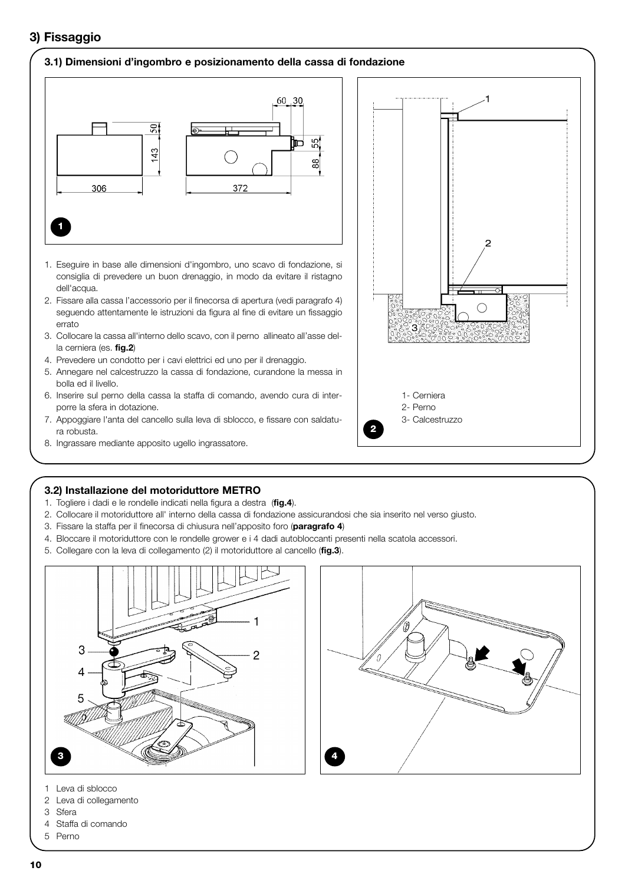## 3) Fissaggio

### 3.1) Dimensioni d'ingombro e posizionamento della cassa di fondazione

1. Eseguire in base alle dimensioni d'ingombro, uno scavo di fondazione, si consiglia di prevedere un buon drenaggio, in modo da evitare il ristagno dell'acqua.
2. Fissare alla cassa l'accessorio per il finecorsa di apertura (vedi paragrafo 4) seguendo attentamente le istruzioni da figura al fine di evitare un fissaggio errato
3. Collocare la cassa all'interno dello scavo, con il perno allineato all'asse della cerniera (es. **fig.2**)
4. Prevedere un condotto per i cavi elettrici ed uno per il drenaggio.
5. Annegare nel calcestruzzo la cassa di fondazione, curandone la messa in bolla ed il livello.
6. Inserire sul perno della cassa la staffa di comando, avendo cura di interporre la sfera in dotazione.
7. Appoggiare l'anta del cancello sulla leva di sblocco, e fissare con saldatura robusta.
8. Ingrassare mediante apposito ugello ingrassatore.

1- Cerniera
2- Perno
3- Calcestruzzo

### 3.2) Installazione del motoriduttore METRO

1. Togliere i dadi e le rondelle indicati nella figura a destra (**fig.4**).
2. Collocare il motoriduttore all' interno della cassa di fondazione assicurandosi che sia inserito nel verso giusto.
3. Fissare la staffa per il finecorsa di chiusura nell'apposito foro (**paragrafo 4**)
4. Bloccare il motoriduttore con le rondelle grower e i 4 dadi autobloccanti presenti nella scatola accessori.
5. Collegare con la leva di collegamento (2) il motoriduttore al cancello (**fig.3**).

1 Leva di sblocco
2 Leva di collegamento
3 Sfera
4 Staffa di comando
5 Perno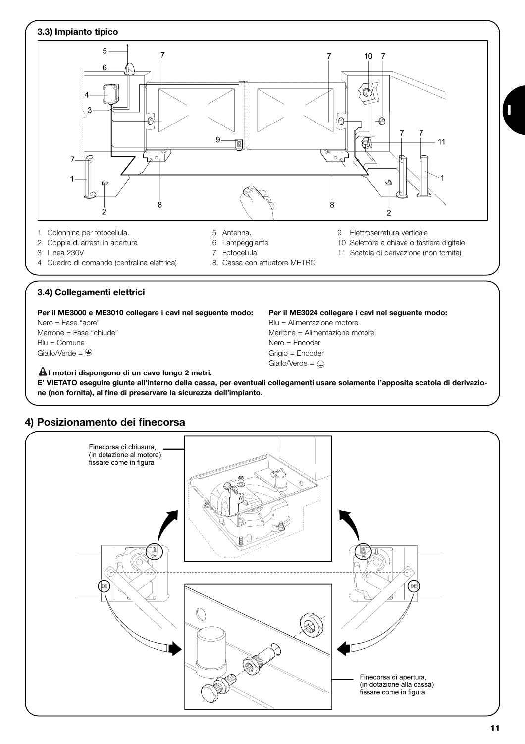### 3.3) Impianto tipico

1 Colonnina per fotocellula.
2 Coppia di arresti in apertura
3 Linea 230V
4 Quadro di comando (centralina elettrica)
5 Antenna.
6 Lampeggiante
7 Fotocellula
8 Cassa con attuatore METRO
9 Elettroserratura verticale
10 Selettore a chiave o tastiera digitale
11 Scatola di derivazione (non fornita)

### 3.4) Collegamenti elettrici

**Per il ME3000 e ME3010 collegare i cavi nel seguente modo:**
Nero = Fase "apre"
Marrone = Fase "chiude"
Blu = Comune
Giallo/Verde = ⏚

**Per il ME3024 collegare i cavi nel seguente modo:**
Blu = Alimentazione motore
Marrone = Alimentazione motore
Nero = Encoder
Grigio = Encoder
Giallo/Verde = ⏚

**⚠ I motori dispongono di un cavo lungo 2 metri.**
**E' VIETATO eseguire giunte all'interno della cassa, per eventuali collegamenti usare solamente l'apposita scatola di derivazione (non fornita), al fine di preservare la sicurezza dell'impianto.**

## 4) Posizionamento dei finecorsa

Finecorsa di chiusura, (in dotazione al motore) fissare come in figura

Finecorsa di apertura, (in dotazione alla cassa) fissare come in figura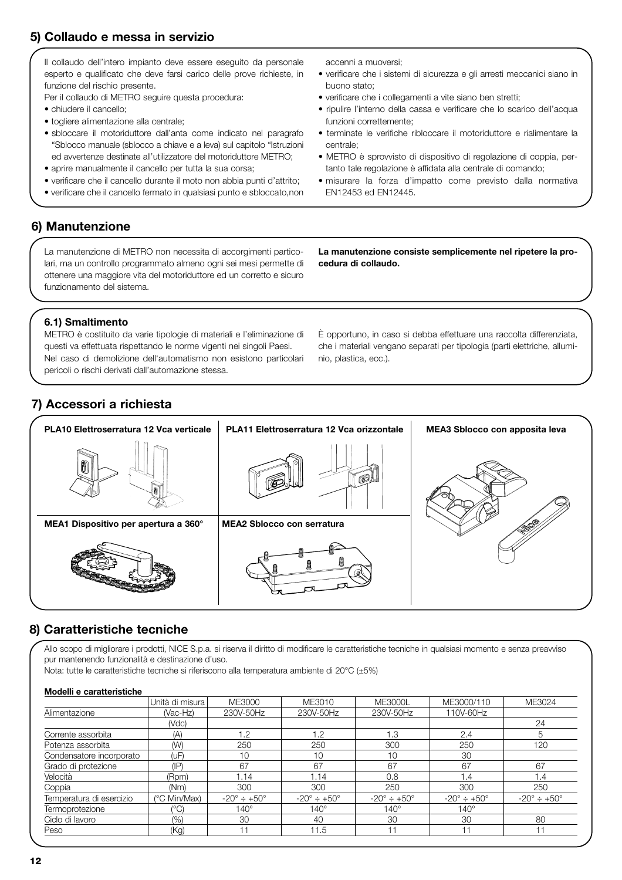## 5) Collaudo e messa in servizio

Il collaudo dell'intero impianto deve essere eseguito da personale esperto e qualificato che deve farsi carico delle prove richieste, in funzione del rischio presente.

Per il collaudo di METRO seguire questa procedura:

- chiudere il cancello;
- togliere alimentazione alla centrale;
- sbloccare il motoriduttore dall'anta come indicato nel paragrafo "Sblocco manuale (sblocco a chiave e a leva) sul capitolo "Istruzioni ed avvertenze destinate all'utilizzatore del motoriduttore METRO;
- aprire manualmente il cancello per tutta la sua corsa;
- verificare che il cancello durante il moto non abbia punti d'attrito;
- verificare che il cancello fermato in qualsiasi punto e sbloccato,non accenni a muoversi;
- verificare che i sistemi di sicurezza e gli arresti meccanici siano in buono stato;
- verificare che i collegamenti a vite siano ben stretti;
- ripulire l'interno della cassa e verificare che lo scarico dell'acqua funzioni correttemente;
- terminate le verifiche ribloccare il motoriduttore e rialimentare la centrale;
- METRO è sprovvisto di dispositivo di regolazione di coppia, pertanto tale regolazione è affidata alla centrale di comando;
- misurare la forza d'impatto come previsto dalla normativa EN12453 ed EN12445.

## 6) Manutenzione

La manutenzione di METRO non necessita di accorgimenti particolari, ma un controllo programmato almeno ogni sei mesi permette di ottenere una maggiore vita del motoriduttore ed un corretto e sicuro funzionamento del sistema.

**La manutenzione consiste semplicemente nel ripetere la procedura di collaudo.**

### 6.1) Smaltimento

METRO è costituito da varie tipologie di materiali e l'eliminazione di questi va effettuata rispettando le norme vigenti nei singoli Paesi.
Nel caso di demolizione dell'automatismo non esistono particolari pericoli o rischi derivati dall'automazione stessa.

È opportuno, in caso si debba effettuare una raccolta differenziata, che i materiali vengano separati per tipologia (parti elettriche, alluminio, plastica, ecc.).

## 7) Accessori a richiesta

**PLA10 Elettroserratura 12 Vca verticale**

**PLA11 Elettroserratura 12 Vca orizzontale**

**MEA3 Sblocco con apposita leva**

**MEA1 Dispositivo per apertura a 360°**

**MEA2 Sblocco con serratura**

## 8) Caratteristiche tecniche

Allo scopo di migliorare i prodotti, NICE S.p.a. si riserva il diritto di modificare le caratteristiche tecniche in qualsiasi momento e senza preavviso pur mantenendo funzionalità e destinazione d'uso.
Nota: tutte le caratteristiche tecniche si riferiscono alla temperatura ambiente di 20°C (±5%)

**Modelli e caratteristiche**

| | Unità di misura | ME3000 | ME3010 | ME3000L | ME3000/110 | ME3024 |
|---|---|---|---|---|---|---|
| Alimentazione | (Vac-Hz) | 230V-50Hz | 230V-50Hz | 230V-50Hz | 110V-60Hz | |
| | (Vdc) | | | | | 24 |
| Corrente assorbita | (A) | 1.2 | 1.2 | 1.3 | 2.4 | 5 |
| Potenza assorbita | (W) | 250 | 250 | 300 | 250 | 120 |
| Condensatore incorporato | (uF) | 10 | 10 | 10 | 30 | |
| Grado di protezione | (IP) | 67 | 67 | 67 | 67 | 67 |
| Velocità | (Rpm) | 1.14 | 1.14 | 0.8 | 1.4 | 1.4 |
| Coppia | (Nm) | 300 | 300 | 250 | 300 | 250 |
| Temperatura di esercizio | (°C Min/Max) | -20° ÷ +50° | -20° ÷ +50° | -20° ÷ +50° | -20° ÷ +50° | -20° ÷ +50° |
| Termoprotezione | (°C) | 140° | 140° | 140° | 140° | |
| Ciclo di lavoro | (%) | 30 | 40 | 30 | 30 | 80 |
| Peso | (Kg) | 11 | 11.5 | 11 | 11 | 11 |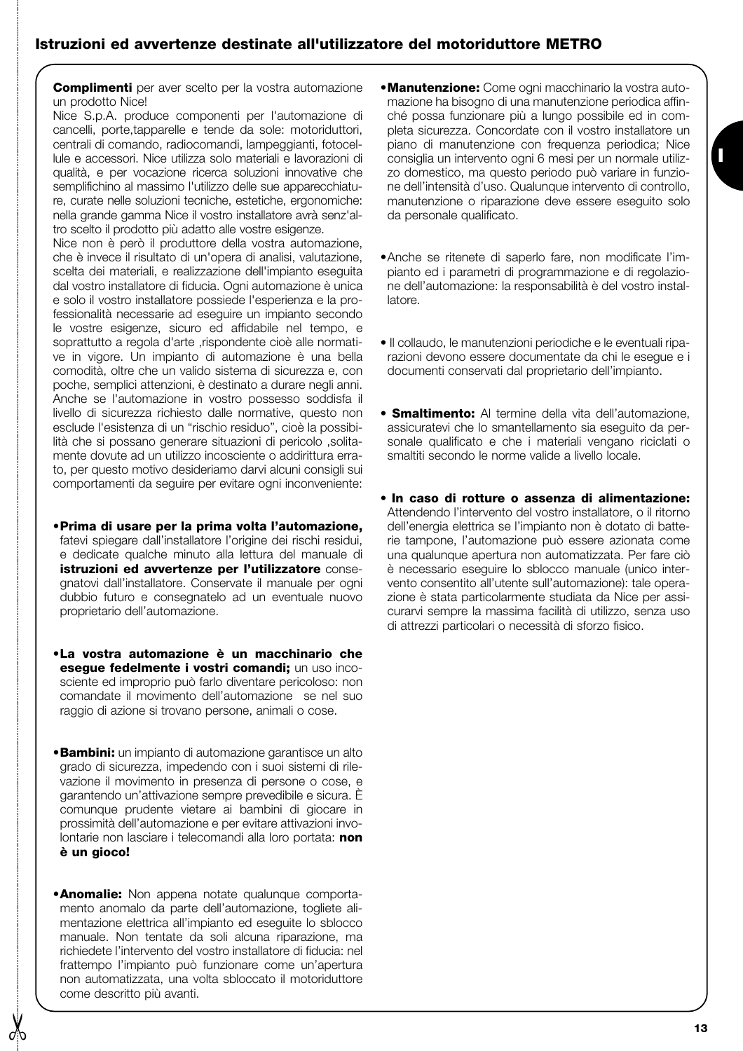## Istruzioni ed avvertenze destinate all'utilizzatore del motoriduttore METRO

**Complimenti** per aver scelto per la vostra automazione un prodotto Nice!

Nice S.p.A. produce componenti per l'automazione di cancelli, porte,tapparelle e tende da sole: motoriduttori, centrali di comando, radiocomandi, lampeggianti, fotocellule e accessori. Nice utilizza solo materiali e lavorazioni di qualità, e per vocazione ricerca soluzioni innovative che semplifichino al massimo l'utilizzo delle sue apparecchiature, curate nelle soluzioni tecniche, estetiche, ergonomiche: nella grande gamma Nice il vostro installatore avrà senz'altro scelto il prodotto più adatto alle vostre esigenze.

Nice non è però il produttore della vostra automazione, che è invece il risultato di un'opera di analisi, valutazione, scelta dei materiali, e realizzazione dell'impianto eseguita dal vostro installatore di fiducia. Ogni automazione è unica e solo il vostro installatore possiede l'esperienza e la professionalità necessarie ad eseguire un impianto secondo le vostre esigenze, sicuro ed affidabile nel tempo, e soprattutto a regola d'arte ,rispondente cioè alle normative in vigore. Un impianto di automazione è una bella comodità, oltre che un valido sistema di sicurezza e, con poche, semplici attenzioni, è destinato a durare negli anni. Anche se l'automazione in vostro possesso soddisfa il livello di sicurezza richiesto dalle normative, questo non esclude l'esistenza di un “rischio residuo”, cioè la possibilità che si possano generare situazioni di pericolo ,solitamente dovute ad un utilizzo incosciente o addirittura errato, per questo motivo desideriamo darvi alcuni consigli sui comportamenti da seguire per evitare ogni inconveniente:

- **Prima di usare per la prima volta l'automazione,** fatevi spiegare dall'installatore l'origine dei rischi residui, e dedicate qualche minuto alla lettura del manuale di **istruzioni ed avvertenze per l'utilizzatore** consegnatovi dall'installatore. Conservate il manuale per ogni dubbio futuro e consegnatelo ad un eventuale nuovo proprietario dell'automazione.

- **La vostra automazione è un macchinario che esegue fedelmente i vostri comandi;** un uso incosciente ed improprio può farlo diventare pericoloso: non comandate il movimento dell'automazione se nel suo raggio di azione si trovano persone, animali o cose.

- **Bambini:** un impianto di automazione garantisce un alto grado di sicurezza, impedendo con i suoi sistemi di rilevazione il movimento in presenza di persone o cose, e garantendo un'attivazione sempre prevedibile e sicura. È comunque prudente vietare ai bambini di giocare in prossimità dell'automazione e per evitare attivazioni involontarie non lasciare i telecomandi alla loro portata: **non è un gioco!**

- **Anomalie:** Non appena notate qualunque comportamento anomalo da parte dell'automazione, togliete alimentazione elettrica all'impianto ed eseguite lo sblocco manuale. Non tentate da soli alcuna riparazione, ma richiedete l'intervento del vostro installatore di fiducia: nel frattempo l'impianto può funzionare come un'apertura non automatizzata, una volta sbloccato il motoriduttore come descritto più avanti.

- **Manutenzione:** Come ogni macchinario la vostra automazione ha bisogno di una manutenzione periodica affinché possa funzionare più a lungo possibile ed in completa sicurezza. Concordate con il vostro installatore un piano di manutenzione con frequenza periodica; Nice consiglia un intervento ogni 6 mesi per un normale utilizzo domestico, ma questo periodo può variare in funzione dell'intensità d'uso. Qualunque intervento di controllo, manutenzione o riparazione deve essere eseguito solo da personale qualificato.

- Anche se ritenete di saperlo fare, non modificate l'impianto ed i parametri di programmazione e di regolazione dell'automazione: la responsabilità è del vostro installatore.

- Il collaudo, le manutenzioni periodiche e le eventuali riparazioni devono essere documentate da chi le esegue e i documenti conservati dal proprietario dell'impianto.

- **Smaltimento:** Al termine della vita dell'automazione, assicuratevi che lo smantellamento sia eseguito da personale qualificato e che i materiali vengano riciclati o smaltiti secondo le norme valide a livello locale.

- **In caso di rotture o assenza di alimentazione:** Attendendo l'intervento del vostro installatore, o il ritorno dell'energia elettrica se l'impianto non è dotato di batterie tampone, l'automazione può essere azionata come una qualunque apertura non automatizzata. Per fare ciò è necessario eseguire lo sblocco manuale (unico intervento consentito all'utente sull'automazione): tale operazione è stata particolarmente studiata da Nice per assicurarvi sempre la massima facilità di utilizzo, senza uso di attrezzi particolari o necessità di sforzo fisico.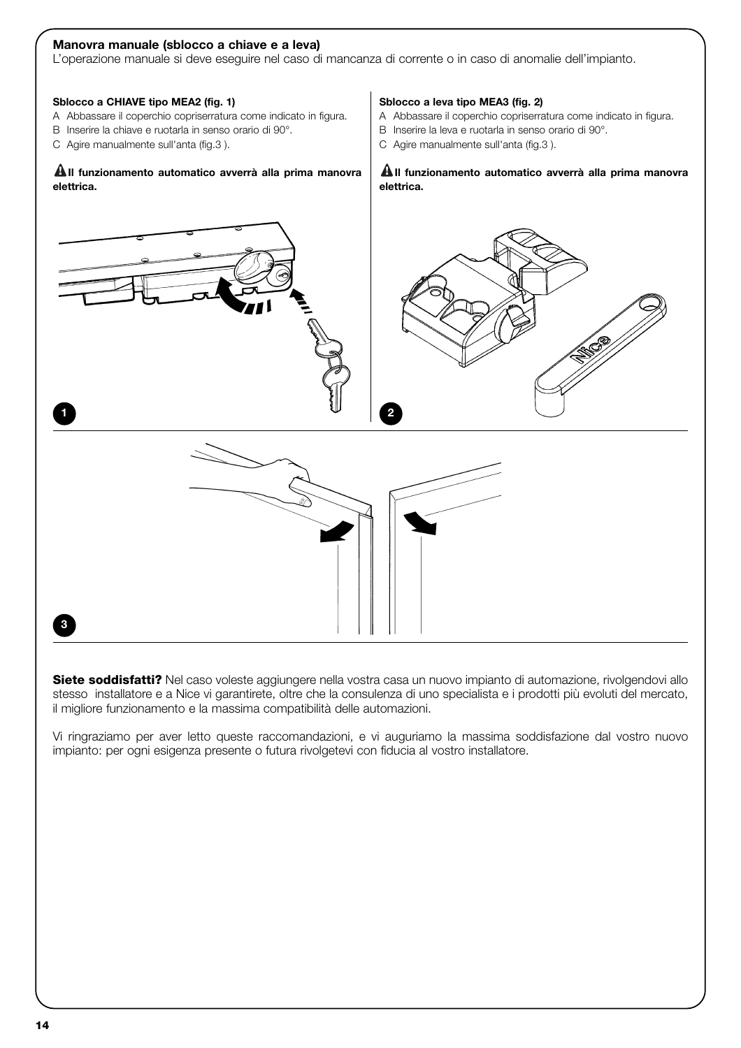## Manovra manuale (sblocco a chiave e a leva)

L'operazione manuale si deve eseguire nel caso di mancanza di corrente o in caso di anomalie dell'impianto.

**Sblocco a CHIAVE tipo MEA2 (fig. 1)**

A Abbassare il coperchio copriserratura come indicato in figura.
B Inserire la chiave e ruotarla in senso orario di 90°.
C Agire manualmente sull'anta (fig.3 ).

**Il funzionamento automatico avverrà alla prima manovra elettrica.**

**Sblocco a leva tipo MEA3 (fig. 2)**

A Abbassare il coperchio copriserratura come indicato in figura.
B Inserire la leva e ruotarla in senso orario di 90°.
C Agire manualmente sull'anta (fig.3 ).

**Il funzionamento automatico avverrà alla prima manovra elettrica.**

1

2

3

**Siete soddisfatti?** Nel caso voleste aggiungere nella vostra casa un nuovo impianto di automazione, rivolgendovi allo stesso installatore e a Nice vi garantirete, oltre che la consulenza di uno specialista e i prodotti più evoluti del mercato, il migliore funzionamento e la massima compatibilità delle automazioni.

Vi ringraziamo per aver letto queste raccomandazioni, e vi auguriamo la massima soddisfazione dal vostro nuovo impianto: per ogni esigenza presente o futura rivolgetevi con fiducia al vostro installatore.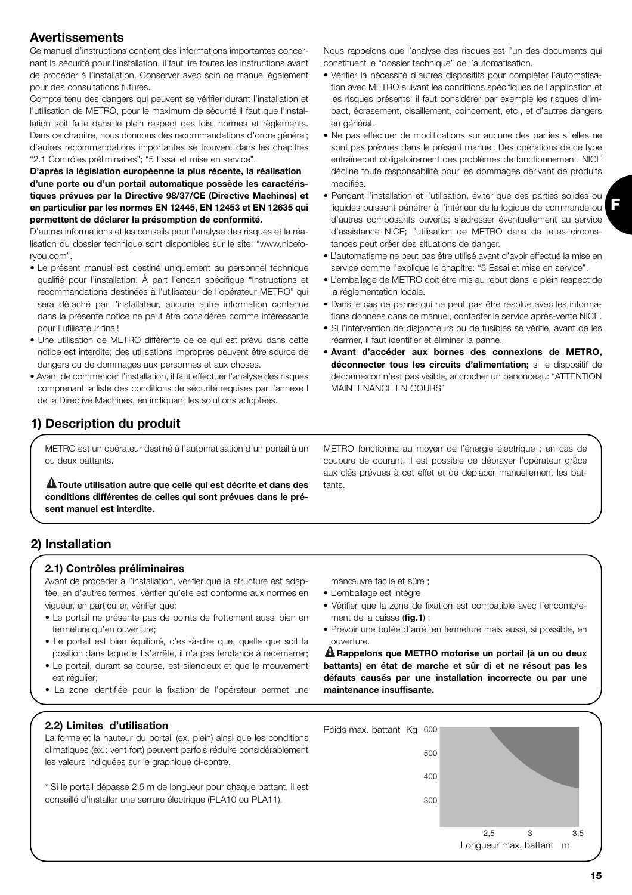## Avertissements

Ce manuel d'instructions contient des informations importantes concernant la sécurité pour l'installation, il faut lire toutes les instructions avant de procéder à l'installation. Conserver avec soin ce manuel également pour des consultations futures.

Compte tenu des dangers qui peuvent se vérifier durant l'installation et l'utilisation de METRO, pour le maximum de sécurité il faut que l'installation soit faite dans le plein respect des lois, normes et règlements. Dans ce chapitre, nous donnons des recommandations d'ordre général; d'autres recommandations importantes se trouvent dans les chapitres "2.1 Contrôles préliminaires"; "5 Essai et mise en service".

**D'après la législation européenne la plus récente, la réalisation d'une porte ou d'un portail automatique possède les caractéristiques prévues par la Directive 98/37/CE (Directive Machines) et en particulier par les normes EN 12445, EN 12453 et EN 12635 qui permettent de déclarer la présomption de conformité.**

D'autres informations et les conseils pour l'analyse des risques et la réalisation du dossier technique sont disponibles sur le site: "www.niceforyou.com".

- Le présent manuel est destiné uniquement au personnel technique qualifié pour l'installation. À part l'encart spécifique "Instructions et recommandations destinées à l'utilisateur de l'opérateur METRO" qui sera détaché par l'installateur, aucune autre information contenue dans la présente notice ne peut être considérée comme intéressante pour l'utilisateur final!
- Une utilisation de METRO différente de ce qui est prévu dans cette notice est interdite; des utilisations impropres peuvent être source de dangers ou de dommages aux personnes et aux choses.
- Avant de commencer l'installation, il faut effectuer l'analyse des risques comprenant la liste des conditions de sécurité requises par l'annexe I de la Directive Machines, en indiquant les solutions adoptées.

Nous rappelons que l'analyse des risques est l'un des documents qui constituent le "dossier technique" de l'automatisation.

- Vérifier la nécessité d'autres dispositifs pour compléter l'automatisation avec METRO suivant les conditions spécifiques de l'application et les risques présents; il faut considérer par exemple les risques d'impact, écrasement, cisaillement, coincement, etc., et d'autres dangers en général.
- Ne pas effectuer de modifications sur aucune des parties si elles ne sont pas prévues dans le présent manuel. Des opérations de ce type entraîneront obligatoirement des problèmes de fonctionnement. NICE décline toute responsabilité pour les dommages dérivant de produits modifiés.
- Pendant l'installation et l'utilisation, éviter que des parties solides ou liquides puissent pénétrer à l'intérieur de la logique de commande ou d'autres composants ouverts; s'adresser éventuellement au service d'assistance NICE; l'utilisation de METRO dans de telles circonstances peut créer des situations de danger.
- L'automatisme ne peut pas être utilisé avant d'avoir effectué la mise en service comme l'explique le chapitre: "5 Essai et mise en service".
- L'emballage de METRO doit être mis au rebut dans le plein respect de la réglementation locale.
- Dans le cas de panne qui ne peut pas être résolue avec les informations données dans ce manuel, contacter le service après-vente NICE.
- Si l'intervention de disjoncteurs ou de fusibles se vérifie, avant de les réarmer, il faut identifier et éliminer la panne.
- **Avant d'accéder aux bornes des connexions de METRO, déconnecter tous les circuits d'alimentation;** si le dispositif de déconnexion n'est pas visible, accrocher un panonceau: "ATTENTION MAINTENANCE EN COURS"

## 1) Description du produit

METRO est un opérateur destiné à l'automatisation d'un portail à un ou deux battants.

⚠ **Toute utilisation autre que celle qui est décrite et dans des conditions différentes de celles qui sont prévues dans le présent manuel est interdite.**

METRO fonctionne au moyen de l'énergie électrique ; en cas de coupure de courant, il est possible de débrayer l'opérateur grâce aux clés prévues à cet effet et de déplacer manuellement les battants.

## 2) Installation

### 2.1) Contrôles préliminaires

Avant de procéder à l'installation, vérifier que la structure est adaptée, en d'autres termes, vérifier qu'elle est conforme aux normes en vigueur, en particulier, vérifier que:

- Le portail ne présente pas de points de frottement aussi bien en fermeture qu'en ouverture;
- Le portail est bien équilibré, c'est-à-dire que, quelle que soit la position dans laquelle il s'arrête, il n'a pas tendance à redémarrer;
- Le portail, durant sa course, est silencieux et que le mouvement est régulier;
- La zone identifiée pour la fixation de l'opérateur permet une manœuvre facile et sûre ;
- L'emballage est intègre
- Vérifier que la zone de fixation est compatible avec l'encombrement de la caisse (**fig.1**) ;
- Prévoir une butée d'arrêt en fermeture mais aussi, si possible, en ouverture.

⚠ **Rappelons que METRO motorise un portail (à un ou deux battants) en état de marche et sûr di et ne résout pas les défauts causés par une installation incorrecte ou par une maintenance insuffisante.**

### 2.2) Limites d'utilisation

La forme et la hauteur du portail (ex. plein) ainsi que les conditions climatiques (ex.: vent fort) peuvent parfois réduire considérablement les valeurs indiquées sur le graphique ci-contre.

\* Si le portail dépasse 2,5 m de longueur pour chaque battant, il est conseillé d'installer une serrure électrique (PLA10 ou PLA11).

Poids max. battant Kg: 600, 500, 400, 300

Longueur max. battant m: 2,5, 3, 3,5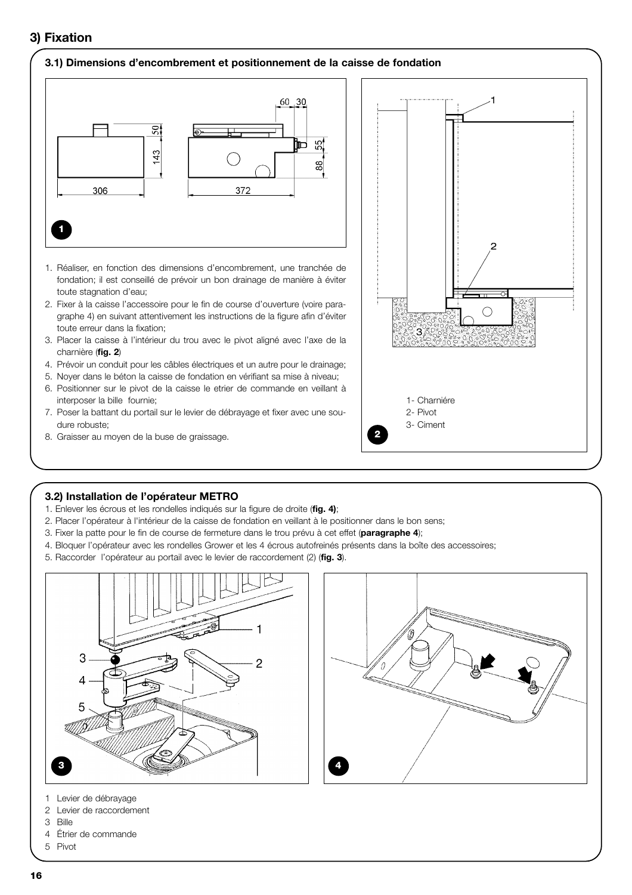## 3) Fixation

### 3.1) Dimensions d'encombrement et positionnement de la caisse de fondation

1. Réaliser, en fonction des dimensions d'encombrement, une tranchée de fondation; il est conseillé de prévoir un bon drainage de manière à éviter toute stagnation d'eau;
2. Fixer à la caisse l'accessoire pour le fin de course d'ouverture (voire paragraphe 4) en suivant attentivement les instructions de la figure afin d'éviter toute erreur dans la fixation;
3. Placer la caisse à l'intérieur du trou avec le pivot aligné avec l'axe de la charnière (**fig. 2**)
4. Prévoir un conduit pour les câbles électriques et un autre pour le drainage;
5. Noyer dans le béton la caisse de fondation en vérifiant sa mise à niveau;
6. Positionner sur le pivot de la caisse le etrier de commande en veillant à interposer la bille fournie;
7. Poser la battant du portail sur le levier de débrayage et fixer avec une soudure robuste;
8. Graisser au moyen de la buse de graissage.

1- Charniére
2- Pivot
3- Ciment

### 3.2) Installation de l'opérateur METRO

1. Enlever les écrous et les rondelles indiqués sur la figure de droite (**fig. 4)**;
2. Placer l'opérateur à l'intérieur de la caisse de fondation en veillant à le positionner dans le bon sens;
3. Fixer la patte pour le fin de course de fermeture dans le trou prévu à cet effet (**paragraphe 4**);
4. Bloquer l'opérateur avec les rondelles Grower et les 4 écrous autofreinés présents dans la boîte des accessoires;
5. Raccorder l'opérateur au portail avec le levier de raccordement (2) (**fig. 3**).

1 Levier de débrayage
2 Levier de raccordement
3 Bille
4 Étrier de commande
5 Pivot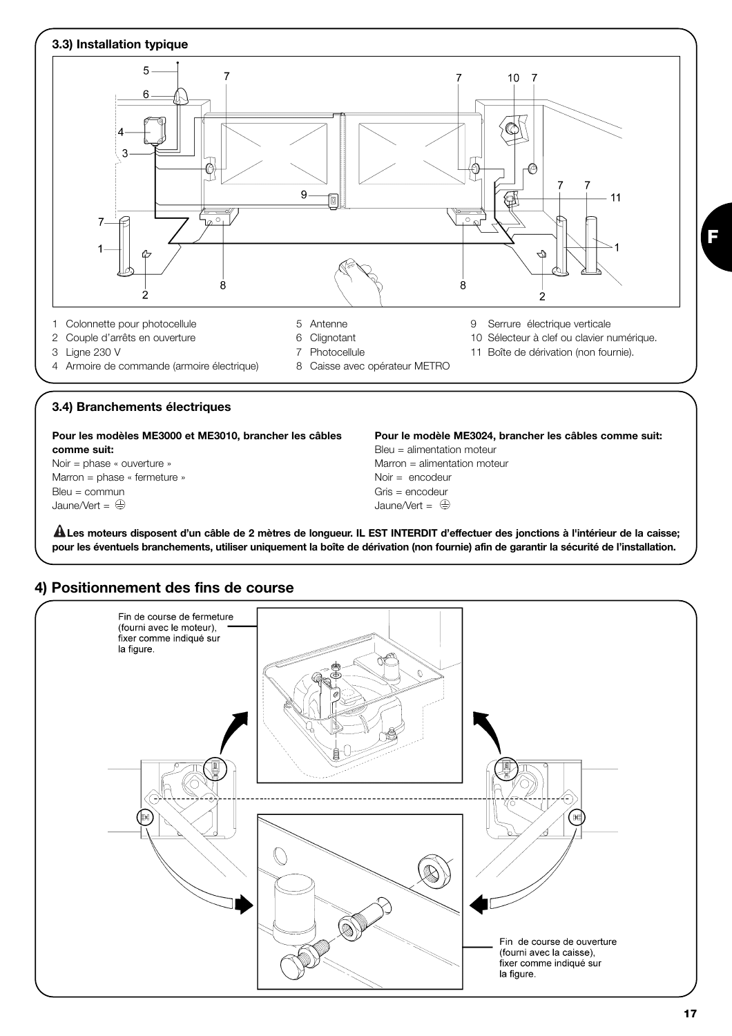### 3.3) Installation typique

1 Colonnette pour photocellule
2 Couple d'arrêts en ouverture
3 Ligne 230 V
4 Armoire de commande (armoire électrique)
5 Antenne
6 Clignotant
7 Photocellule
8 Caisse avec opérateur METRO
9 Serrure électrique verticale
10 Sélecteur à clef ou clavier numérique.
11 Boîte de dérivation (non fournie).

### 3.4) Branchements électriques

**Pour les modèles ME3000 et ME3010, brancher les câbles comme suit:**
Noir = phase « ouverture »
Marron = phase « fermeture »
Bleu = commun
Jaune/Vert = ⏚

**Pour le modèle ME3024, brancher les câbles comme suit:**
Bleu = alimentation moteur
Marron = alimentation moteur
Noir = encodeur
Gris = encodeur
Jaune/Vert = ⏚

⚠ **Les moteurs disposent d'un câble de 2 mètres de longueur. IL EST INTERDIT d'effectuer des jonctions à l'intérieur de la caisse; pour les éventuels branchements, utiliser uniquement la boîte de dérivation (non fournie) afin de garantir la sécurité de l'installation.**

## 4) Positionnement des fins de course

Fin de course de fermeture (fourni avec le moteur), fixer comme indiqué sur la figure.

Fin de course de ouverture (fourni avec la caisse), fixer comme indiqué sur la figure.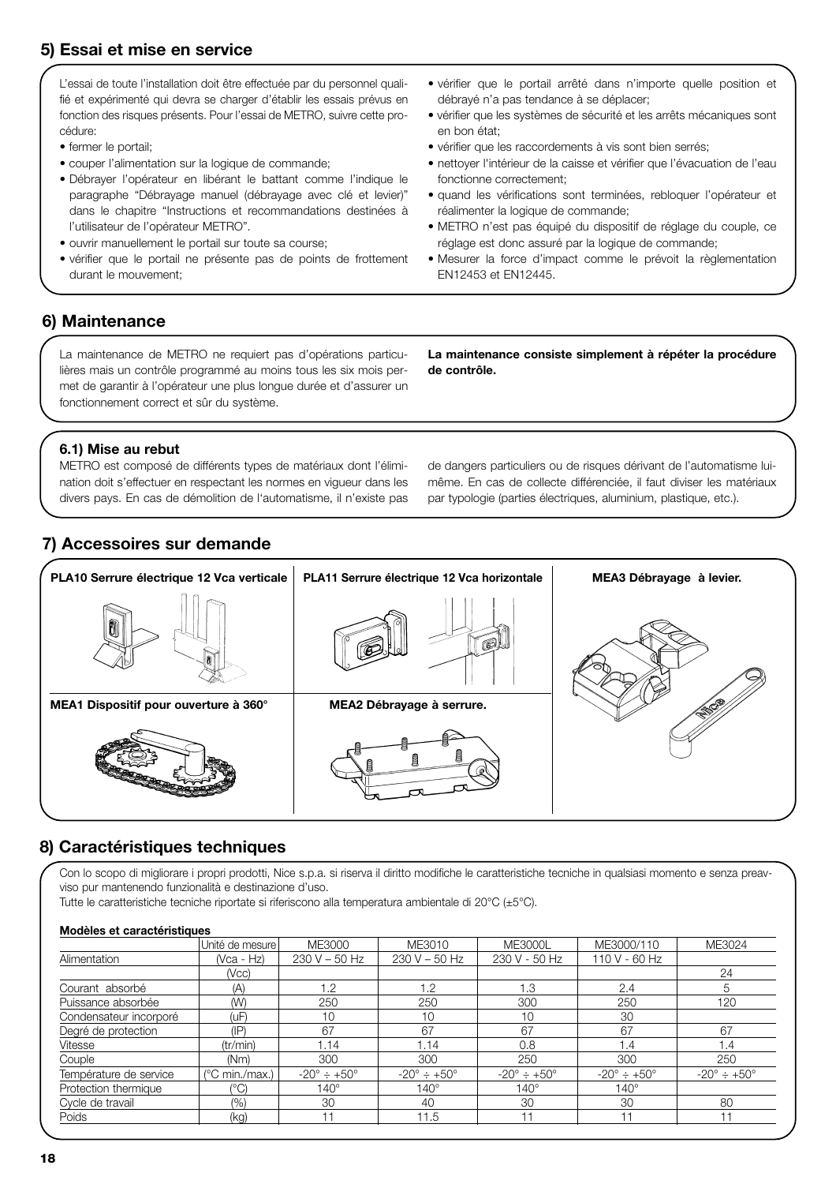## 5) Essai et mise en service

L'essai de toute l'installation doit être effectuée par du personnel qualifié et expérimenté qui devra se charger d'établir les essais prévus en fonction des risques présents. Pour l'essai de METRO, suivre cette procédure:

- fermer le portail;
- couper l'alimentation sur la logique de commande;
- Débrayer l'opérateur en libérant le battant comme l'indique le paragraphe "Débrayage manuel (débrayage avec clé et levier)" dans le chapitre "Instructions et recommandations destinées à l'utilisateur de l'opérateur METRO".
- ouvrir manuellement le portail sur toute sa course;
- vérifier que le portail ne présente pas de points de frottement durant le mouvement;
- vérifier que le portail arrêté dans n'importe quelle position et débrayé n'a pas tendance à se déplacer;
- vérifier que les systèmes de sécurité et les arrêts mécaniques sont en bon état;
- vérifier que les raccordements à vis sont bien serrés;
- nettoyer l'intérieur de la caisse et vérifier que l'évacuation de l'eau fonctionne correctement;
- quand les vérifications sont terminées, rebloquer l'opérateur et réalimenter la logique de commande;
- METRO n'est pas équipé du dispositif de réglage du couple, ce réglage est donc assuré par la logique de commande;
- Mesurer la force d'impact comme le prévoit la règlementation EN12453 et EN12445.

## 6) Maintenance

La maintenance de METRO ne requiert pas d'opérations particulières mais un contrôle programmé au moins tous les six mois permet de garantir à l'opérateur une plus longue durée et d'assurer un fonctionnement correct et sûr du système.

**La maintenance consiste simplement à répéter la procédure de contrôle.**

### 6.1) Mise au rebut

METRO est composé de différents types de matériaux dont l'élimination doit s'effectuer en respectant les normes en vigueur dans les divers pays. En cas de démolition de l'automatisme, il n'existe pas de dangers particuliers ou de risques dérivant de l'automatisme lui-même. En cas de collecte différenciée, il faut diviser les matériaux par typologie (parties électriques, aluminium, plastique, etc.).

## 7) Accessoires sur demande

**PLA10 Serrure électrique 12 Vca verticale**

**PLA11 Serrure électrique 12 Vca horizontale**

**MEA3 Débrayage à levier.**

**MEA1 Dispositif pour ouverture à 360°**

**MEA2 Débrayage à serrure.**

## 8) Caractéristiques techniques

Con lo scopo di migliorare i propri prodotti, Nice s.p.a. si riserva il diritto modifiche le caratteristiche tecniche in qualsiasi momento e senza preavviso pur mantenendo funzionalità e destinazione d'uso.
Tutte le caratteristiche tecniche riportate si riferiscono alla temperatura ambientale di 20°C (±5°C).

**Modèles et caractéristiques**

| | Unité de mesure | ME3000 | ME3010 | ME3000L | ME3000/110 | ME3024 |
|---|---|---|---|---|---|---|
| Alimentation | (Vca - Hz) | 230 V – 50 Hz | 230 V – 50 Hz | 230 V - 50 Hz | 110 V - 60 Hz | |
| | (Vcc) | | | | | 24 |
| Courant absorbé | (A) | 1.2 | 1.2 | 1.3 | 2.4 | 5 |
| Puissance absorbée | (W) | 250 | 250 | 300 | 250 | 120 |
| Condensateur incorporé | (uF) | 10 | 10 | 10 | 30 | |
| Degré de protection | (IP) | 67 | 67 | 67 | 67 | 67 |
| Vitesse | (tr/min) | 1.14 | 1.14 | 0.8 | 1.4 | 1.4 |
| Couple | (Nm) | 300 | 300 | 250 | 300 | 250 |
| Température de service | (°C min./max.) | -20° ÷ +50° | -20° ÷ +50° | -20° ÷ +50° | -20° ÷ +50° | -20° ÷ +50° |
| Protection thermique | (°C) | 140° | 140° | 140° | 140° | |
| Cycle de travail | (%) | 30 | 40 | 30 | 30 | 80 |
| Poids | (kg) | 11 | 11.5 | 11 | 11 | 11 |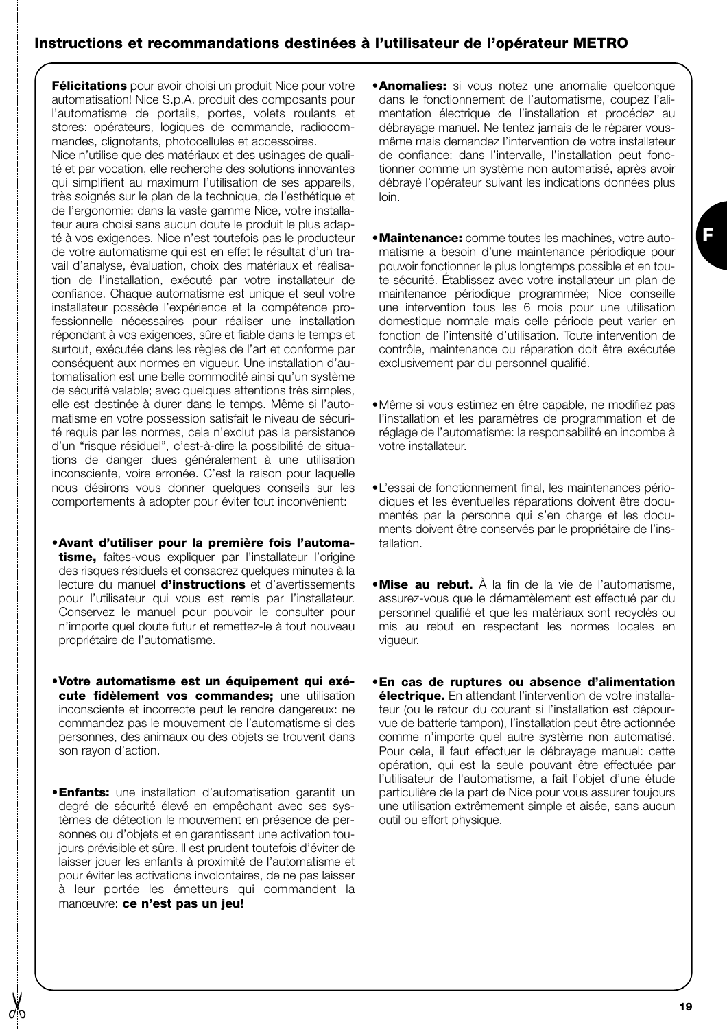## Instructions et recommandations destinées à l'utilisateur de l'opérateur METRO

**Félicitations** pour avoir choisi un produit Nice pour votre automatisation! Nice S.p.A. produit des composants pour l'automatisme de portails, portes, volets roulants et stores: opérateurs, logiques de commande, radiocommandes, clignotants, photocellules et accessoires.
Nice n'utilise que des matériaux et des usinages de qualité et par vocation, elle recherche des solutions innovantes qui simplifient au maximum l'utilisation de ses appareils, très soignés sur le plan de la technique, de l'esthétique et de l'ergonomie: dans la vaste gamme Nice, votre installateur aura choisi sans aucun doute le produit le plus adapté à vos exigences. Nice n'est toutefois pas le producteur de votre automatisme qui est en effet le résultat d'un travail d'analyse, évaluation, choix des matériaux et réalisation de l'installation, exécuté par votre installateur de confiance. Chaque automatisme est unique et seul votre installateur possède l'expérience et la compétence professionnelle nécessaires pour réaliser une installation répondant à vos exigences, sûre et fiable dans le temps et surtout, exécutée dans les règles de l'art et conforme par conséquent aux normes en vigueur. Une installation d'automatisation est une belle commodité ainsi qu'un système de sécurité valable; avec quelques attentions très simples, elle est destinée à durer dans le temps. Même si l'automatisme en votre possession satisfait le niveau de sécurité requis par les normes, cela n'exclut pas la persistance d'un "risque résiduel", c'est-à-dire la possibilité de situations de danger dues généralement à une utilisation inconsciente, voire erronée. C'est la raison pour laquelle nous désirons vous donner quelques conseils sur les comportements à adopter pour éviter tout inconvénient:

- **Avant d'utiliser pour la première fois l'automatisme,** faites-vous expliquer par l'installateur l'origine des risques résiduels et consacrez quelques minutes à la lecture du manuel **d'instructions** et d'avertissements pour l'utilisateur qui vous est remis par l'installateur. Conservez le manuel pour pouvoir le consulter pour n'importe quel doute futur et remettez-le à tout nouveau propriétaire de l'automatisme.

- **Votre automatisme est un équipement qui exécute fidèlement vos commandes;** une utilisation inconsciente et incorrecte peut le rendre dangereux: ne commandez pas le mouvement de l'automatisme si des personnes, des animaux ou des objets se trouvent dans son rayon d'action.

- **Enfants:** une installation d'automatisation garantit un degré de sécurité élevé en empêchant avec ses systèmes de détection le mouvement en présence de personnes ou d'objets et en garantissant une activation toujours prévisible et sûre. Il est prudent toutefois d'éviter de laisser jouer les enfants à proximité de l'automatisme et pour éviter les activations involontaires, de ne pas laisser à leur portée les émetteurs qui commandent la manœuvre: **ce n'est pas un jeu!**

- **Anomalies:** si vous notez une anomalie quelconque dans le fonctionnement de l'automatisme, coupez l'alimentation électrique de l'installation et procédez au débrayage manuel. Ne tentez jamais de le réparer vous-même mais demandez l'intervention de votre installateur de confiance: dans l'intervalle, l'installation peut fonctionner comme un système non automatisé, après avoir débrayé l'opérateur suivant les indications données plus loin.

- **Maintenance:** comme toutes les machines, votre automatisme a besoin d'une maintenance périodique pour pouvoir fonctionner le plus longtemps possible et en toute sécurité. Établissez avec votre installateur un plan de maintenance périodique programmée; Nice conseille une intervention tous les 6 mois pour une utilisation domestique normale mais celle période peut varier en fonction de l'intensité d'utilisation. Toute intervention de contrôle, maintenance ou réparation doit être exécutée exclusivement par du personnel qualifié.

- Même si vous estimez en être capable, ne modifiez pas l'installation et les paramètres de programmation et de réglage de l'automatisme: la responsabilité en incombe à votre installateur.

- L'essai de fonctionnement final, les maintenances périodiques et les éventuelles réparations doivent être documentés par la personne qui s'en charge et les documents doivent être conservés par le propriétaire de l'installation.

- **Mise au rebut.** À la fin de la vie de l'automatisme, assurez-vous que le démantèlement est effectué par du personnel qualifié et que les matériaux sont recyclés ou mis au rebut en respectant les normes locales en vigueur.

- **En cas de ruptures ou absence d'alimentation électrique.** En attendant l'intervention de votre installateur (ou le retour du courant si l'installation est dépourvue de batterie tampon), l'installation peut être actionnée comme n'importe quel autre système non automatisé. Pour cela, il faut effectuer le débrayage manuel: cette opération, qui est la seule pouvant être effectuée par l'utilisateur de l'automatisme, a fait l'objet d'une étude particulière de la part de Nice pour vous assurer toujours une utilisation extrêmement simple et aisée, sans aucun outil ou effort physique.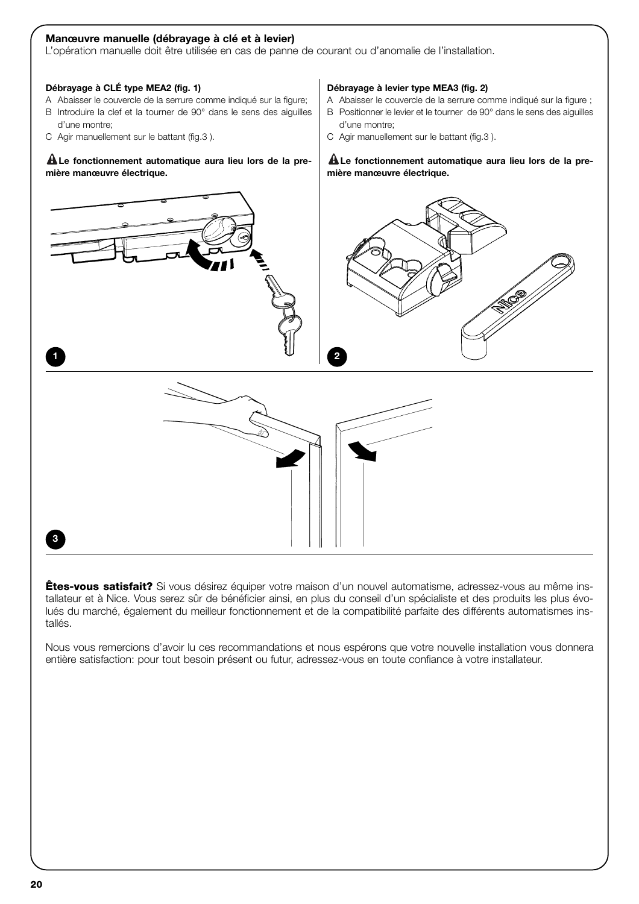## Manœuvre manuelle (débrayage à clé et à levier)

L'opération manuelle doit être utilisée en cas de panne de courant ou d'anomalie de l'installation.

### Débrayage à CLÉ type MEA2 (fig. 1)

A Abaisser le couvercle de la serrure comme indiqué sur la figure;
B Introduire la clef et la tourner de 90° dans le sens des aiguilles d'une montre;
C Agir manuellement sur le battant (fig.3 ).

**Le fonctionnement automatique aura lieu lors de la première manœuvre électrique.**

### Débrayage à levier type MEA3 (fig. 2)

A Abaisser le couvercle de la serrure comme indiqué sur la figure ;
B Positionner le levier et le tourner de 90° dans le sens des aiguilles d'une montre;
C Agir manuellement sur le battant (fig.3 ).

**Le fonctionnement automatique aura lieu lors de la première manœuvre électrique.**

1

2

3

**Êtes-vous satisfait?** Si vous désirez équiper votre maison d'un nouvel automatisme, adressez-vous au même installateur et à Nice. Vous serez sûr de bénéficier ainsi, en plus du conseil d'un spécialiste et des produits les plus évolués du marché, également du meilleur fonctionnement et de la compatibilité parfaite des différents automatismes installés.

Nous vous remercions d'avoir lu ces recommandations et nous espérons que votre nouvelle installation vous donnera entière satisfaction: pour tout besoin présent ou futur, adressez-vous en toute confiance à votre installateur.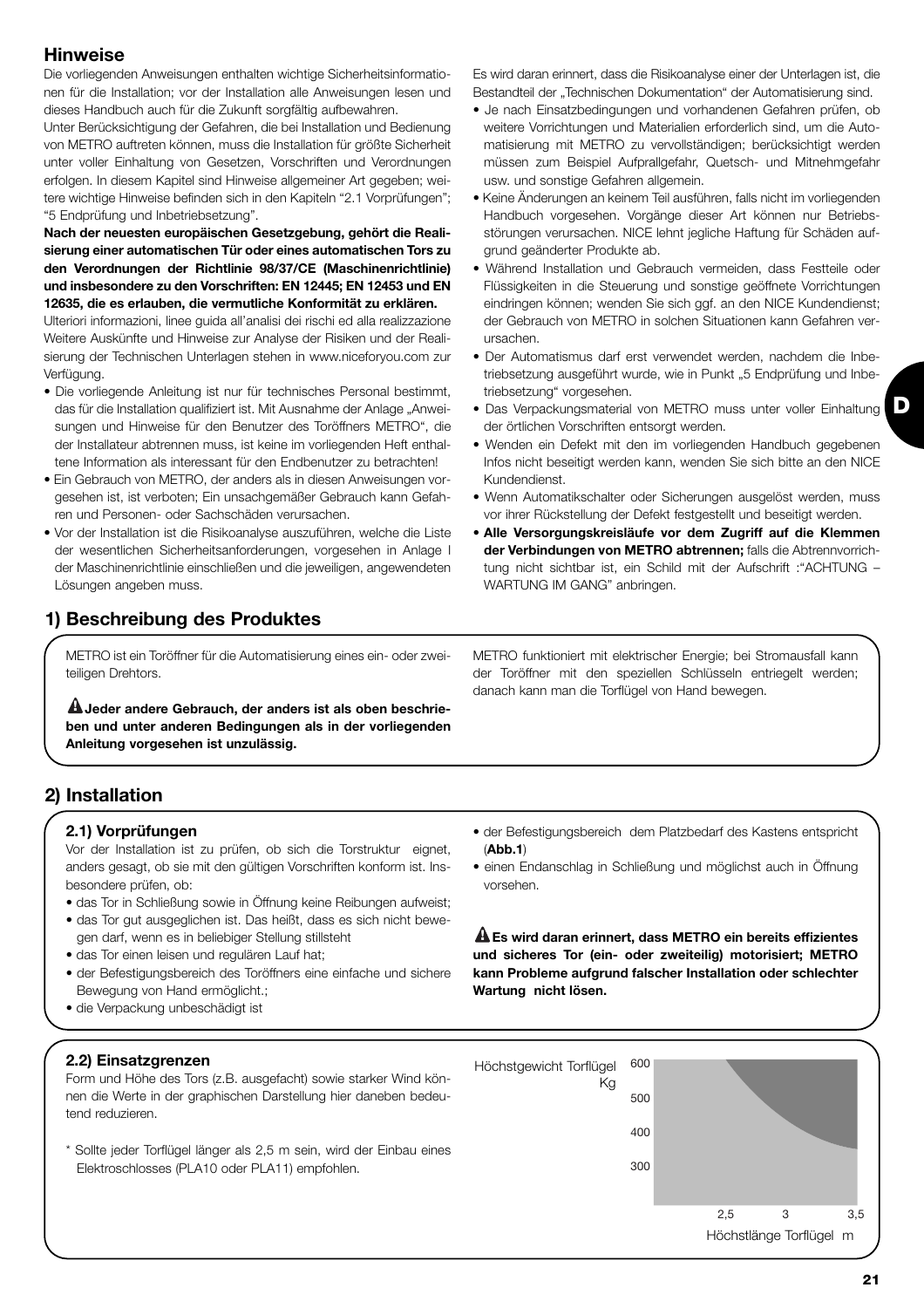## Hinweise

Die vorliegenden Anweisungen enthalten wichtige Sicherheitsinformationen für die Installation; vor der Installation alle Anweisungen lesen und dieses Handbuch auch für die Zukunft sorgfältig aufbewahren.

Unter Berücksichtigung der Gefahren, die bei Installation und Bedienung von METRO auftreten können, muss die Installation für größte Sicherheit unter voller Einhaltung von Gesetzen, Vorschriften und Verordnungen erfolgen. In diesem Kapitel sind Hinweise allgemeiner Art gegeben; weitere wichtige Hinweise befinden sich in den Kapiteln "2.1 Vorprüfungen"; "5 Endprüfung und Inbetriebsetzung".

**Nach der neuesten europäischen Gesetzgebung, gehört die Realisierung einer automatischen Tür oder eines automatischen Tors zu den Verordnungen der Richtlinie 98/37/CE (Maschinenrichtlinie) und insbesondere zu den Vorschriften: EN 12445; EN 12453 und EN 12635, die es erlauben, die vermutliche Konformität zu erklären.**

Ulteriori informazioni, linee guida all'analisi dei rischi ed alla realizzazione Weitere Auskünfte und Hinweise zur Analyse der Risiken und der Realisierung der Technischen Unterlagen stehen in www.niceforyou.com zur Verfügung.

- Die vorliegende Anleitung ist nur für technisches Personal bestimmt, das für die Installation qualifiziert ist. Mit Ausnahme der Anlage „Anweisungen und Hinweise für den Benutzer des Toröffners METRO", die der Installateur abtrennen muss, ist keine im vorliegenden Heft enthaltene Information als interessant für den Endbenutzer zu betrachten!
- Ein Gebrauch von METRO, der anders als in diesen Anweisungen vorgesehen ist, ist verboten; Ein unsachgemäßer Gebrauch kann Gefahren und Personen- oder Sachschäden verursachen.
- Vor der Installation ist die Risikoanalyse auszuführen, welche die Liste der wesentlichen Sicherheitsanforderungen, vorgesehen in Anlage I der Maschinenrichtlinie einschließen und die jeweiligen, angewendeten Lösungen angeben muss.

Es wird daran erinnert, dass die Risikoanalyse einer der Unterlagen ist, die Bestandteil der „Technischen Dokumentation" der Automatisierung sind.

- Je nach Einsatzbedingungen und vorhandenen Gefahren prüfen, ob weitere Vorrichtungen und Materialien erforderlich sind, um die Automatisierung mit METRO zu vervollständigen; berücksichtigt werden müssen zum Beispiel Aufprallgefahr, Quetsch- und Mitnehmgefahr usw. und sonstige Gefahren allgemein.
- Keine Änderungen an keinem Teil ausführen, falls nicht im vorliegenden Handbuch vorgesehen. Vorgänge dieser Art können nur Betriebsstörungen verursachen. NICE lehnt jegliche Haftung für Schäden aufgrund geänderter Produkte ab.
- Während Installation und Gebrauch vermeiden, dass Festteile oder Flüssigkeiten in die Steuerung und sonstige geöffnete Vorrichtungen eindringen können; wenden Sie sich ggf. an den NICE Kundendienst; der Gebrauch von METRO in solchen Situationen kann Gefahren verursachen.
- Der Automatismus darf erst verwendet werden, nachdem die Inbetriebsetzung ausgeführt wurde, wie in Punkt „5 Endprüfung und Inbetriebsetzung" vorgesehen.
- Das Verpackungsmaterial von METRO muss unter voller Einhaltung der örtlichen Vorschriften entsorgt werden.
- Wenden ein Defekt mit den im vorliegenden Handbuch gegebenen Infos nicht beseitigt werden kann, wenden Sie sich bitte an den NICE Kundendienst.
- Wenn Automatikschalter oder Sicherungen ausgelöst werden, muss vor ihrer Rückstellung der Defekt festgestellt und beseitigt werden.
- **Alle Versorgungskreisläufe vor dem Zugriff auf die Klemmen der Verbindungen von METRO abtrennen;** falls die Abtrennvorrichtung nicht sichtbar ist, ein Schild mit der Aufschrift :"ACHTUNG – WARTUNG IM GANG" anbringen.

## 1) Beschreibung des Produktes

METRO ist ein Toröffner für die Automatisierung eines ein- oder zweiteiligen Drehtors.

⚠ **Jeder andere Gebrauch, der anders ist als oben beschrieben und unter anderen Bedingungen als in der vorliegenden Anleitung vorgesehen ist unzulässig.**

METRO funktioniert mit elektrischer Energie; bei Stromausfall kann der Toröffner mit den speziellen Schlüsseln entriegelt werden; danach kann man die Torflügel von Hand bewegen.

## 2) Installation

### 2.1) Vorprüfungen

Vor der Installation ist zu prüfen, ob sich die Torstruktur eignet, anders gesagt, ob sie mit den gültigen Vorschriften konform ist. Insbesondere prüfen, ob:

- das Tor in Schließung sowie in Öffnung keine Reibungen aufweist;
- das Tor gut ausgeglichen ist. Das heißt, dass es sich nicht bewegen darf, wenn es in beliebiger Stellung stillsteht
- das Tor einen leisen und regulären Lauf hat;
- der Befestigungsbereich des Toröffners eine einfache und sichere Bewegung von Hand ermöglicht.;
- die Verpackung unbeschädigt ist
- der Befestigungsbereich dem Platzbedarf des Kastens entspricht (**Abb.1**)
- einen Endanschlag in Schließung und möglichst auch in Öffnung vorsehen.

⚠ **Es wird daran erinnert, dass METRO ein bereits effizientes und sicheres Tor (ein- oder zweiteilig) motorisiert; METRO kann Probleme aufgrund falscher Installation oder schlechter Wartung nicht lösen.**

### 2.2) Einsatzgrenzen

Form und Höhe des Tors (z.B. ausgefacht) sowie starker Wind können die Werte in der graphischen Darstellung hier daneben bedeutend reduzieren.

\* Sollte jeder Torflügel länger als 2,5 m sein, wird der Einbau eines Elektroschlosses (PLA10 oder PLA11) empfohlen.

Höchstgewicht Torflügel Kg: 600, 500, 400, 300

Höchstlänge Torflügel m: 2,5, 3, 3,5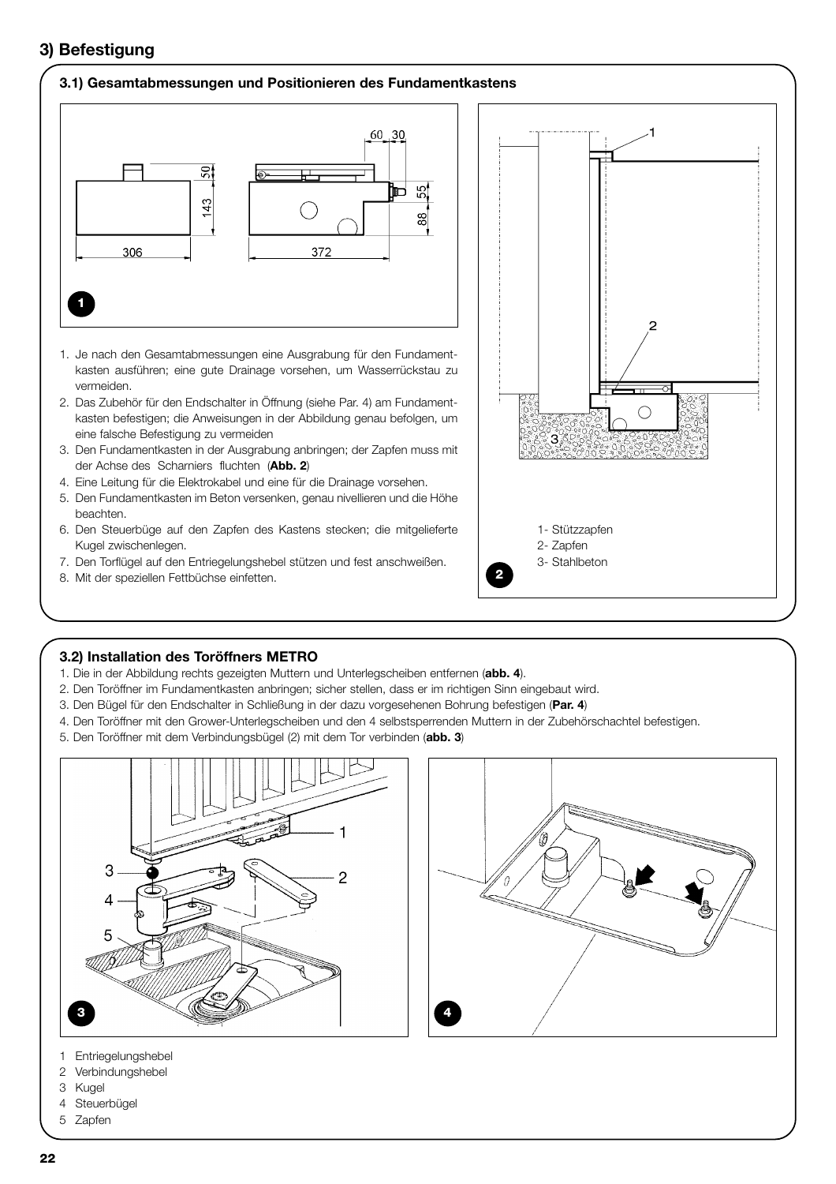## 3) Befestigung

### 3.1) Gesamtabmessungen und Positionieren des Fundamentkastens

1. Je nach den Gesamtabmessungen eine Ausgrabung für den Fundamentkasten ausführen; eine gute Drainage vorsehen, um Wasserrückstau zu vermeiden.
2. Das Zubehör für den Endschalter in Öffnung (siehe Par. 4) am Fundamentkasten befestigen; die Anweisungen in der Abbildung genau befolgen, um eine falsche Befestigung zu vermeiden
3. Den Fundamentkasten in der Ausgrabung anbringen; der Zapfen muss mit der Achse des Scharniers fluchten (**Abb. 2**)
4. Eine Leitung für die Elektrokabel und eine für die Drainage vorsehen.
5. Den Fundamentkasten im Beton versenken, genau nivellieren und die Höhe beachten.
6. Den Steuerbüge auf den Zapfen des Kastens stecken; die mitgelieferte Kugel zwischenlegen.
7. Den Torflügel auf den Entriegelungshebel stützen und fest anschweißen.
8. Mit der speziellen Fettbüchse einfetten.

1- Stützzapfen
2- Zapfen
3- Stahlbeton

### 3.2) Installation des Toröffners METRO

1. Die in der Abbildung rechts gezeigten Muttern und Unterlegscheiben entfernen (**abb. 4**).
2. Den Toröffner im Fundamentkasten anbringen; sicher stellen, dass er im richtigen Sinn eingebaut wird.
3. Den Bügel für den Endschalter in Schließung in der dazu vorgesehenen Bohrung befestigen (**Par. 4**)
4. Den Toröffner mit den Grower-Unterlegscheiben und den 4 selbstsperrenden Muttern in der Zubehörschachtel befestigen.
5. Den Toröffner mit dem Verbindungsbügel (2) mit dem Tor verbinden (**abb. 3**)

1 Entriegelungshebel
2 Verbindungshebel
3 Kugel
4 Steuerbügel
5 Zapfen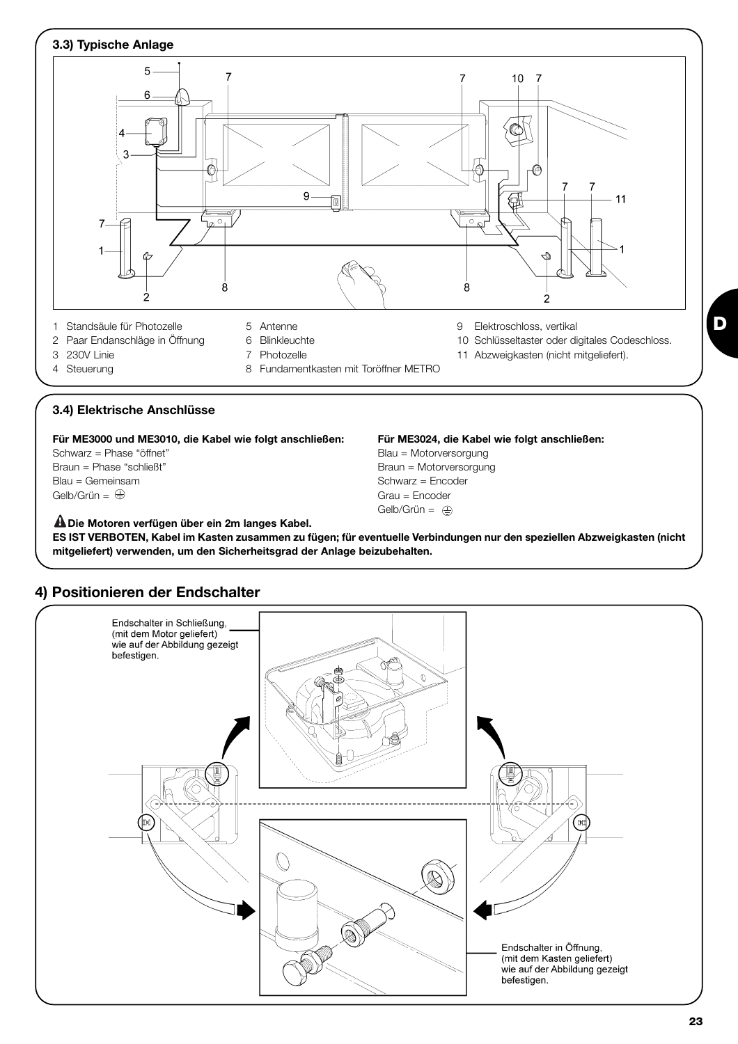### 3.3) Typische Anlage

1 Standsäule für Photozelle
2 Paar Endanschläge in Öffnung
3 230V Linie
4 Steuerung
5 Antenne
6 Blinkleuchte
7 Photozelle
8 Fundamentkasten mit Toröffner METRO
9 Elektroschloss, vertikal
10 Schlüsseltaster oder digitales Codeschloss.
11 Abzweigkasten (nicht mitgeliefert).

### 3.4) Elektrische Anschlüsse

**Für ME3000 und ME3010, die Kabel wie folgt anschließen:**
Schwarz = Phase "öffnet"
Braun = Phase "schließt"
Blau = Gemeinsam
Gelb/Grün = ⏚

**Für ME3024, die Kabel wie folgt anschließen:**
Blau = Motorversorgung
Braun = Motorversorgung
Schwarz = Encoder
Grau = Encoder
Gelb/Grün = ⏚

**⚠ Die Motoren verfügen über ein 2m langes Kabel.**
**ES IST VERBOTEN, Kabel im Kasten zusammen zu fügen; für eventuelle Verbindungen nur den speziellen Abzweigkasten (nicht mitgeliefert) verwenden, um den Sicherheitsgrad der Anlage beizubehalten.**

## 4) Positionieren der Endschalter

Endschalter in Schließung, (mit dem Motor geliefert) wie auf der Abbildung gezeigt befestigen.

Endschalter in Öffnung, (mit dem Kasten geliefert) wie auf der Abbildung gezeigt befestigen.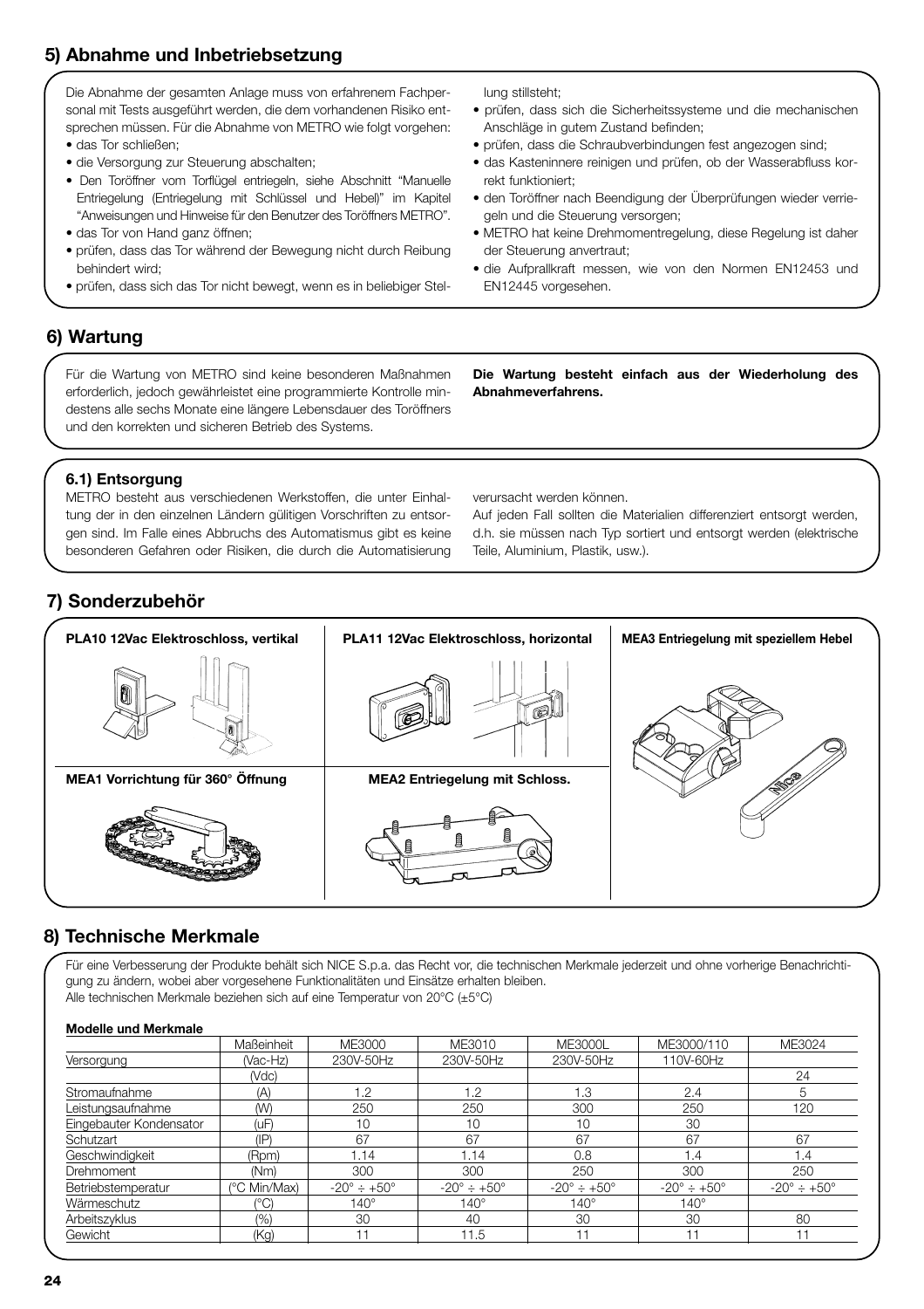## 5) Abnahme und Inbetriebsetzung

Die Abnahme der gesamten Anlage muss von erfahrenem Fachpersonal mit Tests ausgeführt werden, die dem vorhandenen Risiko entsprechen müssen. Für die Abnahme von METRO wie folgt vorgehen:

- das Tor schließen;
- die Versorgung zur Steuerung abschalten;
- Den Toröffner vom Torflügel entriegeln, siehe Abschnitt "Manuelle Entriegelung (Entriegelung mit Schlüssel und Hebel)" im Kapitel "Anweisungen und Hinweise für den Benutzer des Toröffners METRO".
- das Tor von Hand ganz öffnen;
- prüfen, dass das Tor während der Bewegung nicht durch Reibung behindert wird;
- prüfen, dass sich das Tor nicht bewegt, wenn es in beliebiger Stellung stillsteht;
- prüfen, dass sich die Sicherheitssysteme und die mechanischen Anschläge in gutem Zustand befinden;
- prüfen, dass die Schraubverbindungen fest angezogen sind;
- das Kasteninnere reinigen und prüfen, ob der Wasserabfluss korrekt funktioniert;
- den Toröffner nach Beendigung der Überprüfungen wieder verriegeln und die Steuerung versorgen;
- METRO hat keine Drehmomentregelung, diese Regelung ist daher der Steuerung anvertraut;
- die Aufprallkraft messen, wie von den Normen EN12453 und EN12445 vorgesehen.

## 6) Wartung

Für die Wartung von METRO sind keine besonderen Maßnahmen erforderlich, jedoch gewährleistet eine programmierte Kontrolle mindestens alle sechs Monate eine längere Lebensdauer des Toröffners und den korrekten und sicheren Betrieb des Systems.

**Die Wartung besteht einfach aus der Wiederholung des Abnahmeverfahrens.**

### 6.1) Entsorgung

METRO besteht aus verschiedenen Werkstoffen, die unter Einhaltung der in den einzelnen Ländern gültigen Vorschriften zu entsorgen sind. Im Falle eines Abbruchs des Automatismus gibt es keine besonderen Gefahren oder Risiken, die durch die Automatisierung verursacht werden können.

Auf jeden Fall sollten die Materialien differenziert entsorgt werden, d.h. sie müssen nach Typ sortiert und entsorgt werden (elektrische Teile, Aluminium, Plastik, usw.).

## 7) Sonderzubehör

**PLA10 12Vac Elektroschloss, vertikal**

**PLA11 12Vac Elektroschloss, horizontal**

**MEA3 Entriegelung mit speziellem Hebel**

**MEA1 Vorrichtung für 360° Öffnung**

**MEA2 Entriegelung mit Schloss.**

## 8) Technische Merkmale

Für eine Verbesserung der Produkte behält sich NICE S.p.a. das Recht vor, die technischen Merkmale jederzeit und ohne vorherige Benachrichtigung zu ändern, wobei aber vorgesehene Funktionalitäten und Einsätze erhalten bleiben.
Alle technischen Merkmale beziehen sich auf eine Temperatur von 20°C (±5°C)

**Modelle und Merkmale**

| | Maßeinheit | ME3000 | ME3010 | ME3000L | ME3000/110 | ME3024 |
|---|---|---|---|---|---|---|
| Versorgung | (Vac-Hz) | 230V-50Hz | 230V-50Hz | 230V-50Hz | 110V-60Hz | |
| | (Vdc) | | | | | 24 |
| Stromaufnahme | (A) | 1.2 | 1.2 | 1.3 | 2.4 | 5 |
| Leistungsaufnahme | (W) | 250 | 250 | 300 | 250 | 120 |
| Eingebauter Kondensator | (uF) | 10 | 10 | 10 | 30 | |
| Schutzart | (IP) | 67 | 67 | 67 | 67 | 67 |
| Geschwindigkeit | (Rpm) | 1.14 | 1.14 | 0.8 | 1.4 | 1.4 |
| Drehmoment | (Nm) | 300 | 300 | 250 | 300 | 250 |
| Betriebstemperatur | (°C Min/Max) | -20° ÷ +50° | -20° ÷ +50° | -20° ÷ +50° | -20° ÷ +50° | -20° ÷ +50° |
| Wärmeschutz | (°C) | 140° | 140° | 140° | 140° | |
| Arbeitszyklus | (%) | 30 | 40 | 30 | 30 | 80 |
| Gewicht | (Kg) | 11 | 11.5 | 11 | 11 | 11 |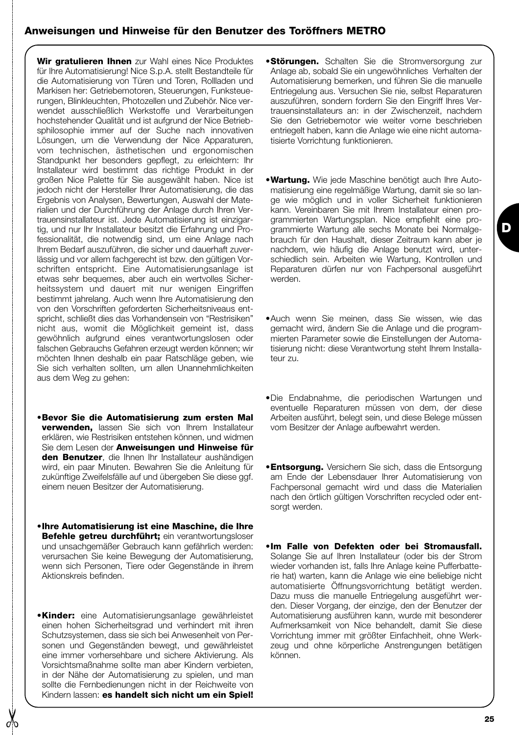## Anweisungen und Hinweise für den Benutzer des Toröffners METRO

**Wir gratulieren Ihnen** zur Wahl eines Nice Produktes für Ihre Automatisierung! Nice S.p.A. stellt Bestandteile für die Automatisierung von Türen und Toren, Rollladen und Markisen her: Getriebemotoren, Steuerungen, Funksteuerungen, Blinkleuchten, Photozellen und Zubehör. Nice verwendet ausschließlich Werkstoffe und Verarbeitungen hochstehender Qualität und ist aufgrund der Nice Betriebsphilosophie immer auf der Suche nach innovativen Lösungen, um die Verwendung der Nice Apparaturen, vom technischen, ästhetischen und ergonomischen Standpunkt her besonders gepflegt, zu erleichtern: Ihr Installateur wird bestimmt das richtige Produkt in der großen Nice Palette für Sie ausgewählt haben. Nice ist jedoch nicht der Hersteller Ihrer Automatisierung, die das Ergebnis von Analysen, Bewertungen, Auswahl der Materialien und der Durchführung der Anlage durch Ihren Vertrauensinstallateur ist. Jede Automatisierung ist einzigartig, und nur Ihr Installateur besitzt die Erfahrung und Professionalität, die notwendig sind, um eine Anlage nach Ihrem Bedarf auszuführen, die sicher und dauerhaft zuverlässig und vor allem fachgerecht ist bzw. den gültigen Vorschriften entspricht. Eine Automatisierungsanlage ist etwas sehr bequemes, aber auch ein wertvolles Sicherheitssystem und dauert mit nur wenigen Eingriffen bestimmt jahrelang. Auch wenn Ihre Automatisierung den von den Vorschriften geforderten Sicherheitsniveaus entspricht, schließt dies das Vorhandensein von "Restrisiken" nicht aus, womit die Möglichkeit gemeint ist, dass gewöhnlich aufgrund eines verantwortungslosen oder falschen Gebrauchs Gefahren erzeugt werden können; wir möchten Ihnen deshalb ein paar Ratschläge geben, wie Sie sich verhalten sollten, um allen Unannehmlichkeiten aus dem Weg zu gehen:

- **Bevor Sie die Automatisierung zum ersten Mal verwenden,** lassen Sie sich von Ihrem Installateur erklären, wie Restrisiken entstehen können, und widmen Sie dem Lesen der **Anweisungen und Hinweise für den Benutzer**, die Ihnen Ihr Installateur aushändigen wird, ein paar Minuten. Bewahren Sie die Anleitung für zukünftige Zweifelsfälle auf und übergeben Sie diese ggf. einem neuen Besitzer der Automatisierung.

- **Ihre Automatisierung ist eine Maschine, die Ihre Befehle getreu durchführt;** ein verantwortungsloser und unsachgemäßer Gebrauch kann gefährlich werden: verursachen Sie keine Bewegung der Automatisierung, wenn sich Personen, Tiere oder Gegenstände in ihrem Aktionskreis befinden.

- **Kinder:** eine Automatisierungsanlage gewährleistet einen hohen Sicherheitsgrad und verhindert mit ihren Schutzsystemen, dass sie sich bei Anwesenheit von Personen und Gegenständen bewegt, und gewährleistet eine immer vorhersehbare und sichere Aktivierung. Als Vorsichtsmaßnahme sollte man aber Kindern verbieten, in der Nähe der Automatisierung zu spielen, und man sollte die Fernbedienungen nicht in der Reichweite von Kindern lassen: **es handelt sich nicht um ein Spiel!**

- **Störungen.** Schalten Sie die Stromversorgung zur Anlage ab, sobald Sie ein ungewöhnliches Verhalten der Automatisierung bemerken, und führen Sie die manuelle Entriegelung aus. Versuchen Sie nie, selbst Reparaturen auszuführen, sondern fordern Sie den Eingriff Ihres Vertrauensinstallateurs an: in der Zwischenzeit, nachdem Sie den Getriebemotor wie weiter vorne beschrieben entriegelt haben, kann die Anlage wie eine nicht automatisierte Vorrichtung funktionieren.

- **Wartung.** Wie jede Maschine benötigt auch Ihre Automatisierung eine regelmäßige Wartung, damit sie so lange wie möglich und in voller Sicherheit funktionieren kann. Vereinbaren Sie mit Ihrem Installateur einen programmierten Wartungsplan. Nice empfiehlt eine programmierte Wartung alle sechs Monate bei Normalgebrauch für den Haushalt, dieser Zeitraum kann aber je nachdem, wie häufig die Anlage benutzt wird, unterschiedlich sein. Arbeiten wie Wartung, Kontrollen und Reparaturen dürfen nur von Fachpersonal ausgeführt werden.

- Auch wenn Sie meinen, dass Sie wissen, wie das gemacht wird, ändern Sie die Anlage und die programmierten Parameter sowie die Einstellungen der Automatisierung nicht: diese Verantwortung steht Ihrem Installateur zu.

- Die Endabnahme, die periodischen Wartungen und eventuelle Reparaturen müssen von dem, der diese Arbeiten ausführt, belegt sein, und diese Belege müssen vom Besitzer der Anlage aufbewahrt werden.

- **Entsorgung.** Versichern Sie sich, dass die Entsorgung am Ende der Lebensdauer Ihrer Automatisierung von Fachpersonal gemacht wird und dass die Materialien nach den örtlich gültigen Vorschriften recycled oder entsorgt werden.

- **Im Falle von Defekten oder bei Stromausfall.** Solange Sie auf Ihren Installateur (oder bis der Strom wieder vorhanden ist, falls Ihre Anlage keine Pufferbatterie hat) warten, kann die Anlage wie eine beliebige nicht automatisierte Öffnungsvorrichtung betätigt werden. Dazu muss die manuelle Entriegelung ausgeführt werden. Dieser Vorgang, der einzige, den der Benutzer der Automatisierung ausführen kann, wurde mit besonderer Aufmerksamkeit von Nice behandelt, damit Sie diese Vorrichtung immer mit größter Einfachheit, ohne Werkzeug und ohne körperliche Anstrengungen betätigen können.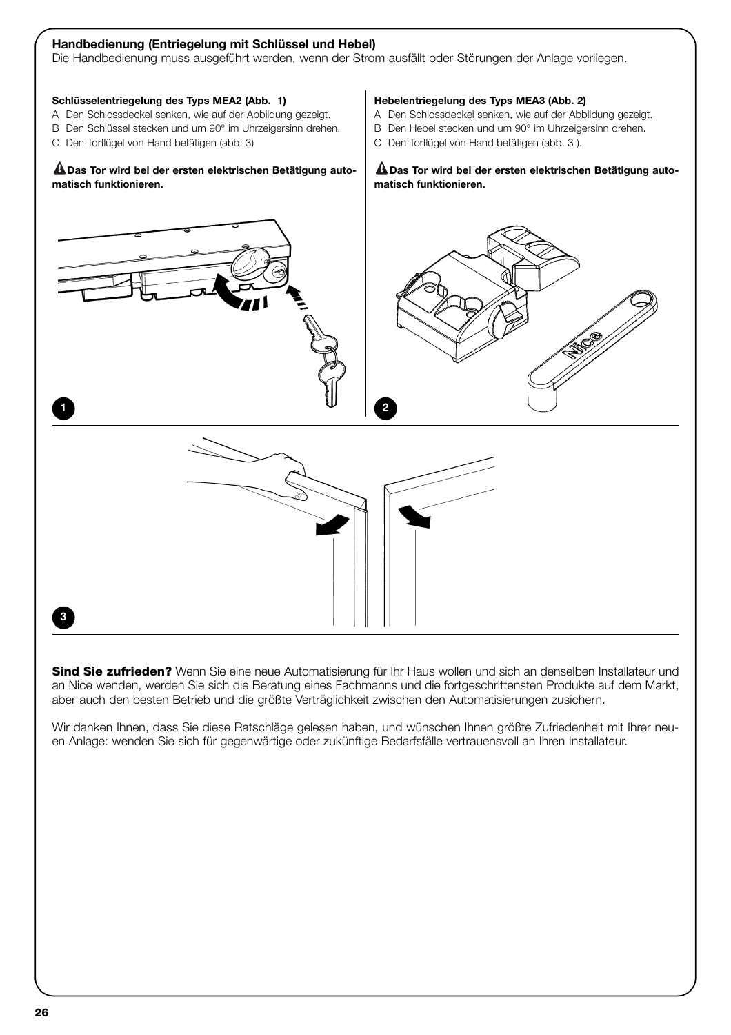## Handbedienung (Entriegelung mit Schlüssel und Hebel)

Die Handbedienung muss ausgeführt werden, wenn der Strom ausfällt oder Störungen der Anlage vorliegen.

**Schlüsselentriegelung des Typs MEA2 (Abb. 1)**

A Den Schlossdeckel senken, wie auf der Abbildung gezeigt.
B Den Schlüssel stecken und um 90° im Uhrzeigersinn drehen.
C Den Torflügel von Hand betätigen (abb. 3)

**⚠ Das Tor wird bei der ersten elektrischen Betätigung automatisch funktionieren.**

**Hebelentriegelung des Typs MEA3 (Abb. 2)**

A Den Schlossdeckel senken, wie auf der Abbildung gezeigt.
B Den Hebel stecken und um 90° im Uhrzeigersinn drehen.
C Den Torflügel von Hand betätigen (abb. 3 ).

**⚠ Das Tor wird bei der ersten elektrischen Betätigung automatisch funktionieren.**

1

2

3

**Sind Sie zufrieden?** Wenn Sie eine neue Automatisierung für Ihr Haus wollen und sich an denselben Installateur und an Nice wenden, werden Sie sich die Beratung eines Fachmanns und die fortgeschrittensten Produkte auf dem Markt, aber auch den besten Betrieb und die größte Verträglichkeit zwischen den Automatisierungen zusichern.

Wir danken Ihnen, dass Sie diese Ratschläge gelesen haben, und wünschen Ihnen größte Zufriedenheit mit Ihrer neuen Anlage: wenden Sie sich für gegenwärtige oder zukünftige Bedarfsfälle vertrauensvoll an Ihren Installateur.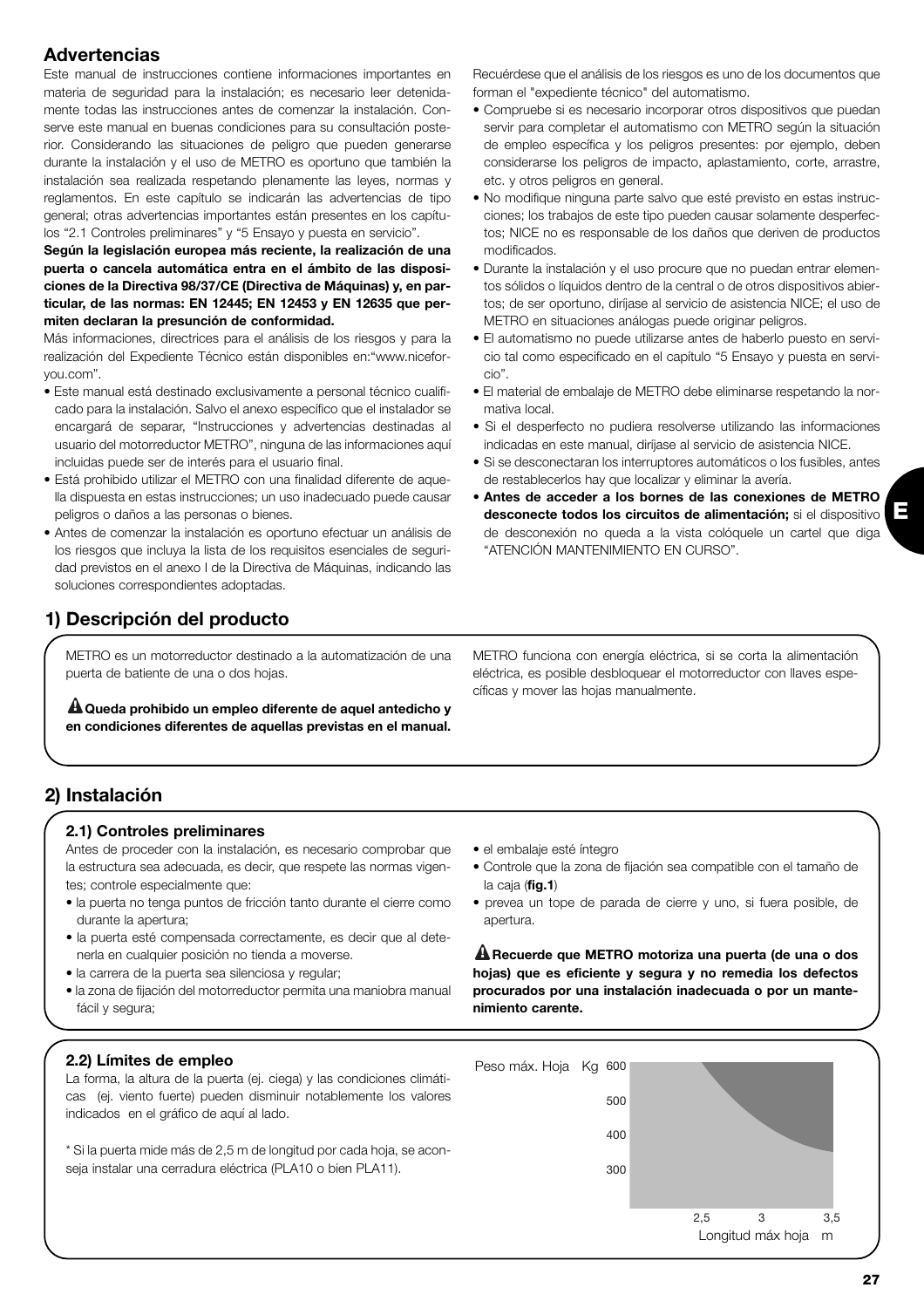## Advertencias

Este manual de instrucciones contiene informaciones importantes en materia de seguridad para la instalación; es necesario leer detenidamente todas las instrucciones antes de comenzar la instalación. Conserve este manual en buenas condiciones para su consultación posterior. Considerando las situaciones de peligro que pueden generarse durante la instalación y el uso de METRO es oportuno que también la instalación sea realizada respetando plenamente las leyes, normas y reglamentos. En este capítulo se indicarán las advertencias de tipo general; otras advertencias importantes están presentes en los capítulos "2.1 Controles preliminares" y "5 Ensayo y puesta en servicio".

**Según la legislación europea más reciente, la realización de una puerta o cancela automática entra en el ámbito de las disposiciones de la Directiva 98/37/CE (Directiva de Máquinas) y, en particular, de las normas: EN 12445; EN 12453 y EN 12635 que permiten declaran la presunción de conformidad.**

Más informaciones, directrices para el análisis de los riesgos y para la realización del Expediente Técnico están disponibles en:"www.niceforyou.com".

- Este manual está destinado exclusivamente a personal técnico cualificado para la instalación. Salvo el anexo específico que el instalador se encargará de separar, "Instrucciones y advertencias destinadas al usuario del motorreductor METRO", ninguna de las informaciones aquí incluidas puede ser de interés para el usuario final.
- Está prohibido utilizar el METRO con una finalidad diferente de aquella dispuesta en estas instrucciones; un uso inadecuado puede causar peligros o daños a las personas o bienes.
- Antes de comenzar la instalación es oportuno efectuar un análisis de los riesgos que incluya la lista de los requisitos esenciales de seguridad previstos en el anexo I de la Directiva de Máquinas, indicando las soluciones correspondientes adoptadas.

Recuérdese que el análisis de los riesgos es uno de los documentos que forman el "expediente técnico" del automatismo.

- Compruebe si es necesario incorporar otros dispositivos que puedan servir para completar el automatismo con METRO según la situación de empleo específica y los peligros presentes: por ejemplo, deben considerarse los peligros de impacto, aplastamiento, corte, arrastre, etc. y otros peligros en general.
- No modifique ninguna parte salvo que esté previsto en estas instrucciones; los trabajos de este tipo pueden causar solamente desperfectos; NICE no es responsable de los daños que deriven de productos modificados.
- Durante la instalación y el uso procure que no puedan entrar elementos sólidos o líquidos dentro de la central o de otros dispositivos abiertos; de ser oportuno, diríjase al servicio de asistencia NICE; el uso de METRO en situaciones análogas puede originar peligros.
- El automatismo no puede utilizarse antes de haberlo puesto en servicio tal como especificado en el capítulo "5 Ensayo y puesta en servicio".
- El material de embalaje de METRO debe eliminarse respetando la normativa local.
- Si el desperfecto no pudiera resolverse utilizando las informaciones indicadas en este manual, diríjase al servicio de asistencia NICE.
- Si se desconectaran los interruptores automáticos o los fusibles, antes de restablecerlos hay que localizar y eliminar la avería.
- **Antes de acceder a los bornes de las conexiones de METRO desconecte todos los circuitos de alimentación;** si el dispositivo de desconexión no queda a la vista colóquele un cartel que diga "ATENCIÓN MANTENIMIENTO EN CURSO".

## 1) Descripción del producto

METRO es un motorreductor destinado a la automatización de una puerta de batiente de una o dos hojas.

⚠ **Queda prohibido un empleo diferente de aquel antedicho y en condiciones diferentes de aquellas previstas en el manual.**

METRO funciona con energía eléctrica, si se corta la alimentación eléctrica, es posible desbloquear el motorreductor con llaves específicas y mover las hojas manualmente.

## 2) Instalación

### 2.1) Controles preliminares

Antes de proceder con la instalación, es necesario comprobar que la estructura sea adecuada, es decir, que respete las normas vigentes; controle especialmente que:

- la puerta no tenga puntos de fricción tanto durante el cierre como durante la apertura;
- la puerta esté compensada correctamente, es decir que al detenerla en cualquier posición no tienda a moverse.
- la carrera de la puerta sea silenciosa y regular;
- la zona de fijación del motorreductor permita una maniobra manual fácil y segura;
- el embalaje esté íntegro
- Controle que la zona de fijación sea compatible con el tamaño de la caja (**fig.1**)
- prevea un tope de parada de cierre y uno, si fuera posible, de apertura.

⚠ **Recuerde que METRO motoriza una puerta (de una o dos hojas) que es eficiente y segura y no remedia los defectos procurados por una instalación inadecuada o por un mantenimiento carente.**

### 2.2) Límites de empleo

La forma, la altura de la puerta (ej. ciega) y las condiciones climáticas (ej. viento fuerte) pueden disminuir notablemente los valores indicados en el gráfico de aquí al lado.

\* Si la puerta mide más de 2,5 m de longitud por cada hoja, se aconseja instalar una cerradura eléctrica (PLA10 o bien PLA11).

Peso máx. Hoja Kg: 600, 500, 400, 300

Longitud máx hoja m: 2,5, 3, 3,5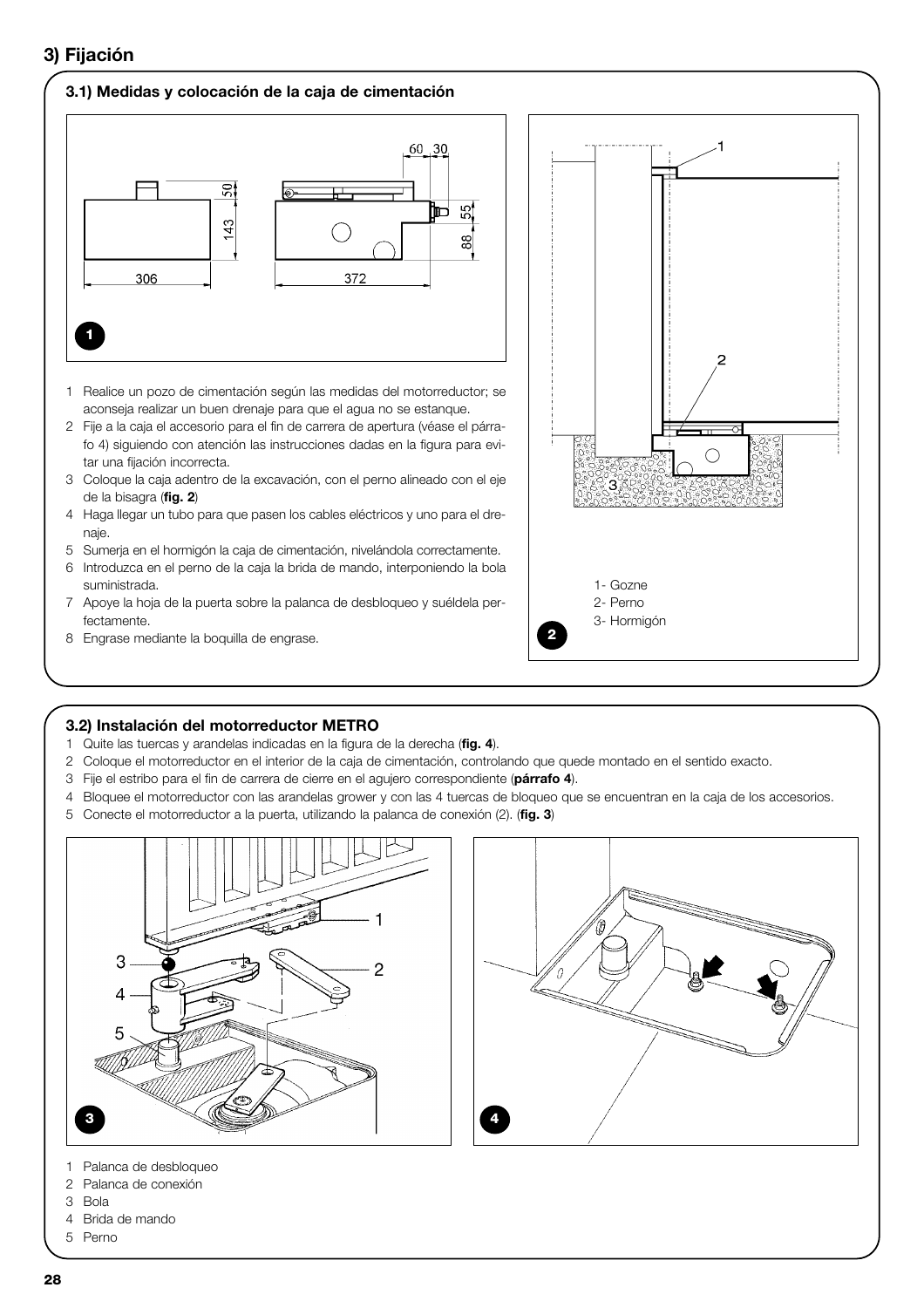## 3) Fijación

### 3.1) Medidas y colocación de la caja de cimentación

1 Realice un pozo de cimentación según las medidas del motorreductor; se aconseja realizar un buen drenaje para que el agua no se estanque.
2 Fije a la caja el accesorio para el fin de carrera de apertura (véase el párrafo 4) siguiendo con atención las instrucciones dadas en la figura para evitar una fijación incorrecta.
3 Coloque la caja adentro de la excavación, con el perno alineado con el eje de la bisagra (**fig. 2**)
4 Haga llegar un tubo para que pasen los cables eléctricos y uno para el drenaje.
5 Sumerja en el hormigón la caja de cimentación, nivelándola correctamente.
6 Introduzca en el perno de la caja la brida de mando, interponiendo la bola suministrada.
7 Apoye la hoja de la puerta sobre la palanca de desbloqueo y suéldela perfectamente.
8 Engrase mediante la boquilla de engrase.

1- Gozne
2- Perno
3- Hormigón

### 3.2) Instalación del motorreductor METRO

1 Quite las tuercas y arandelas indicadas en la figura de la derecha (**fig. 4**).
2 Coloque el motorreductor en el interior de la caja de cimentación, controlando que quede montado en el sentido exacto.
3 Fije el estribo para el fin de carrera de cierre en el agujero correspondiente (**párrafo 4**).
4 Bloquee el motorreductor con las arandelas grower y con las 4 tuercas de bloqueo que se encuentran en la caja de los accesorios.
5 Conecte el motorreductor a la puerta, utilizando la palanca de conexión (2). (**fig. 3**)

1 Palanca de desbloqueo
2 Palanca de conexión
3 Bola
4 Brida de mando
5 Perno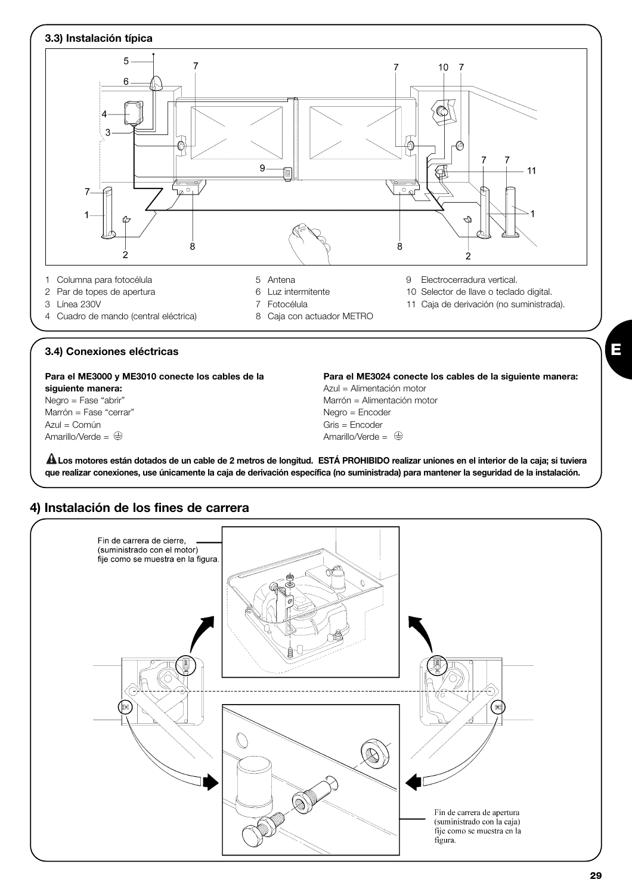### 3.3) Instalación típica

1. Columna para fotocélula
2. Par de topes de apertura
3. Línea 230V
4. Cuadro de mando (central eléctrica)
5. Antena
6. Luz intermitente
7. Fotocélula
8. Caja con actuador METRO
9. Electrocerradura vertical.
10. Selector de llave o teclado digital.
11. Caja de derivación (no suministrada).

### 3.4) Conexiones eléctricas

**Para el ME3000 y ME3010 conecte los cables de la siguiente manera:**
Negro = Fase "abrir"
Marrón = Fase "cerrar"
Azul = Común
Amarillo/Verde = ⏚

**Para el ME3024 conecte los cables de la siguiente manera:**
Azul = Alimentación motor
Marrón = Alimentación motor
Negro = Encoder
Gris = Encoder
Amarillo/Verde = ⏚

⚠ **Los motores están dotados de un cable de 2 metros de longitud. ESTÁ PROHIBIDO realizar uniones en el interior de la caja; si tuviera que realizar conexiones, use únicamente la caja de derivación específica (no suministrada) para mantener la seguridad de la instalación.**

## 4) Instalación de los fines de carrera

Fin de carrera de cierre, (suministrado con el motor) fije como se muestra en la figura.

Fin de carrera de apertura (suministrado con la caja) fije como se muestra en la figura.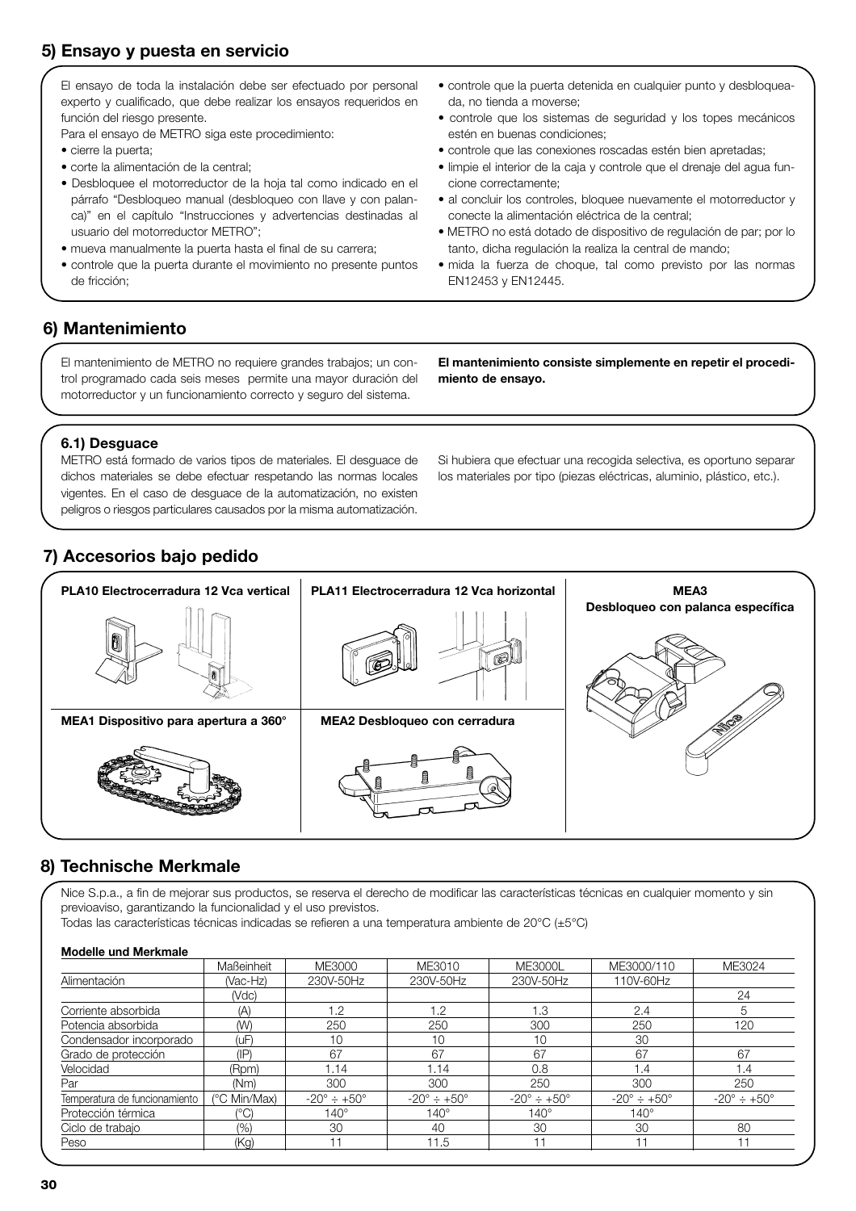## 5) Ensayo y puesta en servicio

El ensayo de toda la instalación debe ser efectuado por personal experto y cualificado, que debe realizar los ensayos requeridos en función del riesgo presente.

Para el ensayo de METRO siga este procedimiento:

- cierre la puerta;
- corte la alimentación de la central;
- Desbloquee el motorreductor de la hoja tal como indicado en el párrafo "Desbloqueo manual (desbloqueo con llave y con palanca)" en el capítulo "Instrucciones y advertencias destinadas al usuario del motorreductor METRO";
- mueva manualmente la puerta hasta el final de su carrera;
- controle que la puerta durante el movimiento no presente puntos de fricción;
- controle que la puerta detenida en cualquier punto y desbloqueada, no tienda a moverse;
- controle que los sistemas de seguridad y los topes mecánicos estén en buenas condiciones;
- controle que las conexiones roscadas estén bien apretadas;
- limpie el interior de la caja y controle que el drenaje del agua funcione correctamente;
- al concluir los controles, bloquee nuevamente el motorreductor y conecte la alimentación eléctrica de la central;
- METRO no está dotado de dispositivo de regulación de par; por lo tanto, dicha regulación la realiza la central de mando;
- mida la fuerza de choque, tal como previsto por las normas EN12453 y EN12445.

## 6) Mantenimiento

El mantenimiento de METRO no requiere grandes trabajos; un control programado cada seis meses permite una mayor duración del motorreductor y un funcionamiento correcto y seguro del sistema.

**El mantenimiento consiste simplemente en repetir el procedimiento de ensayo.**

### 6.1) Desguace

METRO está formado de varios tipos de materiales. El desguace de dichos materiales se debe efectuar respetando las normas locales vigentes. En el caso de desguace de la automatización, no existen peligros o riesgos particulares causados por la misma automatización.

Si hubiera que efectuar una recogida selectiva, es oportuno separar los materiales por tipo (piezas eléctricas, aluminio, plástico, etc.).

## 7) Accesorios bajo pedido

**PLA10 Electrocerradura 12 Vca vertical**

**PLA11 Electrocerradura 12 Vca horizontal**

**MEA3 Desbloqueo con palanca específica**

**MEA1 Dispositivo para apertura a 360°**

**MEA2 Desbloqueo con cerradura**

## 8) Technische Merkmale

Nice S.p.a., a fin de mejorar sus productos, se reserva el derecho de modificar las características técnicas en cualquier momento y sin previoaviso, garantizando la funcionalidad y el uso previstos.

Todas las características técnicas indicadas se refieren a una temperatura ambiente de 20°C (±5°C)

**Modelle und Merkmale**

| | Maßeinheit | ME3000 | ME3010 | ME3000L | ME3000/110 | ME3024 |
|---|---|---|---|---|---|---|
| Alimentación | (Vac-Hz) | 230V-50Hz | 230V-50Hz | 230V-50Hz | 110V-60Hz | |
| | (Vdc) | | | | | 24 |
| Corriente absorbida | (A) | 1.2 | 1.2 | 1.3 | 2.4 | 5 |
| Potencia absorbida | (W) | 250 | 250 | 300 | 250 | 120 |
| Condensador incorporado | (uF) | 10 | 10 | 10 | 30 | |
| Grado de protección | (IP) | 67 | 67 | 67 | 67 | 67 |
| Velocidad | (Rpm) | 1.14 | 1.14 | 0.8 | 1.4 | 1.4 |
| Par | (Nm) | 300 | 300 | 250 | 300 | 250 |
| Temperatura de funcionamiento | (°C Min/Max) | -20° ÷ +50° | -20° ÷ +50° | -20° ÷ +50° | -20° ÷ +50° | -20° ÷ +50° |
| Protección térmica | (°C) | 140° | 140° | 140° | 140° | |
| Ciclo de trabajo | (%) | 30 | 40 | 30 | 30 | 80 |
| Peso | (Kg) | 11 | 11.5 | 11 | 11 | 11 |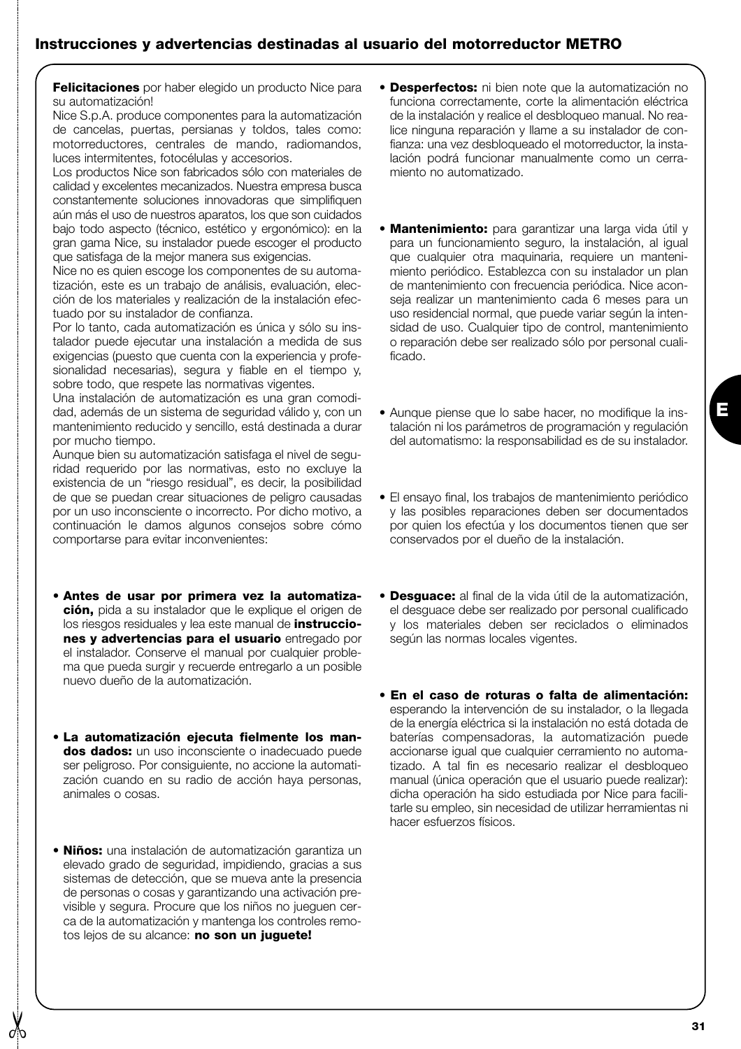## Instrucciones y advertencias destinadas al usuario del motorreductor METRO

**Felicitaciones** por haber elegido un producto Nice para su automatización!

Nice S.p.A. produce componentes para la automatización de cancelas, puertas, persianas y toldos, tales como: motorreductores, centrales de mando, radiomandos, luces intermitentes, fotocélulas y accesorios.

Los productos Nice son fabricados sólo con materiales de calidad y excelentes mecanizados. Nuestra empresa busca constantemente soluciones innovadoras que simplifiquen aún más el uso de nuestros aparatos, los que son cuidados bajo todo aspecto (técnico, estético y ergonómico): en la gran gama Nice, su instalador puede escoger el producto que satisfaga de la mejor manera sus exigencias.

Nice no es quien escoge los componentes de su automatización, este es un trabajo de análisis, evaluación, elección de los materiales y realización de la instalación efectuado por su instalador de confianza.

Por lo tanto, cada automatización es única y sólo su instalador puede ejecutar una instalación a medida de sus exigencias (puesto que cuenta con la experiencia y profesionalidad necesarias), segura y fiable en el tiempo y, sobre todo, que respete las normativas vigentes.

Una instalación de automatización es una gran comodidad, además de un sistema de seguridad válido y, con un mantenimiento reducido y sencillo, está destinada a durar por mucho tiempo.

Aunque bien su automatización satisfaga el nivel de seguridad requerido por las normativas, esto no excluye la existencia de un "riesgo residual", es decir, la posibilidad de que se puedan crear situaciones de peligro causadas por un uso inconsciente o incorrecto. Por dicho motivo, a continuación le damos algunos consejos sobre cómo comportarse para evitar inconvenientes:

- **Antes de usar por primera vez la automatización,** pida a su instalador que le explique el origen de los riesgos residuales y lea este manual de **instrucciones y advertencias para el usuario** entregado por el instalador. Conserve el manual por cualquier problema que pueda surgir y recuerde entregarlo a un posible nuevo dueño de la automatización.

- **La automatización ejecuta fielmente los mandos dados:** un uso inconsciente o inadecuado puede ser peligroso. Por consiguiente, no accione la automatización cuando en su radio de acción haya personas, animales o cosas.

- **Niños:** una instalación de automatización garantiza un elevado grado de seguridad, impidiendo, gracias a sus sistemas de detección, que se mueva ante la presencia de personas o cosas y garantizando una activación previsible y segura. Procure que los niños no jueguen cerca de la automatización y mantenga los controles remotos lejos de su alcance: **no son un juguete!**

- **Desperfectos:** ni bien note que la automatización no funciona correctamente, corte la alimentación eléctrica de la instalación y realice el desbloqueo manual. No realice ninguna reparación y llame a su instalador de confianza: una vez desbloqueado el motorreductor, la instalación podrá funcionar manualmente como un cerramiento no automatizado.

- **Mantenimiento:** para garantizar una larga vida útil y para un funcionamiento seguro, la instalación, al igual que cualquier otra maquinaria, requiere un mantenimiento periódico. Establezca con su instalador un plan de mantenimiento con frecuencia periódica. Nice aconseja realizar un mantenimiento cada 6 meses para un uso residencial normal, que puede variar según la intensidad de uso. Cualquier tipo de control, mantenimiento o reparación debe ser realizado sólo por personal cualificado.

- Aunque piense que lo sabe hacer, no modifique la instalación ni los parámetros de programación y regulación del automatismo: la responsabilidad es de su instalador.

- El ensayo final, los trabajos de mantenimiento periódico y las posibles reparaciones deben ser documentados por quien los efectúa y los documentos tienen que ser conservados por el dueño de la instalación.

- **Desguace:** al final de la vida útil de la automatización, el desguace debe ser realizado por personal cualificado y los materiales deben ser reciclados o eliminados según las normas locales vigentes.

- **En el caso de roturas o falta de alimentación:** esperando la intervención de su instalador, o la llegada de la energía eléctrica si la instalación no está dotada de baterías compensadoras, la automatización puede accionarse igual que cualquier cerramiento no automatizado. A tal fin es necesario realizar el desbloqueo manual (única operación que el usuario puede realizar): dicha operación ha sido estudiada por Nice para facilitarle su empleo, sin necesidad de utilizar herramientas ni hacer esfuerzos físicos.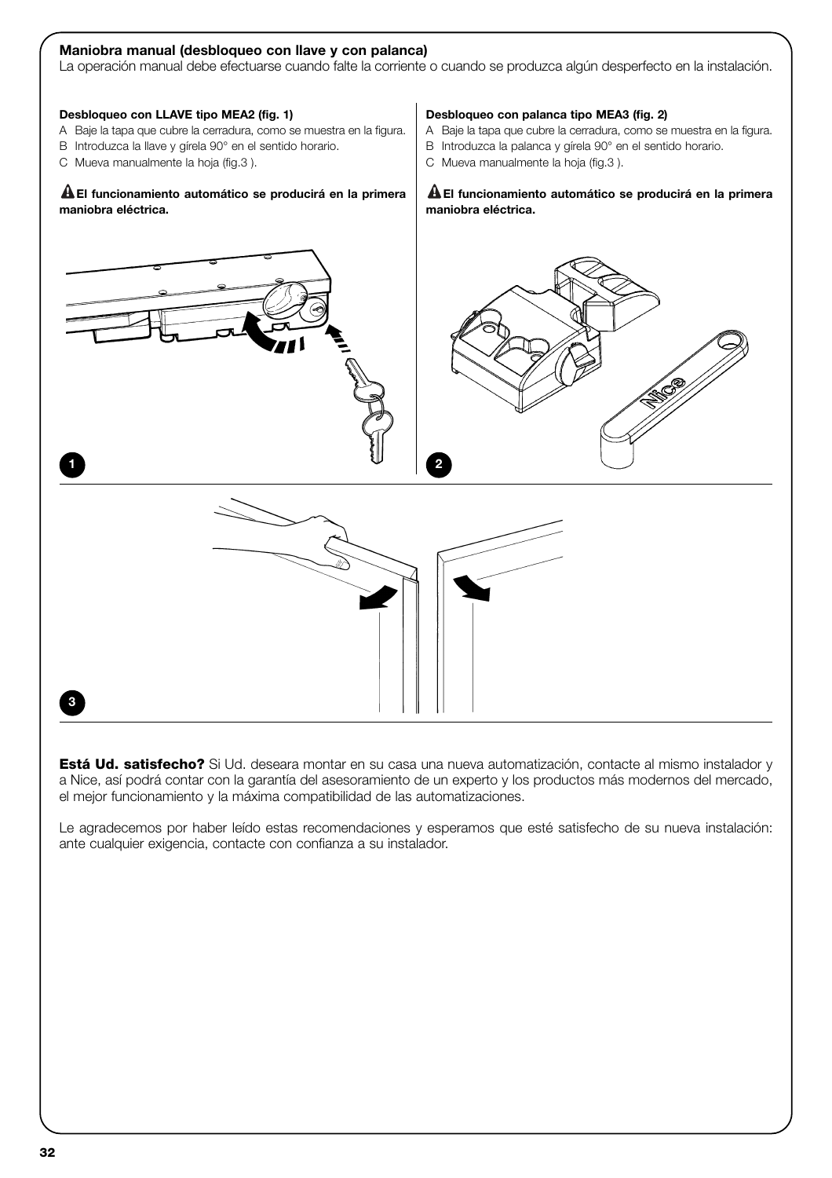## Maniobra manual (desbloqueo con llave y con palanca)

La operación manual debe efectuarse cuando falte la corriente o cuando se produzca algún desperfecto en la instalación.

**Desbloqueo con LLAVE tipo MEA2 (fig. 1)**

A Baje la tapa que cubre la cerradura, como se muestra en la figura.
B Introduzca la llave y gírela 90° en el sentido horario.
C Mueva manualmente la hoja (fig.3 ).

**⚠ El funcionamiento automático se producirá en la primera maniobra eléctrica.**

**Desbloqueo con palanca tipo MEA3 (fig. 2)**

A Baje la tapa que cubre la cerradura, como se muestra en la figura.
B Introduzca la palanca y gírela 90° en el sentido horario.
C Mueva manualmente la hoja (fig.3 ).

**⚠ El funcionamiento automático se producirá en la primera maniobra eléctrica.**

1

2

3

**Está Ud. satisfecho?** Si Ud. deseara montar en su casa una nueva automatización, contacte al mismo instalador y a Nice, así podrá contar con la garantía del asesoramiento de un experto y los productos más modernos del mercado, el mejor funcionamiento y la máxima compatibilidad de las automatizaciones.

Le agradecemos por haber leído estas recomendaciones y esperamos que esté satisfecho de su nueva instalación: ante cualquier exigencia, contacte con confianza a su instalador.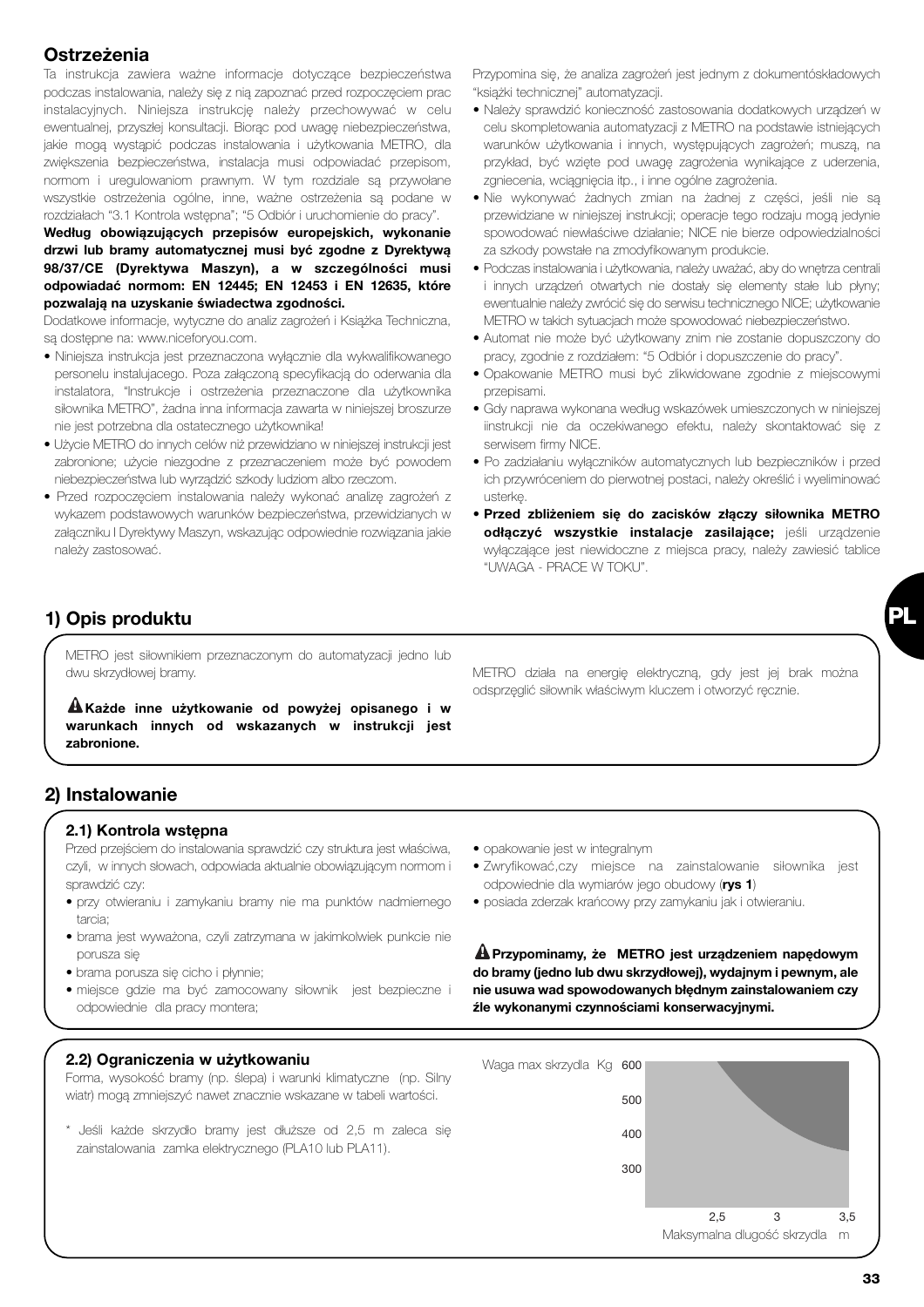## Ostrzeżenia

Ta instrukcja zawiera ważne informacje dotyczące bezpieczeństwa podczas instalowania, należy się z nią zapoznać przed rozpoczęciem prac instalacyjnych. Niniejsza instrukcję należy przechowywać w celu ewentualnej, przyszłej konsultacji. Biorąc pod uwagę niebezpieczeństwa, jakie mogą wystąpić podczas instalowania i użytkowania METRO, dla zwiększenia bezpieczeństwa, instalacja musi odpowiadać przepisom, normom i uregulowaniom prawnym. W tym rozdziale są przywołane wszystkie ostrzeżenia ogólne, inne, ważne ostrzeżenia są podane w rozdziałach "3.1 Kontrola wstępna"; "5 Odbiór i uruchomienie do pracy".

**Według obowiązujących przepisów europejskich, wykonanie drzwi lub bramy automatycznej musi być zgodne z Dyrektywą 98/37/CE (Dyrektywa Maszyn), a w szczególności musi odpowiadać normom: EN 12445; EN 12453 i EN 12635, które pozwalają na uzyskanie świadectwa zgodności.**

Dodatkowe informacje, wytyczne do analiz zagrożeń i Książka Techniczna, są dostępne na: www.niceforyou.com.

- Niniejsza instrukcja jest przeznaczona wyłącznie dla wykwalifikowanego personelu instalującego. Poza załączoną specyfikacją do oderwania dla instalatora, "Instrukcje i ostrzeżenia przeznaczone dla użytkownika siłownika METRO", żadna inna informacja zawarta w niniejszej broszurze nie jest potrzebna dla ostatecznego użytkownika!
- Użycie METRO do innych celów niż przewidziano w niniejszej instrukcji jest zabronione; użycie niezgodne z przeznaczeniem może być powodem niebezpieczeństwa lub wyrządzić szkody ludziom albo rzeczom.
- Przed rozpoczęciem instalowania należy wykonać analizę zagrożeń z wykazem podstawowych warunków bezpieczeństwa, przewidzianych w załączniku I Dyrektywy Maszyn, wskazując odpowiednie rozwiązania jakie należy zastosować.

Przypomina się, że analiza zagrożeń jest jednym z dokumentóskładowych "książki technicznej" automatyzacji.

- Należy sprawdzić konieczność zastosowania dodatkowych urządzeń w celu skompletowania automatyzacji z METRO na podstawie istniejących warunków użytkowania i innych, występujących zagrożeń; muszą, na przykład, być wzięte pod uwagę zagrożenia wynikające z uderzenia, zgniecenia, wciągnięcia itp., i inne ogólne zagrożenia.
- Nie wykonywać żadnych zmian na żadnej z części, jeśli nie są przewidziane w niniejszej instrukcji; operacje tego rodzaju mogą jedynie spowodować niewłaściwe działanie; NICE nie bierze odpowiedzialności za szkody powstałe na zmodyfikowanym produkcie.
- Podczas instalowania i użytkowania, należy uważać, aby do wnętrza centrali i innych urządzeń otwartych nie dostały się elementy stałe lub płyny; ewentualnie należy zwrócić się do serwisu technicznego NICE; użytkowanie METRO w takich sytuacjach może spowodować niebezpieczeństwo.
- Automat nie może być użytkowany znim nie zostanie dopuszczony do pracy, zgodnie z rozdziałem: "5 Odbiór i dopuszczenie do pracy".
- Opakowanie METRO musi być zlikwidowane zgodnie z miejscowymi przepisami.
- Gdy naprawa wykonana według wskazówek umieszczonych w niniejszej iinstrukcji nie da oczekiwanego efektu, należy skontaktować się z serwisem firmy NICE.
- Po zadziałaniu wyłączników automatycznych lub bezpieczników i przed ich przywróceniem do pierwotnej postaci, należy określić i wyeliminować usterkę.
- **Przed zbliżeniem się do zacisków złączy siłownika METRO odłączyć wszystkie instalacje zasilające;** jeśli urządzenie wyłączające jest niewidoczne z miejsca pracy, należy zawiesić tablice "UWAGA - PRACE W TOKU".

## 1) Opis produktu

METRO jest siłownikiem przeznaczonym do automatyzacji jedno lub dwu skrzydłowej bramy.

⚠ **Każde inne użytkowanie od powyżej opisanego i w warunkach innych od wskazanych w instrukcji jest zabronione.**

METRO działa na energię elektryczną, gdy jest jej brak można odsprzęglić siłownik właściwym kluczem i otworzyć ręcznie.

## 2) Instalowanie

### 2.1) Kontrola wstępna

Przed przejściem do instalowania sprawdzić czy struktura jest właściwa, czyli, w innych słowach, odpowiada aktualnie obowiązującym normom i sprawdzić czy:

- przy otwieraniu i zamykaniu bramy nie ma punktów nadmiernego tarcia;
- brama jest wyważona, czyli zatrzymana w jakimkolwiek punkcie nie porusza się
- brama porusza się cicho i płynnie;
- miejsce gdzie ma być zamocowany siłownik jest bezpieczne i odpowiednie dla pracy montera;
- opakowanie jest w integralnym
- Zwryfikować,czy miejsce na zainstalowanie siłownika jest odpowiednie dla wymiarów jego obudowy (**rys 1**)
- posiada zderzak krańcowy przy zamykaniu jak i otwieraniu.

⚠ **Przypominamy, że METRO jest urządzeniem napędowym do bramy (jedno lub dwu skrzydłowej), wydajnym i pewnym, ale nie usuwa wad spowodowanych błędnym zainstalowaniem czy źle wykonanymi czynnościami konserwacyjnymi.**

### 2.2) Ograniczenia w użytkowaniu

Forma, wysokość bramy (np. ślepa) i warunki klimatyczne (np. Silny wiatr) mogą zmniejszyć nawet znacznie wskazane w tabeli wartości.

\* Jeśli każde skrzydło bramy jest dłuższe od 2,5 m zaleca się zainstalowania zamka elektrycznego (PLA10 lub PLA11).

Waga max skrzydla Kg: 600, 500, 400, 300

Maksymalna dlugość skrzydla m: 2,5, 3, 3,5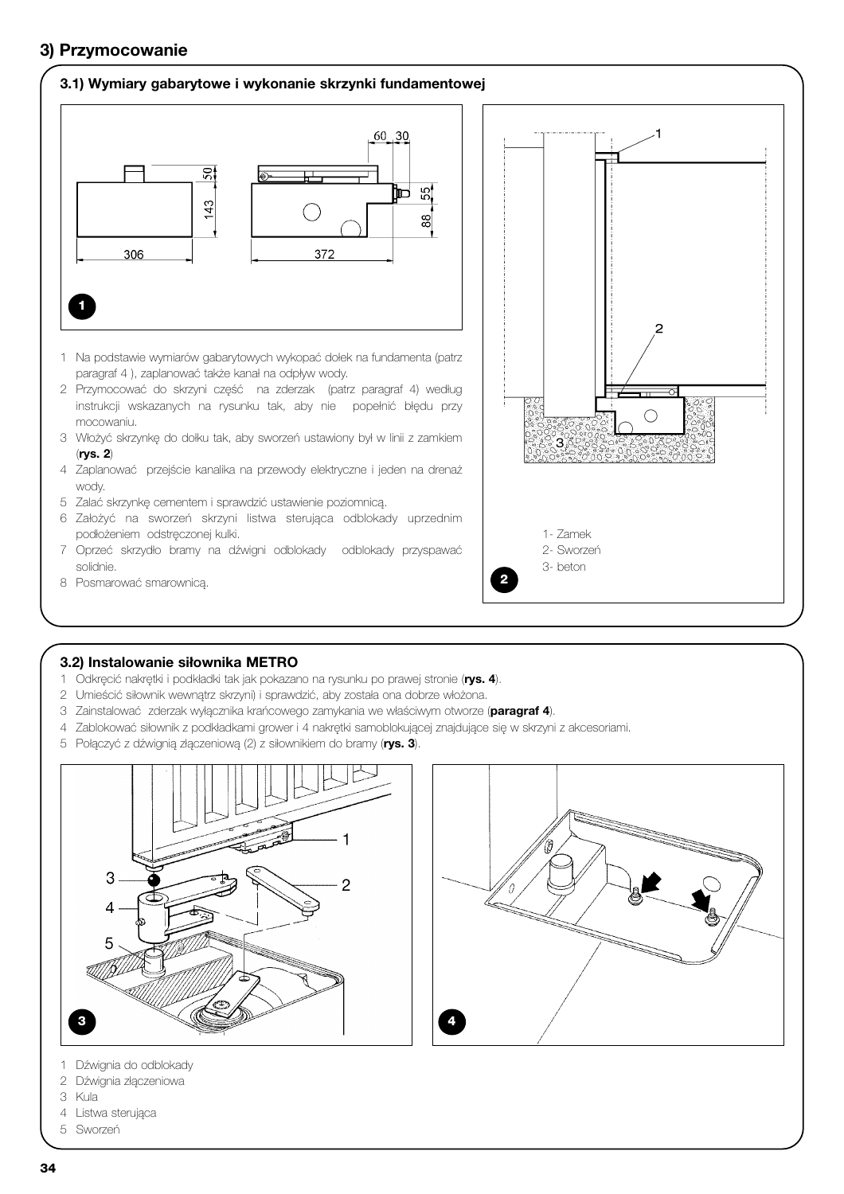## 3) Przymocowanie

### 3.1) Wymiary gabarytowe i wykonanie skrzynki fundamentowej

1 Na podstawie wymiarów gabarytowych wykopać dołek na fundamenta (patrz paragraf 4 ), zaplanować także kanał na odpływ wody.
2 Przymocować do skrzyni część na zderzak (patrz paragraf 4) według instrukcji wskazanych na rysunku tak, aby nie popełnić błędu przy mocowaniu.
3 Włożyć skrzynkę do dołku tak, aby sworzeń ustawiony był w linii z zamkiem (**rys. 2**)
4 Zaplanować przejście kanalika na przewody elektryczne i jeden na drenaż wody.
5 Zalać skrzynkę cementem i sprawdzić ustawienie poziomnicą.
6 Założyć na sworzeń skrzyni listwa sterująca odblokady uprzednim podłożeniem odstręczonej kulki.
7 Oprzeć skrzydło bramy na dźwigni odblokady odblokady przyspawać solidnie.
8 Posmarować smarownicą.

1- Zamek
2- Sworzeń
3- beton

### 3.2) Instalowanie siłownika METRO

1 Odkręcić nakrętki i podkładki tak jak pokazano na rysunku po prawej stronie (**rys. 4**).
2 Umieścić siłownik wewnątrz skrzyni) i sprawdzić, aby została ona dobrze włożona.
3 Zainstalować zderzak wyłącznika krańcowego zamykania we właściwym otworze (**paragraf 4**).
4 Zablokować siłownik z podkładkami grower i 4 nakrętki samoblokującej znajdujące się w skrzyni z akcesoriami.
5 Połączyć z dźwignią złączeniową (2) z siłownikiem do bramy (**rys. 3**).

1 Dźwignia do odblokady
2 Dźwignia złączeniowa
3 Kula
4 Listwa sterująca
5 Sworzeń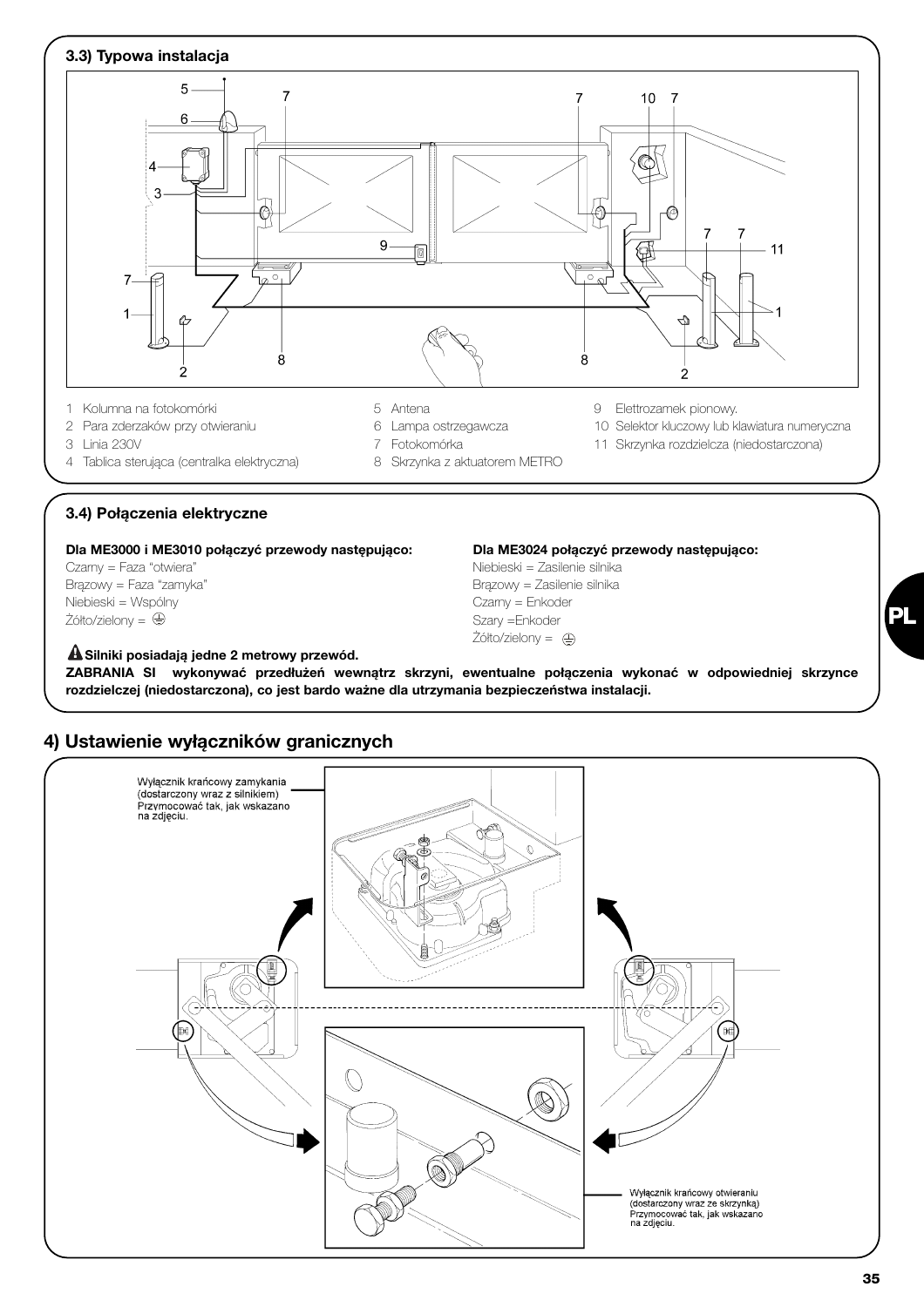### 3.3) Typowa instalacja

1 Kolumna na fotokomórki
2 Para zderzaków przy otwieraniu
3 Linia 230V
4 Tablica sterująca (centralka elektryczna)
5 Antena
6 Lampa ostrzegawcza
7 Fotokomórka
8 Skrzynka z aktuatorem METRO
9 Elettrozamek pionowy.
10 Selektor kluczowy lub klawiatura numeryczna
11 Skrzynka rozdzielcza (niedostarczona)

### 3.4) Połączenia elektryczne

**Dla ME3000 i ME3010 połączyć przewody następująco:**
Czarny = Faza "otwiera"
Brązowy = Faza "zamyka"
Niebieski = Wspólny
Żółto/zielony = ⏚

**Dla ME3024 połączyć przewody następująco:**
Niebieski = Zasilenie silnika
Brązowy = Zasilenie silnika
Czarny = Enkoder
Szary =Enkoder
Żółto/zielony = ⏚

**⚠ Silniki posiadają jedne 2 metrowy przewód.**
**ZABRANIA SI wykonywać przedłużeń wewnątrz skrzyni, ewentualne połączenia wykonać w odpowiedniej skrzynce rozdzielczej (niedostarczona), co jest bardo ważne dla utrzymania bezpieczeństwa instalacji.**

## 4) Ustawienie wyłączników granicznych

Wyłącznik krańcowy zamykania (dostarczony wraz z silnikiem) Przymocować tak, jak wskazano na zdjęciu.

Wyłącznik krańcowy otwieraniu (dostarczony wraz ze skrzynką) Przymocować tak, jak wskazano na zdjęciu.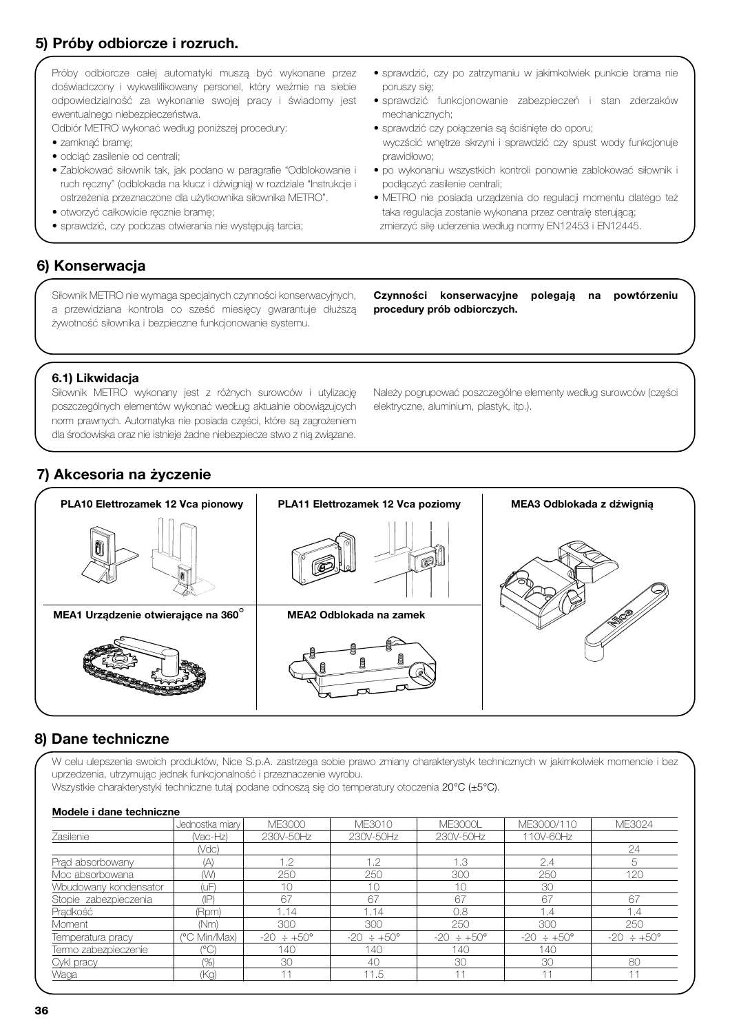## 5) Próby odbiorcze i rozruch.

Próby odbiorcze całej automatyki muszą być wykonane przez doświadczony i wykwalifikowany personel, który weźmie na siebie odpowiedzialność za wykonanie swojej pracy i świadomy jest ewentualnego niebezpieczeństwa.

Odbiór METRO wykonać według poniższej procedury:

- zamknąć bramę;
- odciąć zasilenie od centrali;
- Zablokować siłownik tak, jak podano w paragrafie "Odblokowanie i ruch ręczny" (odblokada na klucz i dźwignią) w rozdziale "Instrukcje i ostrzeżenia przeznaczone dla użytkownika siłownika METRO".
- otworzyć całkowicie ręcznie bramę;
- sprawdzić, czy podczas otwierania nie występują tarcia;
- sprawdzić, czy po zatrzymaniu w jakimkolwiek punkcie brama nie poruszy się;
- sprawdzić funkcjonowanie zabezpieczeń i stan zderzaków mechanicznych;
- sprawdzić czy połączenia są ściśnięte do oporu;
  wyczyścić wnętrze skrzyni i sprawdzić czy spust wody funkcjonuje prawidłowo;
- po wykonaniu wszystkich kontroli ponownie zablokować siłownik i podłączyć zasilenie centrali;
- METRO nie posiada urządzenia do regulacji momentu dlatego też taka regulacja zostanie wykonana przez centralę sterującą;
  zmierzyć siłę uderzenia według normy EN12453 i EN12445.

## 6) Konserwacja

Siłownik METRO nie wymaga specjalnych czynności konserwacyjnych, a przewidziana kontrola co sześć miesięcy gwarantuje dłuższą żywotność siłownika i bezpieczne funkcjonowanie systemu.

**Czynności konserwacyjne polegają na powtórzeniu procedury prób odbiorczych.**

### 6.1) Likwidacja

Siłownik METRO wykonany jest z różnych surowców i utylizację poszczególnych elementów wykonać według aktualnie obowiązujcych norm prawnych. Automatyka nie posiada części, które są zagrożeniem dla środowiska oraz nie istnieje żadne niebezpiecze stwo z nią związane.

Należy pogrupować poszczególne elementy według surowców (części elektryczne, aluminium, plastyk, itp.).

## 7) Akcesoria na życzenie

**PLA10 Elettrozamek 12 Vca pionowy**

**PLA11 Elettrozamek 12 Vca poziomy**

**MEA3 Odblokada z dźwignią**

**MEA1 Urządzenie otwierające na 360°**

**MEA2 Odblokada na zamek**

## 8) Dane techniczne

W celu ulepszenia swoich produktów, Nice S.p.A. zastrzega sobie prawo zmiany charakterystyk technicznych w jakimkolwiek momencie i bez uprzedzenia, utrzymując jednak funkcjonalność i przeznaczenie wyrobu.

Wszystkie charakterystyki techniczne tutaj podane odnoszą się do temperatury otoczenia 20°C (±5°C).

**Modele i dane techniczne**

| | Jednostka miary | ME3000 | ME3010 | ME3000L | ME3000/110 | ME3024 |
|---|---|---|---|---|---|---|
| Zasilenie | (Vac-Hz) | 230V-50Hz | 230V-50Hz | 230V-50Hz | 110V-60Hz | |
| | (Vdc) | | | | | 24 |
| Prąd absorbowany | (A) | 1.2 | 1.2 | 1.3 | 2.4 | 5 |
| Moc absorbowana | (W) | 250 | 250 | 300 | 250 | 120 |
| Wbudowany kondensator | (uF) | 10 | 10 | 10 | 30 | |
| Stopie zabezpieczenia | (IP) | 67 | 67 | 67 | 67 | 67 |
| Prądkość | (Rpm) | 1.14 | 1.14 | 0.8 | 1.4 | 1.4 |
| Moment | (Nm) | 300 | 300 | 250 | 300 | 250 |
| Temperatura pracy | (°C Min/Max) | -20 ÷ +50° | -20 ÷ +50° | -20 ÷ +50° | -20 ÷ +50° | -20 ÷ +50° |
| Termo zabezpieczenie | (°C) | 140 | 140 | 140 | 140 | |
| Cykl pracy | (%) | 30 | 40 | 30 | 30 | 80 |
| Waga | (Kg) | 11 | 11.5 | 11 | 11 | 11 |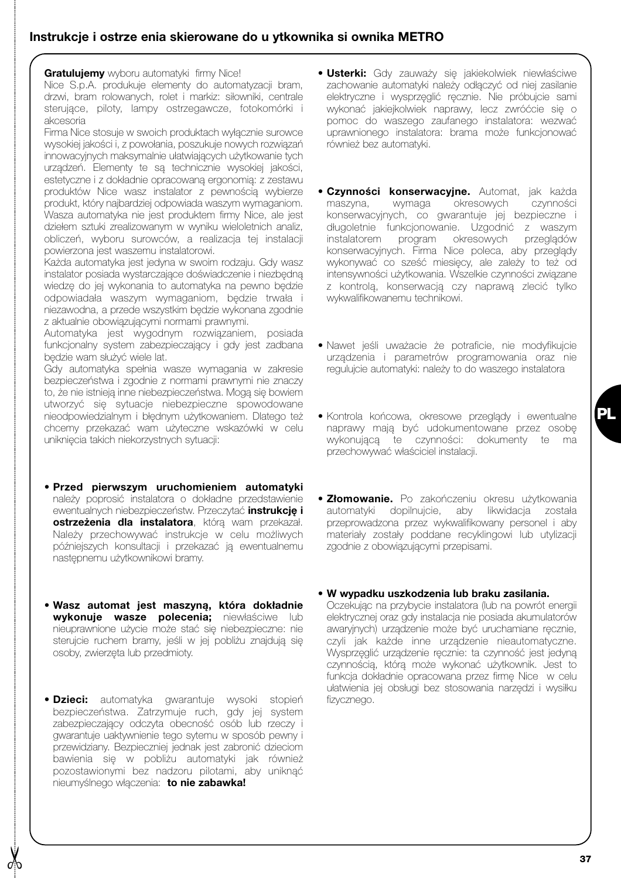## Instrukcje i ostrze enia skierowane do u ytkownika si ownika METRO

**Gratulujemy** wyboru automatyki firmy Nice!
Nice S.p.A. produkuje elementy do automatyzacji bram, drzwi, bram rolowanych, rolet i markiz: siłowniki, centrale sterujące, piloty, lampy ostrzegawcze, fotokomórki i akcesoria
Firma Nice stosuje w swoich produktach wyłącznie surowce wysokiej jakości i, z powołania, poszukuje nowych rozwiązań innowacyjnych maksymalnie ułatwiających użytkowanie tych urządzeń. Elementy te są technicznie wysokiej jakości, estetyczne i z dokładnie opracowaną ergonomią: z zestawu produktów Nice wasz instalator z pewnością wybierze produkt, który najbardziej odpowiada waszym wymaganiom. Wasza automatyka nie jest produktem firmy Nice, ale jest dziełem sztuki zrealizowanym w wyniku wieloletnich analiz, obliczeń, wyboru surowców, a realizacja tej instalacji powierzona jest waszemu instalatorowi.
Każda automatyka jest jedyna w swoim rodzaju. Gdy wasz instalator posiada wystarczające doświadczenie i niezbędną wiedzę do jej wykonania to automatyka na pewno będzie odpowiadała waszym wymaganiom, będzie trwała i niezawodna, a przede wszystkim będzie wykonana zgodnie z aktualnie obowiązującymi normami prawnymi.
Automatyka jest wygodnym rozwiązaniem, posiada funkcjonalny system zabezpieczający i gdy jest zadbana będzie wam służyć wiele lat.
Gdy automatyka spełnia wasze wymagania w zakresie bezpieczeństwa i zgodnie z normami prawnymi nie znaczy to, że nie istnieją inne niebezpieczeństwa. Mogą się bowiem utworzyć się sytuacje niebezpieczne spowodowane nieodpowiedzialnym i błędnym użytkowaniem. Dlatego też chcemy przekazać wam użyteczne wskazówki w celu uniknięcia takich niekorzystnych sytuacji:

- **Przed pierwszym uruchomieniem automatyki** należy poprosić instalatora o dokładne przedstawienie ewentualnych niebezpieczeństw. Przeczytać **instrukcję i ostrzeżenia dla instalatora**, którą wam przekazał. Należy przechowywać instrukcje w celu możliwych późniejszych konsultacji i przekazać ją ewentualnemu następnemu użytkownikowi bramy.

- **Wasz automat jest maszyną, która dokładnie wykonuje wasze polecenia;** niewłaściwe lub nieuprawnione użycie może stać się niebezpieczne: nie sterujcie ruchem bramy, jeśli w jej pobliżu znajdują się osoby, zwierzęta lub przedmioty.

- **Dzieci:** automatyka gwarantuje wysoki stopień bezpieczeństwa. Zatrzymuje ruch, gdy jej system zabezpieczający odczyta obecność osób lub rzeczy i gwarantuje uaktywnienie tego sytemu w sposób pewny i przewidziany. Bezpieczniej jednak jest zabronić dzieciom bawienia się w pobliżu automatyki jak również pozostawionymi bez nadzoru pilotami, aby uniknąć nieumyślnego włączenia: **to nie zabawka!**

- **Usterki:** Gdy zauważy się jakiekolwiek niewłaściwe zachowanie automatyki należy odłączyć od niej zasilanie elektryczne i wysprzęglić ręcznie. Nie próbujcie sami wykonać jakiejkolwiek naprawy, lecz zwróćcie się o pomoc do waszego zaufanego instalatora: wezwać uprawnionego instalatora: brama może funkcjonować również bez automatyki.

- **Czynności konserwacyjne.** Automat, jak każda maszyna, wymaga okresowych czynności konserwacyjnych, co gwarantuje jej bezpieczne i długoletnie funkcjonowanie. Uzgodnić z waszym instalatorem program okresowych przeglądów konserwacyjnych. Firma Nice poleca, aby przeglądy wykonywać co sześć miesięcy, ale zależy to też od intensywności użytkowania. Wszelkie czynności związane z kontrolą, konserwacją czy naprawą zlecić tylko wykwalifikowanemu technikowi.

- Nawet jeśli uważacie że potraficie, nie modyfikujcie urządzenia i parametrów programowania oraz nie regulujcie automatyki: należy to do waszego instalatora

- Kontrola końcowa, okresowe przeglądy i ewentualne naprawy mają być udokumentowane przez osobę wykonującą te czynności: dokumenty te ma przechowywać właściciel instalacji.

- **Złomowanie.** Po zakończeniu okresu użytkowania automatyki dopilnujcie, aby likwidacja została przeprowadzona przez wykwalifikowany personel i aby materiały zostały poddane recyklingowi lub utylizacji zgodnie z obowiązującymi przepisami.

- **W wypadku uszkodzenia lub braku zasilania.**
Oczekując na przybycie instalatora (lub na powrót energii elektrycznej oraz gdy instalacja nie posiada akumulatorów awaryjnych) urządzenie może być uruchamiane ręcznie, czyli jak każde inne urządzenie nieautomatyczne. Wysprzęglić urządzenie ręcznie: ta czynność jest jedyną czynnością, którą może wykonać użytkownik. Jest to funkcja dokładnie opracowana przez firmę Nice w celu ułatwienia jej obsługi bez stosowania narzędzi i wysiłku fizycznego.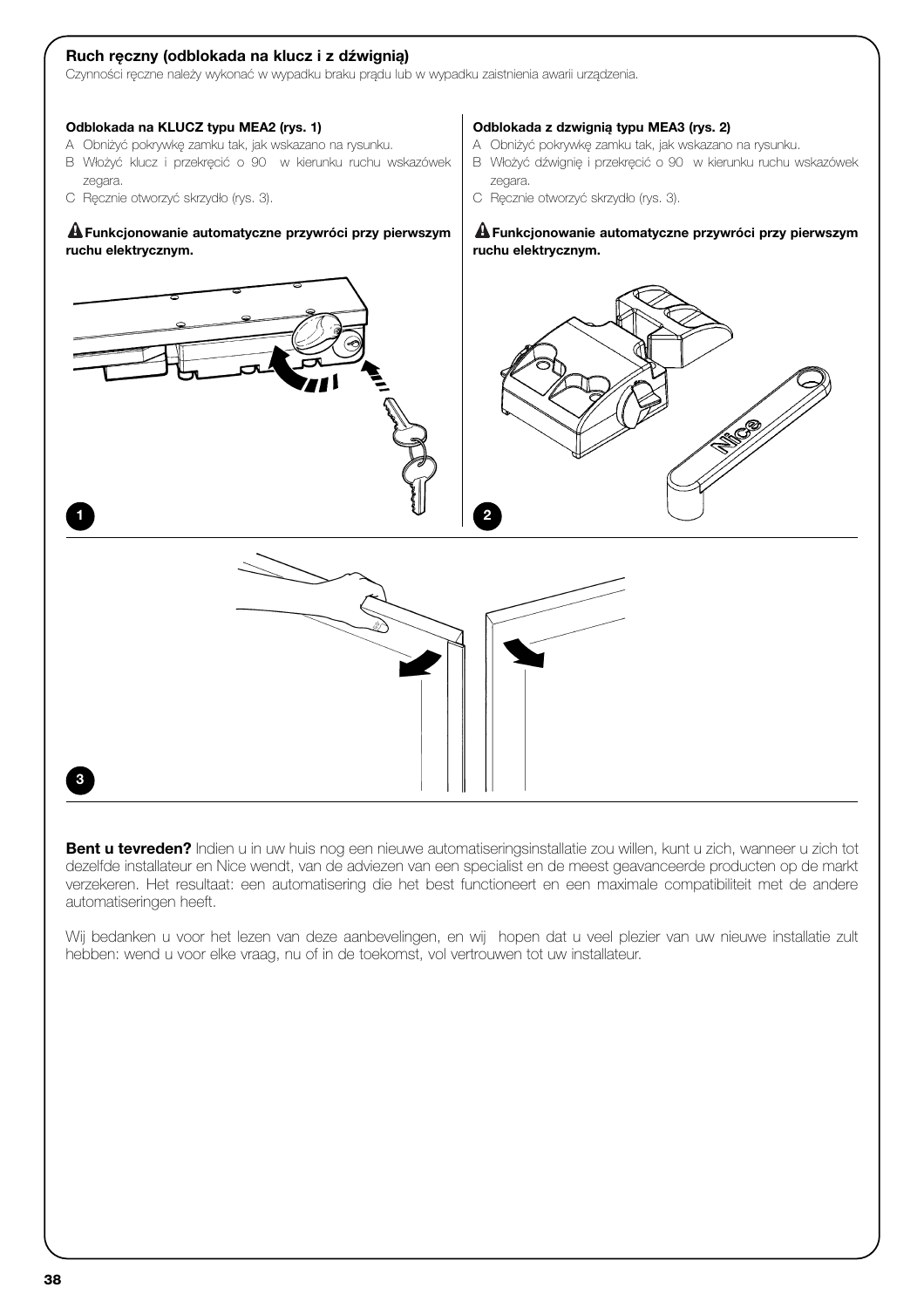## Ruch ręczny (odblokada na klucz i z dźwignią)

Czynności ręczne należy wykonać w wypadku braku prądu lub w wypadku zaistnienia awarii urządzenia.

**Odblokada na KLUCZ typu MEA2 (rys. 1)**

A Obniżyć pokrywkę zamku tak, jak wskazano na rysunku.

B Włożyć klucz i przekręcić o 90 w kierunku ruchu wskazówek zegara.

C Ręcznie otworzyć skrzydło (rys. 3).

**Funkcjonowanie automatyczne przywróci przy pierwszym ruchu elektrycznym.**

**Odblokada z dzwignią typu MEA3 (rys. 2)**

A Obniżyć pokrywkę zamku tak, jak wskazano na rysunku.

B Włożyć dźwignię i przekręcić o 90 w kierunku ruchu wskazówek zegara.

C Ręcznie otworzyć skrzydło (rys. 3).

**Funkcjonowanie automatyczne przywróci przy pierwszym ruchu elektrycznym.**

1

2

3

**Bent u tevreden?** Indien u in uw huis nog een nieuwe automatiseringsinstallatie zou willen, kunt u zich, wanneer u zich tot dezelfde installateur en Nice wendt, van de adviezen van een specialist en de meest geavanceerde producten op de markt verzekeren. Het resultaat: een automatisering die het best functioneert en een maximale compatibiliteit met de andere automatiseringen heeft.

Wij bedanken u voor het lezen van deze aanbevelingen, en wij hopen dat u veel plezier van uw nieuwe installatie zult hebben: wend u voor elke vraag, nu of in de toekomst, vol vertrouwen tot uw installateur.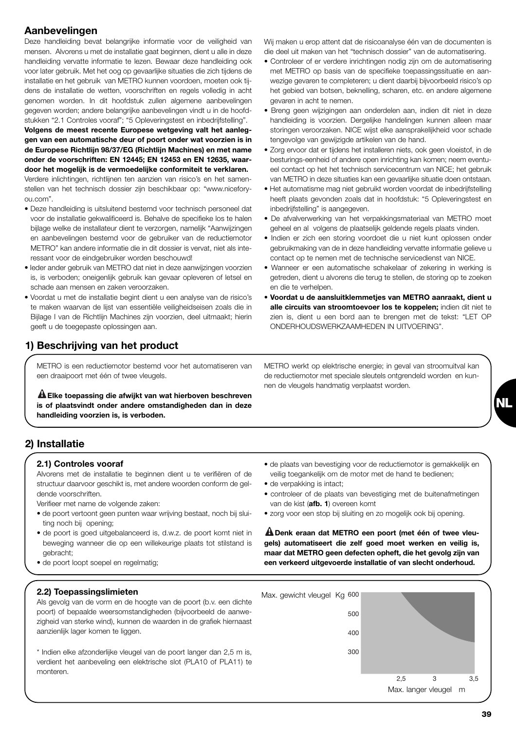## Aanbevelingen

Deze handleiding bevat belangrijke informatie voor de veiligheid van mensen. Alvorens u met de installatie gaat beginnen, dient u alle in deze handleiding vervatte informatie te lezen. Bewaar deze handleiding ook voor later gebruik. Met het oog op gevaarlijke situaties die zich tijdens de installatie en het gebruik van METRO kunnen voordoen, moeten ook tijdens de installatie de wetten, voorschriften en regels volledig in acht genomen worden. In dit hoofdstuk zullen algemene aanbevelingen gegeven worden; andere belangrijke aanbevelingen vindt u in de hoofdstukken "2.1 Controles vooraf"; "5 Opleveringstest en inbedrijfstelling".

**Volgens de meest recente Europese wetgeving valt het aanleggen van een automatische deur of poort onder wat voorzien is in de Europese Richtlijn 98/37/EG (Richtlijn Machines) en met name onder de voorschriften: EN 12445; EN 12453 en EN 12635, waardoor het mogelijk is de vermoedelijke conformiteit te verklaren.**

Verdere inlichtingen, richtlijnen ten aanzien van risico's en het samenstellen van het technisch dossier zijn beschikbaar op: "www.niceforyou.com".

- Deze handleiding is uitsluitend bestemd voor technisch personeel dat voor de installatie gekwalificeerd is. Behalve de specifieke los te halen bijlage welke de installateur dient te verzorgen, namelijk "Aanwijzingen en aanbevelingen bestemd voor de gebruiker van de reductiemotor METRO" kan andere informatie die in dit dossier is vervat, niet als interessant voor de eindgebruiker worden beschouwd!
- Ieder ander gebruik van METRO dat niet in deze aanwijzingen voorzien is, is verboden; oneigenlijk gebruik kan gevaar opleveren of letsel en schade aan mensen en zaken veroorzaken.
- Voordat u met de installatie begint dient u een analyse van de risico's te maken waarvan de lijst van essentiële veiligheidseisen zoals die in Bijlage I van de Richtlijn Machines zijn voorzien, deel uitmaakt; hierin geeft u de toegepaste oplossingen aan.

Wij maken u erop attent dat de risicoanalyse één van de documenten is die deel uit maken van het "technisch dossier" van de automatisering.

- Controleer of er verdere inrichtingen nodig zijn om de automatisering met METRO op basis van de specifieke toepassingssituatie en aanwezige gevaren te completeren; u dient daarbij bijvoorbeeld risico's op het gebied van botsen, beknelling, scharen, etc. en andere algemene gevaren in acht te nemen.
- Breng geen wijzigingen aan onderdelen aan, indien dit niet in deze handleiding is voorzien. Dergelijke handelingen kunnen alleen maar storingen veroorzaken. NICE wijst elke aansprakelijkheid voor schade tengevolge van gewijzigde artikelen van de hand.
- Zorg ervoor dat er tijdens het installeren niets, ook geen vloeistof, in de besturings-eenheid of andere open inrichting kan komen; neem eventueel contact op het het technisch servicecentrum van NICE; het gebruik van METRO in deze situaties kan een gevaarlijke situatie doen ontstaan.
- Het automatisme mag niet gebruikt worden voordat de inbedrijfstelling heeft plaats gevonden zoals dat in hoofdstuk: "5 Opleveringstest en inbedrijfstelling" is aangegeven.
- De afvalverwerking van het verpakkingsmateriaal van METRO moet geheel en al volgens de plaatselijk geldende regels plaats vinden.
- Indien er zich een storing voordoet die u niet kunt oplossen onder gebruikmaking van de in deze handleiding vervatte informatie gelieve u contact op te nemen met de technische servicedienst van NICE.
- Wanneer er een automatische schakelaar of zekering in werking is getreden, dient u alvorens die terug te stellen, de storing op te zoeken en die te verhelpen.
- **Voordat u de aansluitklemmetjes van METRO aanraakt, dient u alle circuits van stroomtoevoer los te koppelen;** indien dit niet te zien is, dient u een bord aan te brengen met de tekst: "LET OP ONDERHOUDSWERKZAAMHEDEN IN UITVOERING".

## 1) Beschrijving van het product

METRO is een reductiemotor bestemd voor het automatiseren van een draaipoort met één of twee vleugels.

**⚠ Elke toepassing die afwijkt van wat hierboven beschreven is of plaatsvindt onder andere omstandigheden dan in deze handleiding voorzien is, is verboden.**

METRO werkt op elektrische energie; in geval van stroomuitval kan de reductiemotor met speciale sleutels ontgrendeld worden en kunnen de vleugels handmatig verplaatst worden.

## 2) Installatie

### 2.1) Controles vooraf

Alvorens met de installatie te beginnen dient u te verifiëren of de structuur daarvoor geschikt is, met andere woorden conform de geldende voorschriften.

Verifieer met name de volgende zaken:

- de poort vertoont geen punten waar wrijving bestaat, noch bij sluiting noch bij opening;
- de poort is goed uitgebalanceerd is, d.w.z. de poort komt niet in beweging wanneer die op een willekeurige plaats tot stilstand is gebracht;
- de poort loopt soepel en regelmatig;
- de plaats van bevestiging voor de reductiemotor is gemakkelijk en veilig toegankelijk om de motor met de hand te bedienen;
- de verpakking is intact;
- controleer of de plaats van bevestiging met de buitenafmetingen van de kist (**afb. 1**) overeen komt
- zorg voor een stop bij sluiting en zo mogelijk ook bij opening.

**⚠ Denk eraan dat METRO een poort (met één of twee vleugels) automatiseert die zelf goed moet werken en veilig is, maar dat METRO geen defecten opheft, die het gevolg zijn van een verkeerd uitgevoerde installatie of van slecht onderhoud.**

### 2.2) Toepassingslimieten

Als gevolg van de vorm en de hoogte van de poort (b.v. een dichte poort) of bepaalde weersomstandigheden (bijvoorbeeld de aanwezigheid van sterke wind), kunnen de waarden in de grafiek hiernaast aanzienlijk lager komen te liggen.

\* Indien elke afzonderlijke vleugel van de poort langer dan 2,5 m is, verdient het aanbeveling een elektrische slot (PLA10 of PLA11) te monteren.

Max. gewicht vleugel Kg: 600, 500, 400, 300

Max. langer vleugel m: 2,5, 3, 3,5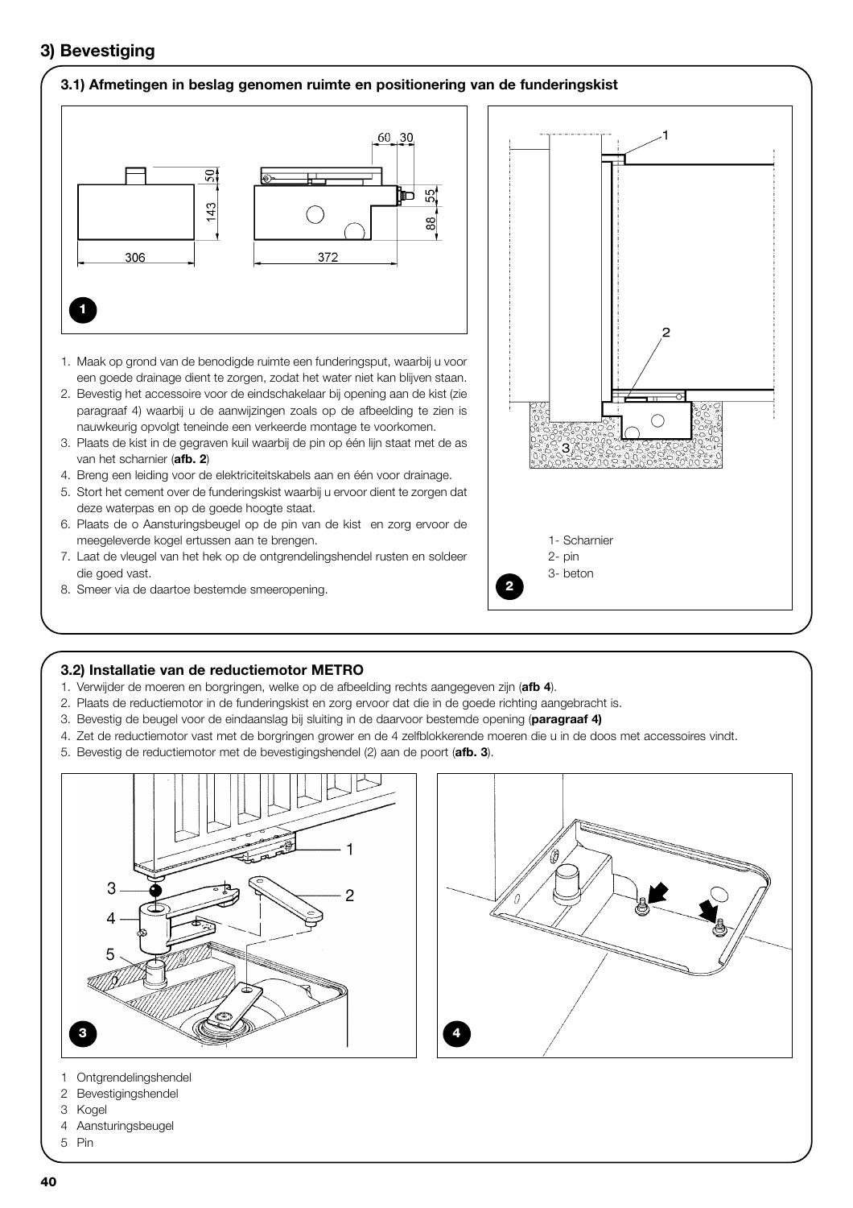## 3) Bevestiging

### 3.1) Afmetingen in beslag genomen ruimte en positionering van de funderingskist

1. Maak op grond van de benodigde ruimte een funderingsput, waarbij u voor een goede drainage dient te zorgen, zodat het water niet kan blijven staan.
2. Bevestig het accessoire voor de eindschakelaar bij opening aan de kist (zie paragraaf 4) waarbij u de aanwijzingen zoals op de afbeelding te zien is nauwkeurig opvolgt teneinde een verkeerde montage te voorkomen.
3. Plaats de kist in de gegraven kuil waarbij de pin op één lijn staat met de as van het scharnier (**afb. 2**)
4. Breng een leiding voor de elektriciteitskabels aan en één voor drainage.
5. Stort het cement over de funderingskist waarbij u ervoor dient te zorgen dat deze waterpas en op de goede hoogte staat.
6. Plaats de o Aansturingsbeugel op de pin van de kist en zorg ervoor de meegeleverde kogel ertussen aan te brengen.
7. Laat de vleugel van het hek op de ontgrendelingshendel rusten en soldeer die goed vast.
8. Smeer via de daartoe bestemde smeeropening.

1- Scharnier
2- pin
3- beton

### 3.2) Installatie van de reductiemotor METRO

1. Verwijder de moeren en borgringen, welke op de afbeelding rechts aangegeven zijn (**afb 4**).
2. Plaats de reductiemotor in de funderingskist en zorg ervoor dat die in de goede richting aangebracht is.
3. Bevestig de beugel voor de eindaanslag bij sluiting in de daarvoor bestemde opening (**paragraaf 4)**
4. Zet de reductiemotor vast met de borgringen grower en de 4 zelfblokkerende moeren die u in de doos met accessoires vindt.
5. Bevestig de reductiemotor met de bevestigingshendel (2) aan de poort (**afb. 3**).

1 Ontgrendelingshendel
2 Bevestigingshendel
3 Kogel
4 Aansturingsbeugel
5 Pin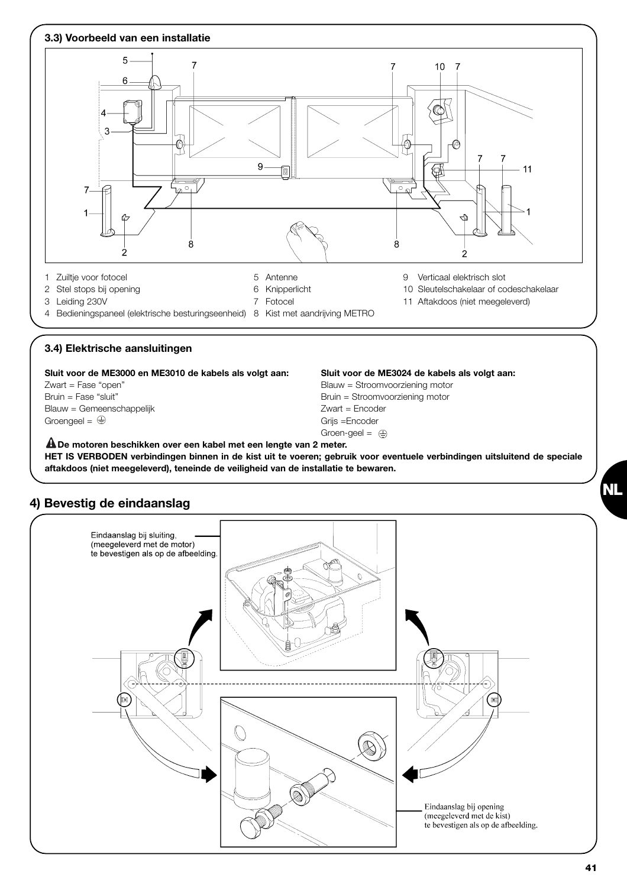### 3.3) Voorbeeld van een installatie

1 Zuiltje voor fotocel
2 Stel stops bij opening
3 Leiding 230V
4 Bedieningspaneel (elektrische besturingseenheid)
5 Antenne
6 Knipperlicht
7 Fotocel
8 Kist met aandrijving METRO
9 Verticaal elektrisch slot
10 Sleutelschakelaar of codeschakelaar
11 Aftakdoos (niet meegeleverd)

### 3.4) Elektrische aansluitingen

**Sluit voor de ME3000 en ME3010 de kabels als volgt aan:**
Zwart = Fase "open"
Bruin = Fase "sluit"
Blauw = Gemeenschappelijk
Groengeel = ⏚

**Sluit voor de ME3024 de kabels als volgt aan:**
Blauw = Stroomvoorziening motor
Bruin = Stroomvoorziening motor
Zwart = Encoder
Grijs =Encoder
Groen-geel = ⏚

**⚠ De motoren beschikken over een kabel met een lengte van 2 meter.**
**HET IS VERBODEN verbindingen binnen in de kist uit te voeren; gebruik voor eventuele verbindingen uitsluitend de speciale aftakdoos (niet meegeleverd), teneinde de veiligheid van de installatie te bewaren.**

## 4) Bevestig de eindaanslag

Eindaanslag bij sluiting, (meegeleverd met de motor) te bevestigen als op de afbeelding.

Eindaanslag bij opening (meegeleverd met de kist) te bevestigen als op de afbeelding.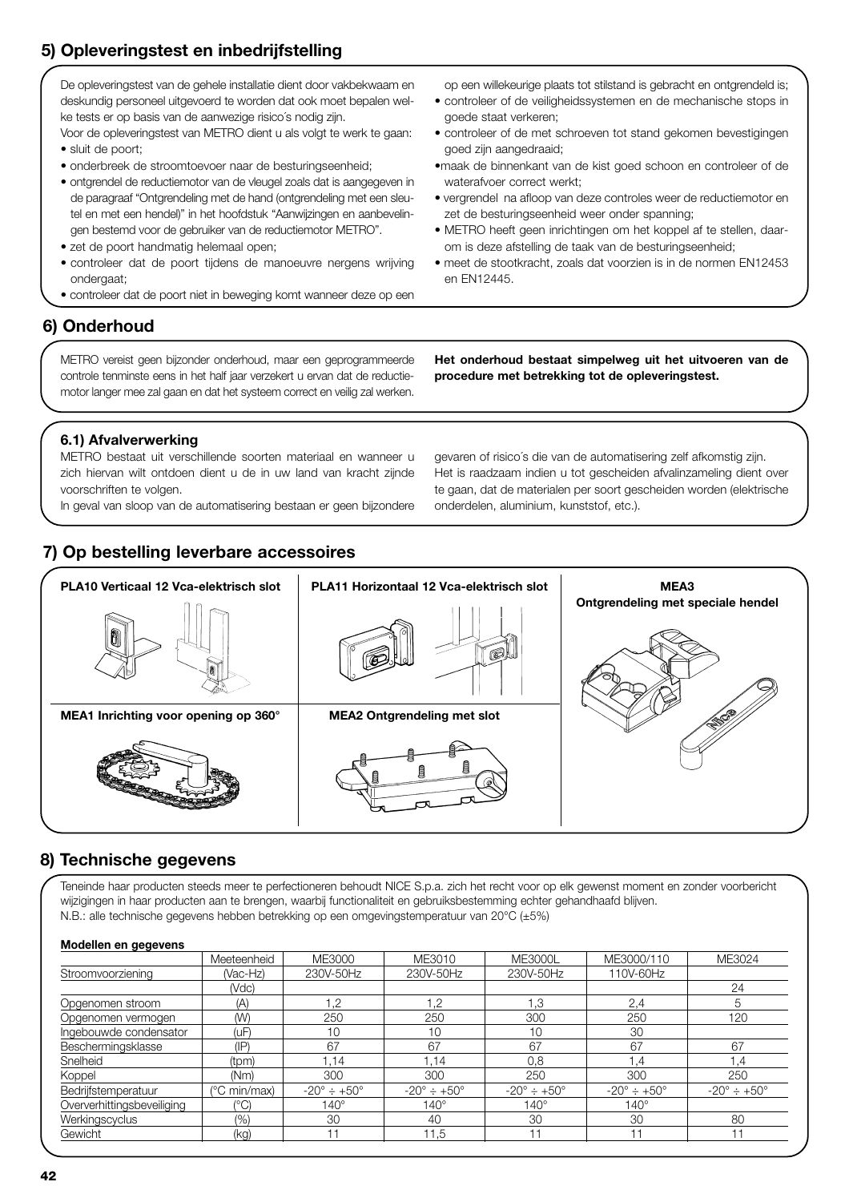## 5) Opleveringstest en inbedrijfstelling

De opleveringstest van de gehele installatie dient door vakbekwaam en deskundig personeel uitgevoerd te worden dat ook moet bepalen welke tests er op basis van de aanwezige risico´s nodig zijn.

Voor de opleveringstest van METRO dient u als volgt te werk te gaan:

- sluit de poort;
- onderbreek de stroomtoevoer naar de besturingseenheid;
- ontgrendel de reductiemotor van de vleugel zoals dat is aangegeven in de paragraaf "Ontgrendeling met de hand (ontgrendeling met een sleutel en met een hendel)" in het hoofdstuk "Aanwijzingen en aanbevelingen bestemd voor de gebruiker van de reductiemotor METRO".
- zet de poort handmatig helemaal open;
- controleer dat de poort tijdens de manoeuvre nergens wrijving ondergaat;
- controleer dat de poort niet in beweging komt wanneer deze op een op een willekeurige plaats tot stilstand is gebracht en ontgrendeld is;
- controleer of de veiligheidssystemen en de mechanische stops in goede staat verkeren;
- controleer of de met schroeven tot stand gekomen bevestigingen goed zijn aangedraaid;
- maak de binnenkant van de kist goed schoon en controleer of de waterafvoer correct werkt;
- vergrendel na afloop van deze controles weer de reductiemotor en zet de besturingseenheid weer onder spanning;
- METRO heeft geen inrichtingen om het koppel af te stellen, daarom is deze afstelling de taak van de besturingseenheid;
- meet de stootkracht, zoals dat voorzien is in de normen EN12453 en EN12445.

## 6) Onderhoud

METRO vereist geen bijzonder onderhoud, maar een geprogrammeerde controle tenminste eens in het half jaar verzekert u ervan dat de reductiemotor langer mee zal gaan en dat het systeem correct en veilig zal werken.

**Het onderhoud bestaat simpelweg uit het uitvoeren van de procedure met betrekking tot de opleveringstest.**

### 6.1) Afvalverwerking

METRO bestaat uit verschillende soorten materiaal en wanneer u zich hiervan wilt ontdoen dient u de in uw land van kracht zijnde voorschriften te volgen.

In geval van sloop van de automatisering bestaan er geen bijzondere gevaren of risico´s die van de automatisering zelf afkomstig zijn.

Het is raadzaam indien u tot gescheiden afvalinzameling dient over te gaan, dat de materialen per soort gescheiden worden (elektrische onderdelen, aluminium, kunststof, etc.).

## 7) Op bestelling leverbare accessoires

**PLA10 Verticaal 12 Vca-elektrisch slot**

**PLA11 Horizontaal 12 Vca-elektrisch slot**

**MEA3 Ontgrendeling met speciale hendel**

**MEA1 Inrichting voor opening op 360°**

**MEA2 Ontgrendeling met slot**

## 8) Technische gegevens

Teneinde haar producten steeds meer te perfectioneren behoudt NICE S.p.a. zich het recht voor op elk gewenst moment en zonder voorbericht wijzigingen in haar producten aan te brengen, waarbij functionaliteit en gebruiksbestemming echter gehandhaafd blijven.

N.B.: alle technische gegevens hebben betrekking op een omgevingstemperatuur van 20°C (±5%)

**Modellen en gegevens**

| | Meeteenheid | ME3000 | ME3010 | ME3000L | ME3000/110 | ME3024 |
|---|---|---|---|---|---|---|
| Stroomvoorziening | (Vac-Hz) | 230V-50Hz | 230V-50Hz | 230V-50Hz | 110V-60Hz | |
| | (Vdc) | | | | | 24 |
| Opgenomen stroom | (A) | 1,2 | 1,2 | 1,3 | 2,4 | 5 |
| Opgenomen vermogen | (W) | 250 | 250 | 300 | 250 | 120 |
| Ingebouwde condensator | (uF) | 10 | 10 | 10 | 30 | |
| Beschermingsklasse | (IP) | 67 | 67 | 67 | 67 | 67 |
| Snelheid | (tpm) | 1,14 | 1,14 | 0,8 | 1,4 | 1,4 |
| Koppel | (Nm) | 300 | 300 | 250 | 300 | 250 |
| Bedrijfstemperatuur | (°C min/max) | -20° ÷ +50° | -20° ÷ +50° | -20° ÷ +50° | -20° ÷ +50° | -20° ÷ +50° |
| Oververhittingsbeveiliging | (°C) | 140° | 140° | 140° | 140° | |
| Werkingscyclus | (%) | 30 | 40 | 30 | 30 | 80 |
| Gewicht | (kg) | 11 | 11,5 | 11 | 11 | 11 |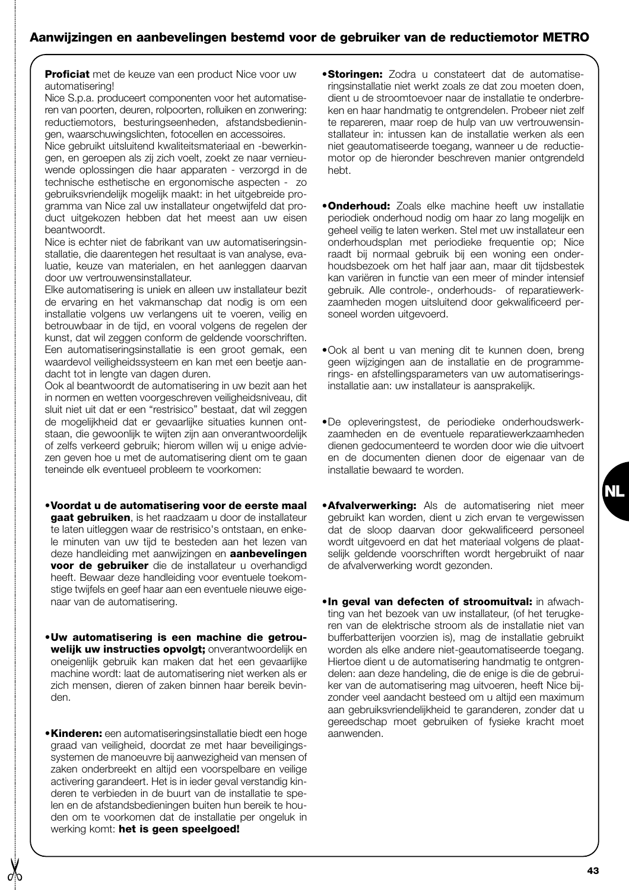## Aanwijzingen en aanbevelingen bestemd voor de gebruiker van de reductiemotor METRO

**Proficiat** met de keuze van een product Nice voor uw automatisering!

Nice S.p.a. produceert componenten voor het automatiseren van poorten, deuren, rolpoorten, rolluiken en zonwering: reductiemotors, besturingseenheden, afstandsbedieningen, waarschuwingslichten, fotocellen en accessoires.

Nice gebruikt uitsluitend kwaliteitsmateriaal en -bewerkingen, en geroepen als zij zich voelt, zoekt ze naar vernieuwende oplossingen die haar apparaten - verzorgd in de technische esthetische en ergonomische aspecten - zo gebruiksvriendelijk mogelijk maakt: in het uitgebreide programma van Nice zal uw installateur ongetwijfeld dat product uitgekozen hebben dat het meest aan uw eisen beantwoordt.

Nice is echter niet de fabrikant van uw automatiseringsinstallatie, die daarentegen het resultaat is van analyse, evaluatie, keuze van materialen, en het aanleggen daarvan door uw vertrouwensinstallateur.

Elke automatisering is uniek en alleen uw installateur bezit de ervaring en het vakmanschap dat nodig is om een installatie volgens uw verlangens uit te voeren, veilig en betrouwbaar in de tijd, en vooral volgens de regelen der kunst, dat wil zeggen conform de geldende voorschriften.

Een automatiseringsinstallatie is een groot gemak, een waardevol veiligheidssysteem en kan met een beetje aandacht tot in lengte van dagen duren.

Ook al beantwoordt de automatisering in uw bezit aan het in normen en wetten voorgeschreven veiligheidsniveau, dit sluit niet uit dat er een "restrisico" bestaat, dat wil zeggen de mogelijkheid dat er gevaarlijke situaties kunnen ontstaan, die gewoonlijk te wijten zijn aan onverantwoordelijk of zelfs verkeerd gebruik; hierom willen wij u enige adviezen geven hoe u met de automatisering dient om te gaan teneinde elk eventueel probleem te voorkomen:

- **Voordat u de automatisering voor de eerste maal gaat gebruiken**, is het raadzaam u door de installateur te laten uitleggen waar de restrisico's ontstaan, en enkele minuten van uw tijd te besteden aan het lezen van deze handleiding met aanwijzingen en **aanbevelingen voor de gebruiker** die de installateur u overhandigd heeft. Bewaar deze handleiding voor eventuele toekomstige twijfels en geef haar aan een eventuele nieuwe eigenaar van de automatisering.

- **Uw automatisering is een machine die getrouwelijk uw instructies opvolgt;** onverantwoordelijk en oneigenlijk gebruik kan maken dat het een gevaarlijke machine wordt: laat de automatisering niet werken als er zich mensen, dieren of zaken binnen haar bereik bevinden.

- **Kinderen:** een automatiseringsinstallatie biedt een hoge graad van veiligheid, doordat ze met haar beveiligingssystemen de manoeuvre bij aanwezigheid van mensen of zaken onderbreekt en altijd een voorspelbare en veilige activering garandeert. Het is in ieder geval verstandig kinderen te verbieden in de buurt van de installatie te spelen en de afstandsbedieningen buiten hun bereik te houden om te voorkomen dat de installatie per ongeluk in werking komt: **het is geen speelgoed!**

- **Storingen:** Zodra u constateert dat de automatiseringsinstallatie niet werkt zoals ze dat zou moeten doen, dient u de stroomtoevoer naar de installatie te onderbreken en haar handmatig te ontgrendelen. Probeer niet zelf te repareren, maar roep de hulp van uw vertrouwensinstallateur in: intussen kan de installatie werken als een niet geautomatiseerde toegang, wanneer u de reductiemotor op de hieronder beschreven manier ontgrendeld hebt.

- **Onderhoud:** Zoals elke machine heeft uw installatie periodiek onderhoud nodig om haar zo lang mogelijk en geheel veilig te laten werken. Stel met uw installateur een onderhoudsplan met periodieke frequentie op; Nice raadt bij normaal gebruik bij een woning een onderhoudsbezoek om het half jaar aan, maar dit tijdsbestek kan variëren in functie van een meer of minder intensief gebruik. Alle controle-, onderhouds- of reparatiewerkzaamheden mogen uitsluitend door gekwalificeerd personeel worden uitgevoerd.

- Ook al bent u van mening dit te kunnen doen, breng geen wijzigingen aan de installatie en de programmerings- en afstellingsparameters van uw automatiseringsinstallatie aan: uw installateur is aansprakelijk.

- De opleveringstest, de periodieke onderhoudswerkzaamheden en de eventuele reparatiewerkzaamheden dienen gedocumenteerd te worden door wie die uitvoert en de documenten dienen door de eigenaar van de installatie bewaard te worden.

- **Afvalverwerking:** Als de automatisering niet meer gebruikt kan worden, dient u zich ervan te vergewissen dat de sloop daarvan door gekwalificeerd personeel wordt uitgevoerd en dat het materiaal volgens de plaatselijk geldende voorschriften wordt hergebruikt of naar de afvalverwerking wordt gezonden.

- **In geval van defecten of stroomuitval:** in afwachting van het bezoek van uw installateur, (of het terugkeren van de elektrische stroom als de installatie niet van bufferbatterijen voorzien is), mag de installatie gebruikt worden als elke andere niet-geautomatiseerde toegang. Hiertoe dient u de automatisering handmatig te ontgrendelen: aan deze handeling, die de enige is die de gebruiker van de automatisering mag uitvoeren, heeft Nice bijzonder veel aandacht besteed om u altijd een maximum aan gebruiksvriendelijkheid te garanderen, zonder dat u gereedschap moet gebruiken of fysieke kracht moet aanwenden.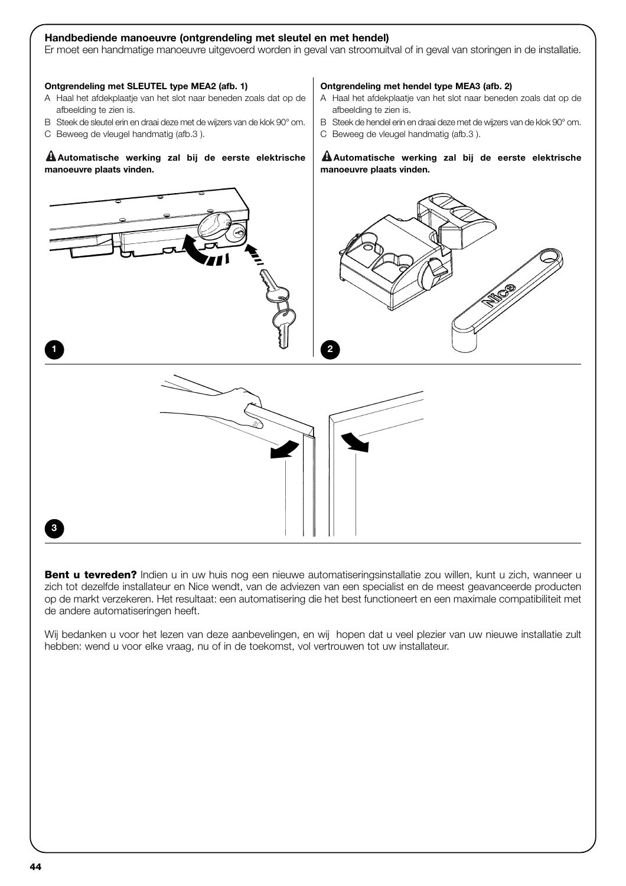### Handbediende manoeuvre (ontgrendeling met sleutel en met hendel)

Er moet een handmatige manoeuvre uitgevoerd worden in geval van stroomuitval of in geval van storingen in de installatie.

**Ontgrendeling met SLEUTEL type MEA2 (afb. 1)**

A Haal het afdekplaatje van het slot naar beneden zoals dat op de afbeelding te zien is.

B Steek de sleutel erin en draai deze met de wijzers van de klok 90° om.

C Beweeg de vleugel handmatig (afb.3 ).

**⚠ Automatische werking zal bij de eerste elektrische manoeuvre plaats vinden.**

**Ontgrendeling met hendel type MEA3 (afb. 2)**

A Haal het afdekplaatje van het slot naar beneden zoals dat op de afbeelding te zien is.

B Steek de hendel erin en draai deze met de wijzers van de klok 90° om.

C Beweeg de vleugel handmatig (afb.3 ).

**⚠ Automatische werking zal bij de eerste elektrische manoeuvre plaats vinden.**

1

2

3

**Bent u tevreden?** Indien u in uw huis nog een nieuwe automatiseringsinstallatie zou willen, kunt u zich, wanneer u zich tot dezelfde installateur en Nice wendt, van de adviezen van een specialist en de meest geavanceerde producten op de markt verzekeren. Het resultaat: een automatisering die het best functioneert en een maximale compatibiliteit met de andere automatiseringen heeft.

Wij bedanken u voor het lezen van deze aanbevelingen, en wij hopen dat u veel plezier van uw nieuwe installatie zult hebben: wend u voor elke vraag, nu of in de toekomst, vol vertrouwen tot uw installateur.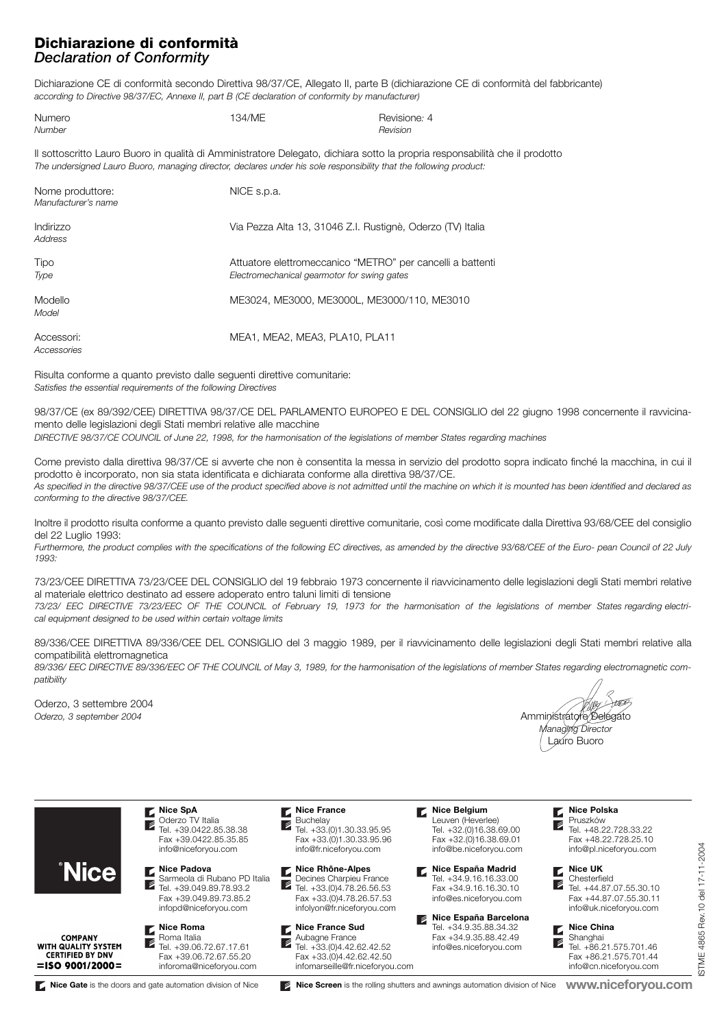## Dichiarazione di conformità
### *Declaration of Conformity*

Dichiarazione CE di conformità secondo Direttiva 98/37/CE, Allegato II, parte B (dichiarazione CE di conformità del fabbricante)
*according to Directive 98/37/EC, Annexe II, part B (CE declaration of conformity by manufacturer)*

| | | |
|---|---|---|
| Numero<br>*Number* | 134/ME | Revisione: 4<br>*Revision* |

Il sottoscritto Lauro Buoro in qualità di Amministratore Delegato, dichiara sotto la propria responsabilità che il prodotto
*The undersigned Lauro Buoro, managing director, declares under his sole responsibility that the following product:*

| | |
|---|---|
| Nome produttore:<br>*Manufacturer's name* | NICE s.p.a. |
| Indirizzo<br>*Address* | Via Pezza Alta 13, 31046 Z.I. Rustignè, Oderzo (TV) Italia |
| Tipo<br>*Type* | Attuatore elettromeccanico "METRO" per cancelli a battenti<br>*Electromechanical gearmotor for swing gates* |
| Modello<br>*Model* | ME3024, ME3000, ME3000L, ME3000/110, ME3010 |
| Accessori:<br>*Accessories* | MEA1, MEA2, MEA3, PLA10, PLA11 |

Risulta conforme a quanto previsto dalle seguenti direttive comunitarie:
*Satisfies the essential requirements of the following Directives*

98/37/CE (ex 89/392/CEE) DIRETTIVA 98/37/CE DEL PARLAMENTO EUROPEO E DEL CONSIGLIO del 22 giugno 1998 concernente il ravvicinamento delle legislazioni degli Stati membri relative alle macchine
*DIRECTIVE 98/37/CE COUNCIL of June 22, 1998, for the harmonisation of the legislations of member States regarding machines*

Come previsto dalla direttiva 98/37/CE si avverte che non è consentita la messa in servizio del prodotto sopra indicato finché la macchina, in cui il prodotto è incorporato, non sia stata identificata e dichiarata conforme alla direttiva 98/37/CE.
*As specified in the directive 98/37/CEE use of the product specified above is not admitted until the machine on which it is mounted has been identified and declared as conforming to the directive 98/37/CEE.*

Inoltre il prodotto risulta conforme a quanto previsto dalle seguenti direttive comunitarie, così come modificate dalla Direttiva 93/68/CEE del consiglio del 22 Luglio 1993:
*Furthermore, the product complies with the specifications of the following EC directives, as amended by the directive 93/68/CEE of the Euro- pean Council of 22 July 1993:*

73/23/CEE DIRETTIVA 73/23/CEE DEL CONSIGLIO del 19 febbraio 1973 concernente il riavvicinamento delle legislazioni degli Stati membri relative al materiale elettrico destinato ad essere adoperato entro taluni limiti di tensione
*73/23/ EEC DIRECTIVE 73/23/EEC OF THE COUNCIL of February 19, 1973 for the harmonisation of the legislations of member States regarding electrical equipment designed to be used within certain voltage limits*

89/336/CEE DIRETTIVA 89/336/CEE DEL CONSIGLIO del 3 maggio 1989, per il riavvicinamento delle legislazioni degli Stati membri relative alla compatibilità elettromagnetica
*89/336/ EEC DIRECTIVE 89/336/EEC OF THE COUNCIL of May 3, 1989, for the harmonisation of the legislations of member States regarding electromagnetic compatibility*

Oderzo, 3 settembre 2004
*Oderzo, 3 september 2004*

Amministratore Delegato
*Managing Director*
Lauro Buoro

---

Nice

COMPANY WITH QUALITY SYSTEM CERTIFIED BY DNV =ISO 9001/2000=

**Nice SpA**
Oderzo TV Italia
Tel. +39.0422.85.38.38
Fax +39.0422.85.35.85
info@niceforyou.com

**Nice Padova**
Sarmeola di Rubano PD Italia
Tel. +39.049.89.78.93.2
Fax +39.049.89.73.85.2
infopd@niceforyou.com

**Nice Roma**
Roma Italia
Tel. +39.06.72.67.17.61
Fax +39.06.72.67.55.20
inforoma@niceforyou.com

**Nice France**
Buchelay
Tel. +33.(0)1.30.33.95.95
Fax +33.(0)1.30.33.95.96
info@fr.niceforyou.com

**Nice Rhône-Alpes**
Decines Charpieu France
Tel. +33.(0)4.78.26.56.53
Fax +33.(0)4.78.26.57.53
infolyon@fr.niceforyou.com

**Nice France Sud**
Aubagne France
Tel. +33.(0)4.42.62.42.52
Fax +33.(0)4.42.62.42.50
infomarseille@fr.niceforyou.com

**Nice Belgium**
Leuven (Heverlee)
Tel. +32.(0)16.38.69.00
Fax +32.(0)16.38.69.01
info@be.niceforyou.com

**Nice España Madrid**
Tel. +34.9.16.16.33.00
Fax +34.9.16.16.30.10
info@es.niceforyou.com

**Nice España Barcelona**
Tel. +34.9.35.88.34.32
Fax +34.9.35.88.42.49
info@es.niceforyou.com

**Nice Polska**
Pruszków
Tel. +48.22.728.33.22
Fax +48.22.728.25.10
info@pl.niceforyou.com

**Nice UK**
Chesterfield
Tel. +44.87.07.55.30.10
Fax +44.87.07.55.30.11
info@uk.niceforyou.com

**Nice China**
Shanghai
Tel. +86.21.575.701.46
Fax +86.21.575.701.44
info@cn.niceforyou.com

**Nice Gate** is the doors and gate automation division of Nice
**Nice Screen** is the rolling shutters and awnings automation division of Nice

**www.niceforyou.com**

ISTME 4865 Rev.10 del 17-11-2004